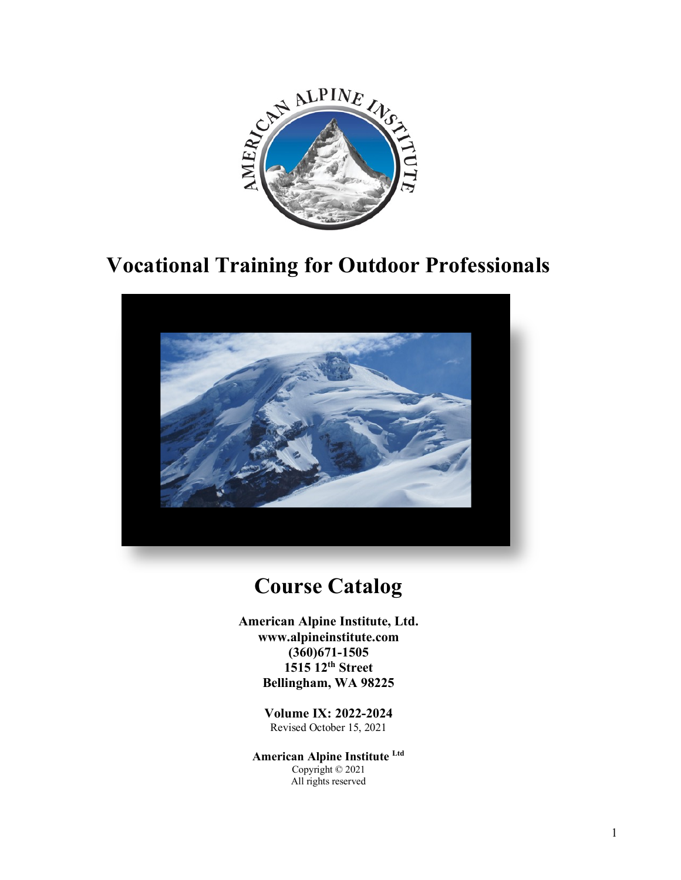# Vocational Training for Outdoor Professionals

## Course Catalog

**American Alpine Institute, Ltd.**
**www.alpineinstitute.com**
**(360)671-1505**
**1515 12th Street**
**Bellingham, WA 98225**

**Volume IX: 2022-2024**
Revised October 15, 2021

**American Alpine Institute Ltd**
Copyright © 2021
All rights reserved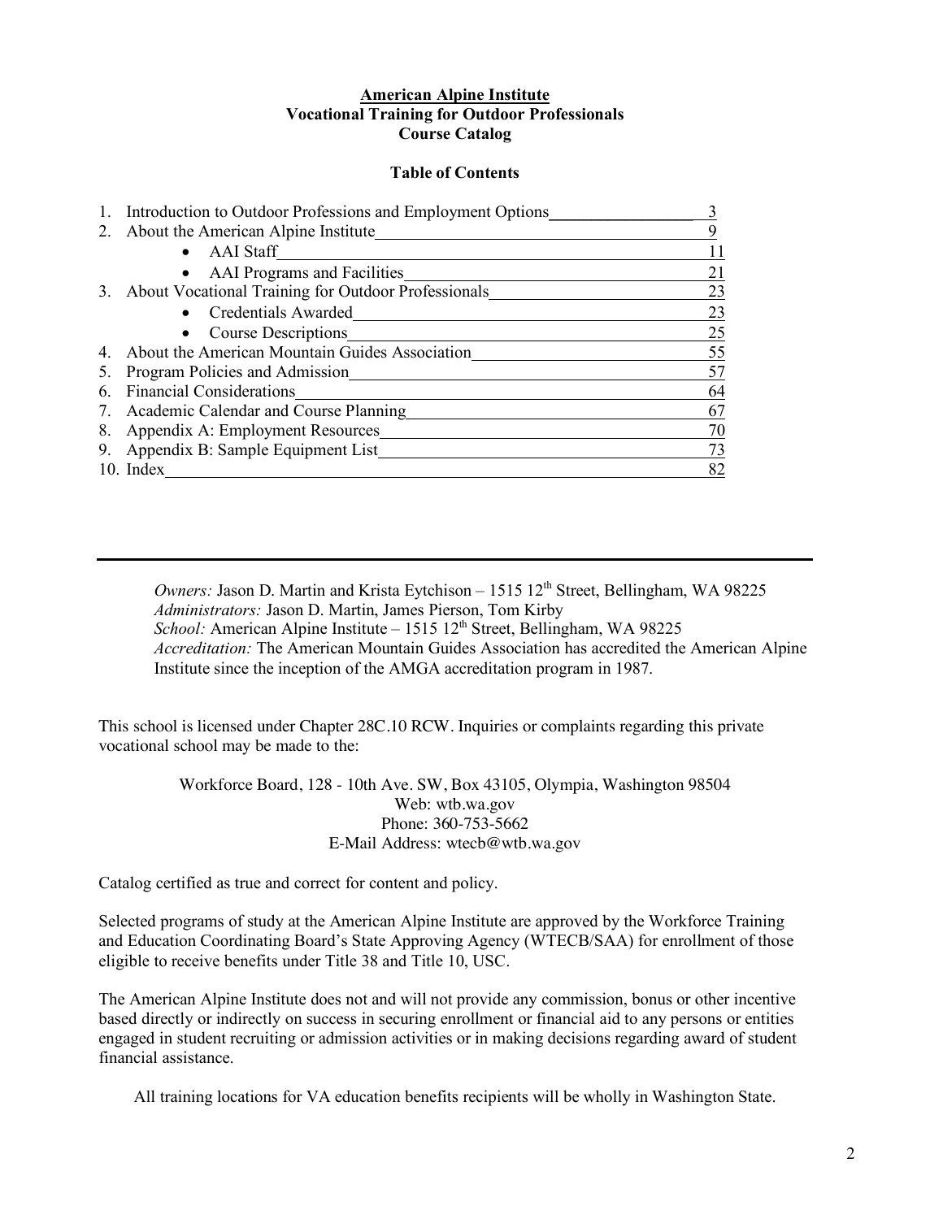**American Alpine Institute**
**Vocational Training for Outdoor Professionals**
**Course Catalog**

**Table of Contents**

1. Introduction to Outdoor Professions and Employment Options ..... 3
2. About the American Alpine Institute ..... 9
   - AAI Staff ..... 11
   - AAI Programs and Facilities ..... 21
3. About Vocational Training for Outdoor Professionals ..... 23
   - Credentials Awarded ..... 23
   - Course Descriptions ..... 25
4. About the American Mountain Guides Association ..... 55
5. Program Policies and Admission ..... 57
6. Financial Considerations ..... 64
7. Academic Calendar and Course Planning ..... 67
8. Appendix A: Employment Resources ..... 70
9. Appendix B: Sample Equipment List ..... 73
10. Index ..... 82

---

*Owners:* Jason D. Martin and Krista Eytchison – 1515 12th Street, Bellingham, WA 98225
*Administrators:* Jason D. Martin, James Pierson, Tom Kirby
*School:* American Alpine Institute – 1515 12th Street, Bellingham, WA 98225
*Accreditation:* The American Mountain Guides Association has accredited the American Alpine Institute since the inception of the AMGA accreditation program in 1987.

This school is licensed under Chapter 28C.10 RCW. Inquiries or complaints regarding this private vocational school may be made to the:

Workforce Board, 128 - 10th Ave. SW, Box 43105, Olympia, Washington 98504
Web: wtb.wa.gov
Phone: 360-753-5662
E-Mail Address: wtecb@wtb.wa.gov

Catalog certified as true and correct for content and policy.

Selected programs of study at the American Alpine Institute are approved by the Workforce Training and Education Coordinating Board's State Approving Agency (WTECB/SAA) for enrollment of those eligible to receive benefits under Title 38 and Title 10, USC.

The American Alpine Institute does not and will not provide any commission, bonus or other incentive based directly or indirectly on success in securing enrollment or financial aid to any persons or entities engaged in student recruiting or admission activities or in making decisions regarding award of student financial assistance.

All training locations for VA education benefits recipients will be wholly in Washington State.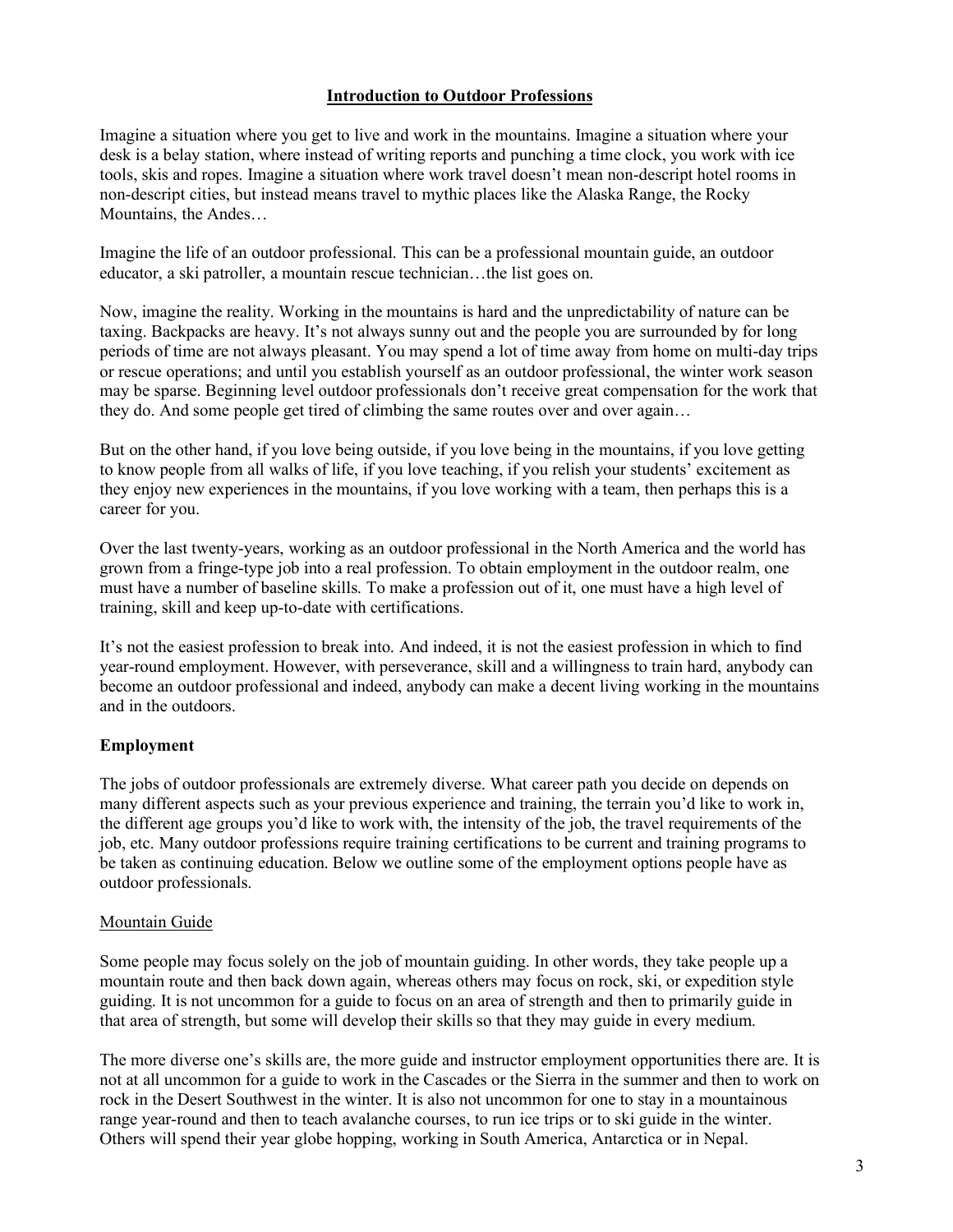# Introduction to Outdoor Professions

Imagine a situation where you get to live and work in the mountains. Imagine a situation where your desk is a belay station, where instead of writing reports and punching a time clock, you work with ice tools, skis and ropes. Imagine a situation where work travel doesn't mean non-descript hotel rooms in non-descript cities, but instead means travel to mythic places like the Alaska Range, the Rocky Mountains, the Andes…

Imagine the life of an outdoor professional. This can be a professional mountain guide, an outdoor educator, a ski patroller, a mountain rescue technician…the list goes on.

Now, imagine the reality. Working in the mountains is hard and the unpredictability of nature can be taxing. Backpacks are heavy. It's not always sunny out and the people you are surrounded by for long periods of time are not always pleasant. You may spend a lot of time away from home on multi-day trips or rescue operations; and until you establish yourself as an outdoor professional, the winter work season may be sparse. Beginning level outdoor professionals don't receive great compensation for the work that they do. And some people get tired of climbing the same routes over and over again…

But on the other hand, if you love being outside, if you love being in the mountains, if you love getting to know people from all walks of life, if you love teaching, if you relish your students' excitement as they enjoy new experiences in the mountains, if you love working with a team, then perhaps this is a career for you.

Over the last twenty-years, working as an outdoor professional in the North America and the world has grown from a fringe-type job into a real profession. To obtain employment in the outdoor realm, one must have a number of baseline skills. To make a profession out of it, one must have a high level of training, skill and keep up-to-date with certifications.

It's not the easiest profession to break into. And indeed, it is not the easiest profession in which to find year-round employment. However, with perseverance, skill and a willingness to train hard, anybody can become an outdoor professional and indeed, anybody can make a decent living working in the mountains and in the outdoors.

## Employment

The jobs of outdoor professionals are extremely diverse. What career path you decide on depends on many different aspects such as your previous experience and training, the terrain you'd like to work in, the different age groups you'd like to work with, the intensity of the job, the travel requirements of the job, etc. Many outdoor professions require training certifications to be current and training programs to be taken as continuing education. Below we outline some of the employment options people have as outdoor professionals.

### Mountain Guide

Some people may focus solely on the job of mountain guiding. In other words, they take people up a mountain route and then back down again, whereas others may focus on rock, ski, or expedition style guiding. It is not uncommon for a guide to focus on an area of strength and then to primarily guide in that area of strength, but some will develop their skills so that they may guide in every medium.

The more diverse one's skills are, the more guide and instructor employment opportunities there are. It is not at all uncommon for a guide to work in the Cascades or the Sierra in the summer and then to work on rock in the Desert Southwest in the winter. It is also not uncommon for one to stay in a mountainous range year-round and then to teach avalanche courses, to run ice trips or to ski guide in the winter. Others will spend their year globe hopping, working in South America, Antarctica or in Nepal.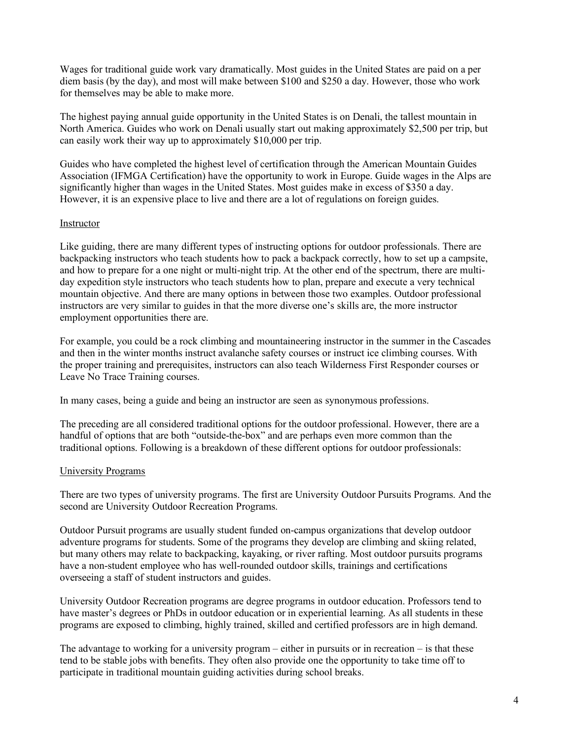Wages for traditional guide work vary dramatically. Most guides in the United States are paid on a per diem basis (by the day), and most will make between $100 and $250 a day. However, those who work for themselves may be able to make more.

The highest paying annual guide opportunity in the United States is on Denali, the tallest mountain in North America. Guides who work on Denali usually start out making approximately $2,500 per trip, but can easily work their way up to approximately $10,000 per trip.

Guides who have completed the highest level of certification through the American Mountain Guides Association (IFMGA Certification) have the opportunity to work in Europe. Guide wages in the Alps are significantly higher than wages in the United States. Most guides make in excess of $350 a day. However, it is an expensive place to live and there are a lot of regulations on foreign guides.

### Instructor

Like guiding, there are many different types of instructing options for outdoor professionals. There are backpacking instructors who teach students how to pack a backpack correctly, how to set up a campsite, and how to prepare for a one night or multi-night trip. At the other end of the spectrum, there are multi-day expedition style instructors who teach students how to plan, prepare and execute a very technical mountain objective. And there are many options in between those two examples. Outdoor professional instructors are very similar to guides in that the more diverse one's skills are, the more instructor employment opportunities there are.

For example, you could be a rock climbing and mountaineering instructor in the summer in the Cascades and then in the winter months instruct avalanche safety courses or instruct ice climbing courses. With the proper training and prerequisites, instructors can also teach Wilderness First Responder courses or Leave No Trace Training courses.

In many cases, being a guide and being an instructor are seen as synonymous professions.

The preceding are all considered traditional options for the outdoor professional. However, there are a handful of options that are both "outside-the-box" and are perhaps even more common than the traditional options. Following is a breakdown of these different options for outdoor professionals:

### University Programs

There are two types of university programs. The first are University Outdoor Pursuits Programs. And the second are University Outdoor Recreation Programs.

Outdoor Pursuit programs are usually student funded on-campus organizations that develop outdoor adventure programs for students. Some of the programs they develop are climbing and skiing related, but many others may relate to backpacking, kayaking, or river rafting. Most outdoor pursuits programs have a non-student employee who has well-rounded outdoor skills, trainings and certifications overseeing a staff of student instructors and guides.

University Outdoor Recreation programs are degree programs in outdoor education. Professors tend to have master's degrees or PhDs in outdoor education or in experiential learning. As all students in these programs are exposed to climbing, highly trained, skilled and certified professors are in high demand.

The advantage to working for a university program – either in pursuits or in recreation – is that these tend to be stable jobs with benefits. They often also provide one the opportunity to take time off to participate in traditional mountain guiding activities during school breaks.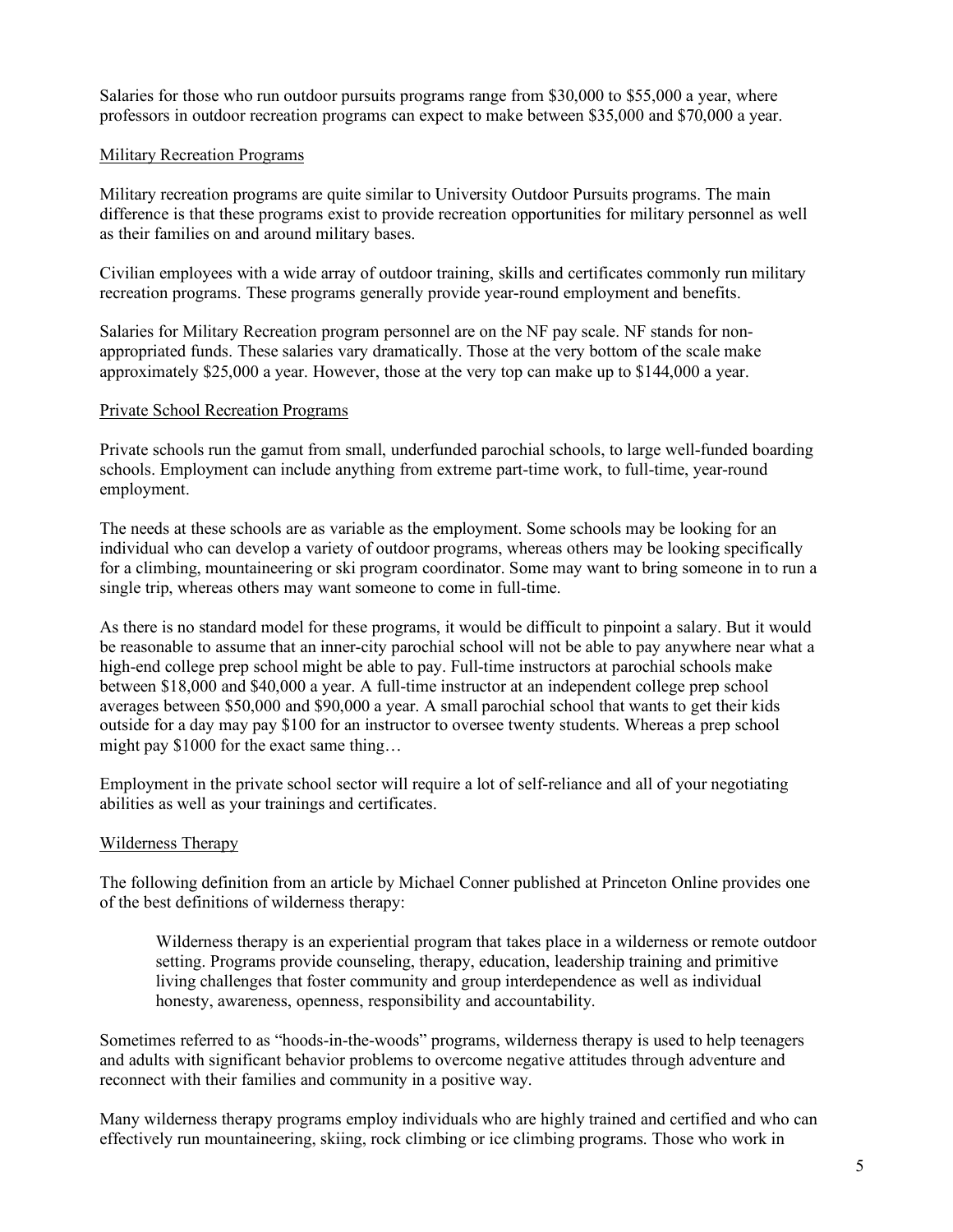Salaries for those who run outdoor pursuits programs range from $30,000 to $55,000 a year, where professors in outdoor recreation programs can expect to make between $35,000 and $70,000 a year.

## Military Recreation Programs

Military recreation programs are quite similar to University Outdoor Pursuits programs. The main difference is that these programs exist to provide recreation opportunities for military personnel as well as their families on and around military bases.

Civilian employees with a wide array of outdoor training, skills and certificates commonly run military recreation programs. These programs generally provide year-round employment and benefits.

Salaries for Military Recreation program personnel are on the NF pay scale. NF stands for non-appropriated funds. These salaries vary dramatically. Those at the very bottom of the scale make approximately $25,000 a year. However, those at the very top can make up to $144,000 a year.

## Private School Recreation Programs

Private schools run the gamut from small, underfunded parochial schools, to large well-funded boarding schools. Employment can include anything from extreme part-time work, to full-time, year-round employment.

The needs at these schools are as variable as the employment. Some schools may be looking for an individual who can develop a variety of outdoor programs, whereas others may be looking specifically for a climbing, mountaineering or ski program coordinator. Some may want to bring someone in to run a single trip, whereas others may want someone to come in full-time.

As there is no standard model for these programs, it would be difficult to pinpoint a salary. But it would be reasonable to assume that an inner-city parochial school will not be able to pay anywhere near what a high-end college prep school might be able to pay. Full-time instructors at parochial schools make between $18,000 and $40,000 a year. A full-time instructor at an independent college prep school averages between $50,000 and $90,000 a year. A small parochial school that wants to get their kids outside for a day may pay $100 for an instructor to oversee twenty students. Whereas a prep school might pay $1000 for the exact same thing…

Employment in the private school sector will require a lot of self-reliance and all of your negotiating abilities as well as your trainings and certificates.

## Wilderness Therapy

The following definition from an article by Michael Conner published at Princeton Online provides one of the best definitions of wilderness therapy:

> Wilderness therapy is an experiential program that takes place in a wilderness or remote outdoor setting. Programs provide counseling, therapy, education, leadership training and primitive living challenges that foster community and group interdependence as well as individual honesty, awareness, openness, responsibility and accountability.

Sometimes referred to as "hoods-in-the-woods" programs, wilderness therapy is used to help teenagers and adults with significant behavior problems to overcome negative attitudes through adventure and reconnect with their families and community in a positive way.

Many wilderness therapy programs employ individuals who are highly trained and certified and who can effectively run mountaineering, skiing, rock climbing or ice climbing programs. Those who work in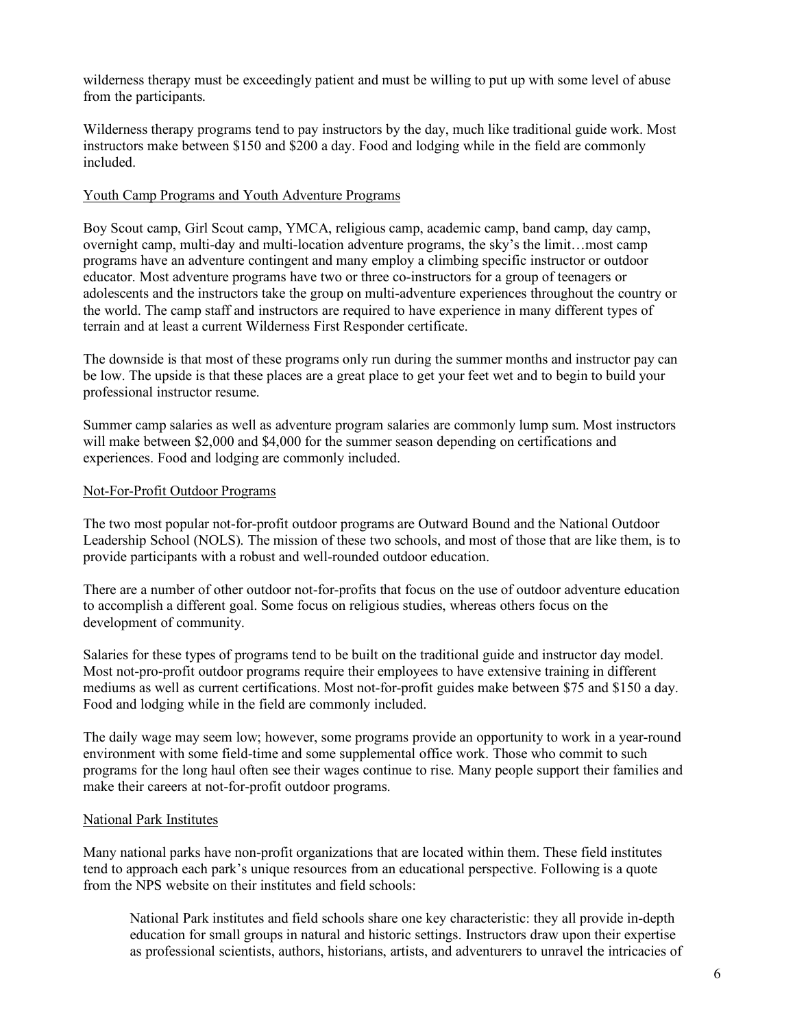wilderness therapy must be exceedingly patient and must be willing to put up with some level of abuse from the participants.

Wilderness therapy programs tend to pay instructors by the day, much like traditional guide work. Most instructors make between $150 and $200 a day. Food and lodging while in the field are commonly included.

### Youth Camp Programs and Youth Adventure Programs

Boy Scout camp, Girl Scout camp, YMCA, religious camp, academic camp, band camp, day camp, overnight camp, multi-day and multi-location adventure programs, the sky's the limit…most camp programs have an adventure contingent and many employ a climbing specific instructor or outdoor educator. Most adventure programs have two or three co-instructors for a group of teenagers or adolescents and the instructors take the group on multi-adventure experiences throughout the country or the world. The camp staff and instructors are required to have experience in many different types of terrain and at least a current Wilderness First Responder certificate.

The downside is that most of these programs only run during the summer months and instructor pay can be low. The upside is that these places are a great place to get your feet wet and to begin to build your professional instructor resume.

Summer camp salaries as well as adventure program salaries are commonly lump sum. Most instructors will make between $2,000 and $4,000 for the summer season depending on certifications and experiences. Food and lodging are commonly included.

### Not-For-Profit Outdoor Programs

The two most popular not-for-profit outdoor programs are Outward Bound and the National Outdoor Leadership School (NOLS). The mission of these two schools, and most of those that are like them, is to provide participants with a robust and well-rounded outdoor education.

There are a number of other outdoor not-for-profits that focus on the use of outdoor adventure education to accomplish a different goal. Some focus on religious studies, whereas others focus on the development of community.

Salaries for these types of programs tend to be built on the traditional guide and instructor day model. Most not-pro-profit outdoor programs require their employees to have extensive training in different mediums as well as current certifications. Most not-for-profit guides make between $75 and $150 a day. Food and lodging while in the field are commonly included.

The daily wage may seem low; however, some programs provide an opportunity to work in a year-round environment with some field-time and some supplemental office work. Those who commit to such programs for the long haul often see their wages continue to rise. Many people support their families and make their careers at not-for-profit outdoor programs.

### National Park Institutes

Many national parks have non-profit organizations that are located within them. These field institutes tend to approach each park's unique resources from an educational perspective. Following is a quote from the NPS website on their institutes and field schools:

> National Park institutes and field schools share one key characteristic: they all provide in-depth education for small groups in natural and historic settings. Instructors draw upon their expertise as professional scientists, authors, historians, artists, and adventurers to unravel the intricacies of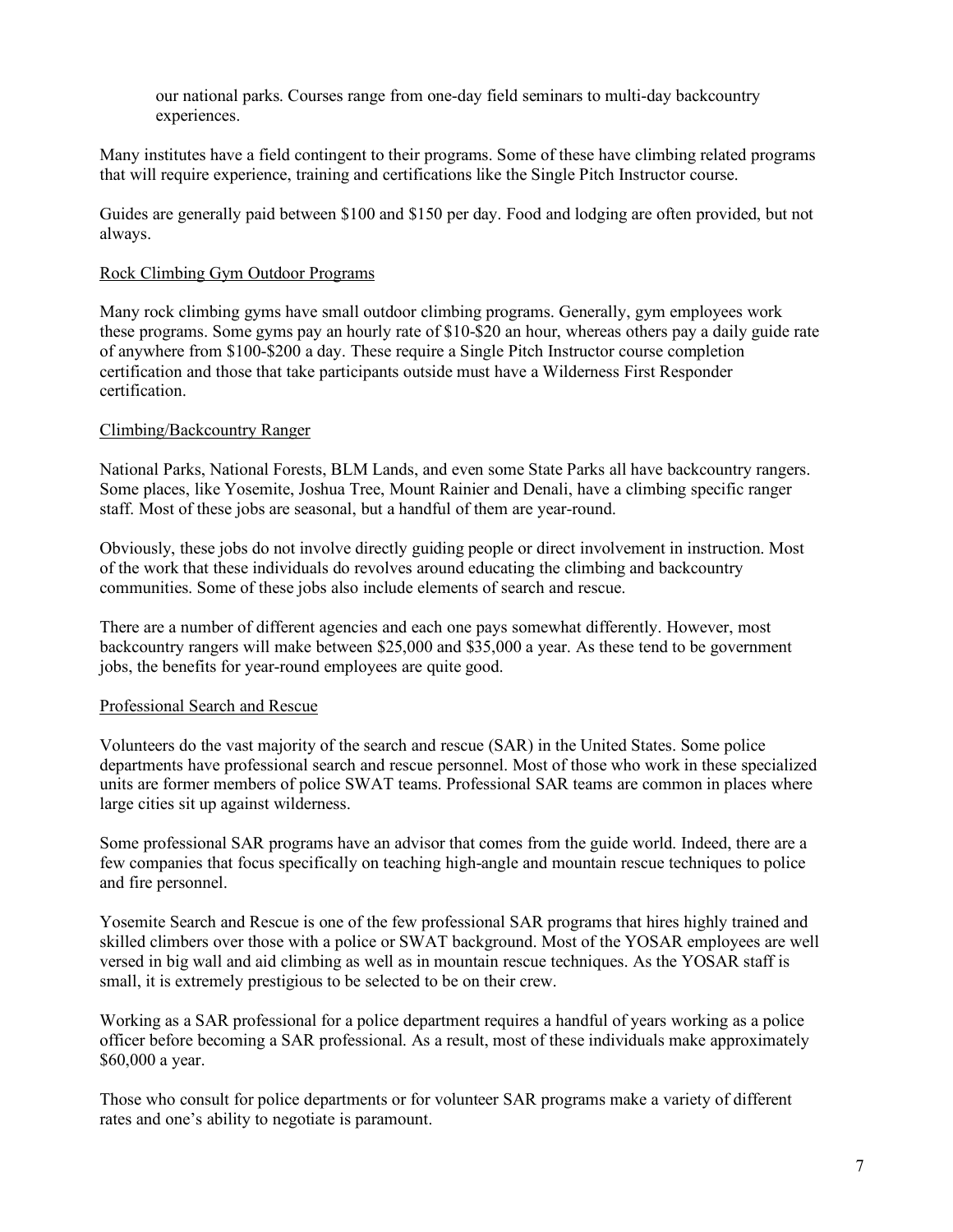our national parks. Courses range from one-day field seminars to multi-day backcountry experiences.

Many institutes have a field contingent to their programs. Some of these have climbing related programs that will require experience, training and certifications like the Single Pitch Instructor course.

Guides are generally paid between $100 and $150 per day. Food and lodging are often provided, but not always.

### Rock Climbing Gym Outdoor Programs

Many rock climbing gyms have small outdoor climbing programs. Generally, gym employees work these programs. Some gyms pay an hourly rate of $10-$20 an hour, whereas others pay a daily guide rate of anywhere from $100-$200 a day. These require a Single Pitch Instructor course completion certification and those that take participants outside must have a Wilderness First Responder certification.

### Climbing/Backcountry Ranger

National Parks, National Forests, BLM Lands, and even some State Parks all have backcountry rangers. Some places, like Yosemite, Joshua Tree, Mount Rainier and Denali, have a climbing specific ranger staff. Most of these jobs are seasonal, but a handful of them are year-round.

Obviously, these jobs do not involve directly guiding people or direct involvement in instruction. Most of the work that these individuals do revolves around educating the climbing and backcountry communities. Some of these jobs also include elements of search and rescue.

There are a number of different agencies and each one pays somewhat differently. However, most backcountry rangers will make between $25,000 and $35,000 a year. As these tend to be government jobs, the benefits for year-round employees are quite good.

### Professional Search and Rescue

Volunteers do the vast majority of the search and rescue (SAR) in the United States. Some police departments have professional search and rescue personnel. Most of those who work in these specialized units are former members of police SWAT teams. Professional SAR teams are common in places where large cities sit up against wilderness.

Some professional SAR programs have an advisor that comes from the guide world. Indeed, there are a few companies that focus specifically on teaching high-angle and mountain rescue techniques to police and fire personnel.

Yosemite Search and Rescue is one of the few professional SAR programs that hires highly trained and skilled climbers over those with a police or SWAT background. Most of the YOSAR employees are well versed in big wall and aid climbing as well as in mountain rescue techniques. As the YOSAR staff is small, it is extremely prestigious to be selected to be on their crew.

Working as a SAR professional for a police department requires a handful of years working as a police officer before becoming a SAR professional. As a result, most of these individuals make approximately $60,000 a year.

Those who consult for police departments or for volunteer SAR programs make a variety of different rates and one's ability to negotiate is paramount.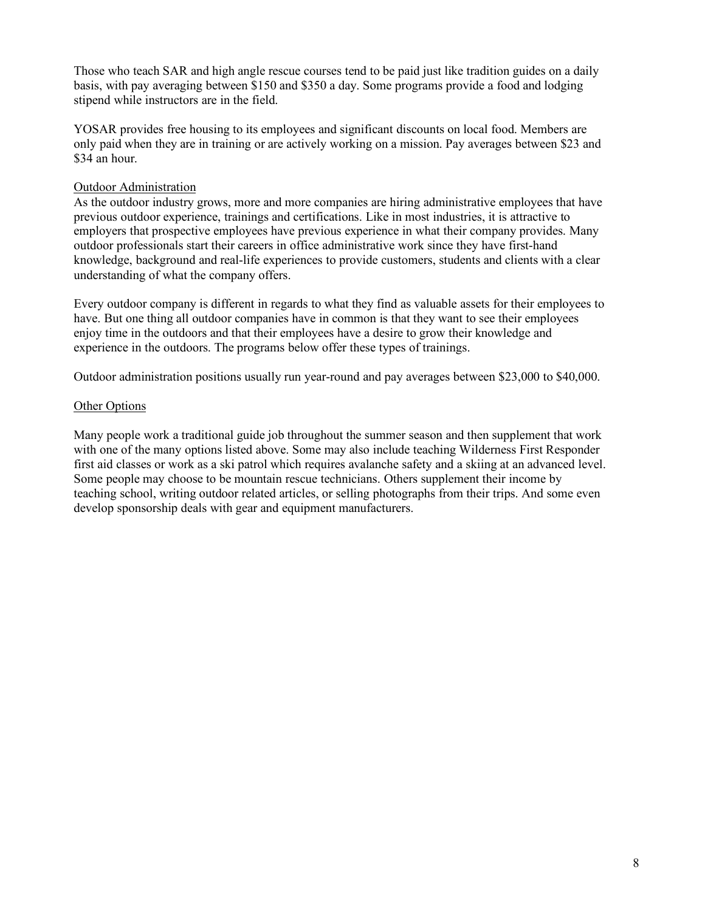Those who teach SAR and high angle rescue courses tend to be paid just like tradition guides on a daily basis, with pay averaging between $150 and $350 a day. Some programs provide a food and lodging stipend while instructors are in the field.

YOSAR provides free housing to its employees and significant discounts on local food. Members are only paid when they are in training or are actively working on a mission. Pay averages between $23 and $34 an hour.

<u>Outdoor Administration</u>

As the outdoor industry grows, more and more companies are hiring administrative employees that have previous outdoor experience, trainings and certifications. Like in most industries, it is attractive to employers that prospective employees have previous experience in what their company provides. Many outdoor professionals start their careers in office administrative work since they have first-hand knowledge, background and real-life experiences to provide customers, students and clients with a clear understanding of what the company offers.

Every outdoor company is different in regards to what they find as valuable assets for their employees to have. But one thing all outdoor companies have in common is that they want to see their employees enjoy time in the outdoors and that their employees have a desire to grow their knowledge and experience in the outdoors. The programs below offer these types of trainings.

Outdoor administration positions usually run year-round and pay averages between $23,000 to $40,000.

<u>Other Options</u>

Many people work a traditional guide job throughout the summer season and then supplement that work with one of the many options listed above. Some may also include teaching Wilderness First Responder first aid classes or work as a ski patrol which requires avalanche safety and a skiing at an advanced level. Some people may choose to be mountain rescue technicians. Others supplement their income by teaching school, writing outdoor related articles, or selling photographs from their trips. And some even develop sponsorship deals with gear and equipment manufacturers.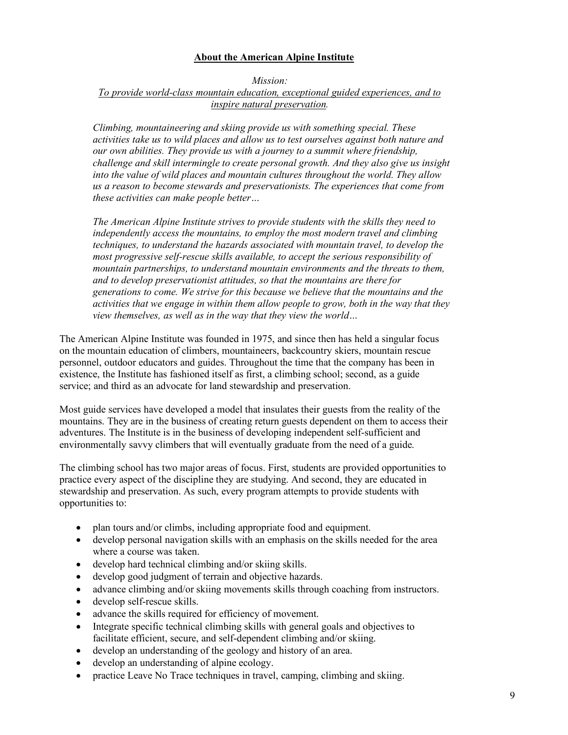## About the American Alpine Institute

*Mission:*
*To provide world-class mountain education, exceptional guided experiences, and to inspire natural preservation.*

*Climbing, mountaineering and skiing provide us with something special. These activities take us to wild places and allow us to test ourselves against both nature and our own abilities. They provide us with a journey to a summit where friendship, challenge and skill intermingle to create personal growth. And they also give us insight into the value of wild places and mountain cultures throughout the world. They allow us a reason to become stewards and preservationists. The experiences that come from these activities can make people better…*

*The American Alpine Institute strives to provide students with the skills they need to independently access the mountains, to employ the most modern travel and climbing techniques, to understand the hazards associated with mountain travel, to develop the most progressive self-rescue skills available, to accept the serious responsibility of mountain partnerships, to understand mountain environments and the threats to them, and to develop preservationist attitudes, so that the mountains are there for generations to come. We strive for this because we believe that the mountains and the activities that we engage in within them allow people to grow, both in the way that they view themselves, as well as in the way that they view the world…*

The American Alpine Institute was founded in 1975, and since then has held a singular focus on the mountain education of climbers, mountaineers, backcountry skiers, mountain rescue personnel, outdoor educators and guides. Throughout the time that the company has been in existence, the Institute has fashioned itself as first, a climbing school; second, as a guide service; and third as an advocate for land stewardship and preservation.

Most guide services have developed a model that insulates their guests from the reality of the mountains. They are in the business of creating return guests dependent on them to access their adventures. The Institute is in the business of developing independent self-sufficient and environmentally savvy climbers that will eventually graduate from the need of a guide.

The climbing school has two major areas of focus. First, students are provided opportunities to practice every aspect of the discipline they are studying. And second, they are educated in stewardship and preservation. As such, every program attempts to provide students with opportunities to:

- plan tours and/or climbs, including appropriate food and equipment.
- develop personal navigation skills with an emphasis on the skills needed for the area where a course was taken.
- develop hard technical climbing and/or skiing skills.
- develop good judgment of terrain and objective hazards.
- advance climbing and/or skiing movements skills through coaching from instructors.
- develop self-rescue skills.
- advance the skills required for efficiency of movement.
- Integrate specific technical climbing skills with general goals and objectives to facilitate efficient, secure, and self-dependent climbing and/or skiing.
- develop an understanding of the geology and history of an area.
- develop an understanding of alpine ecology.
- practice Leave No Trace techniques in travel, camping, climbing and skiing.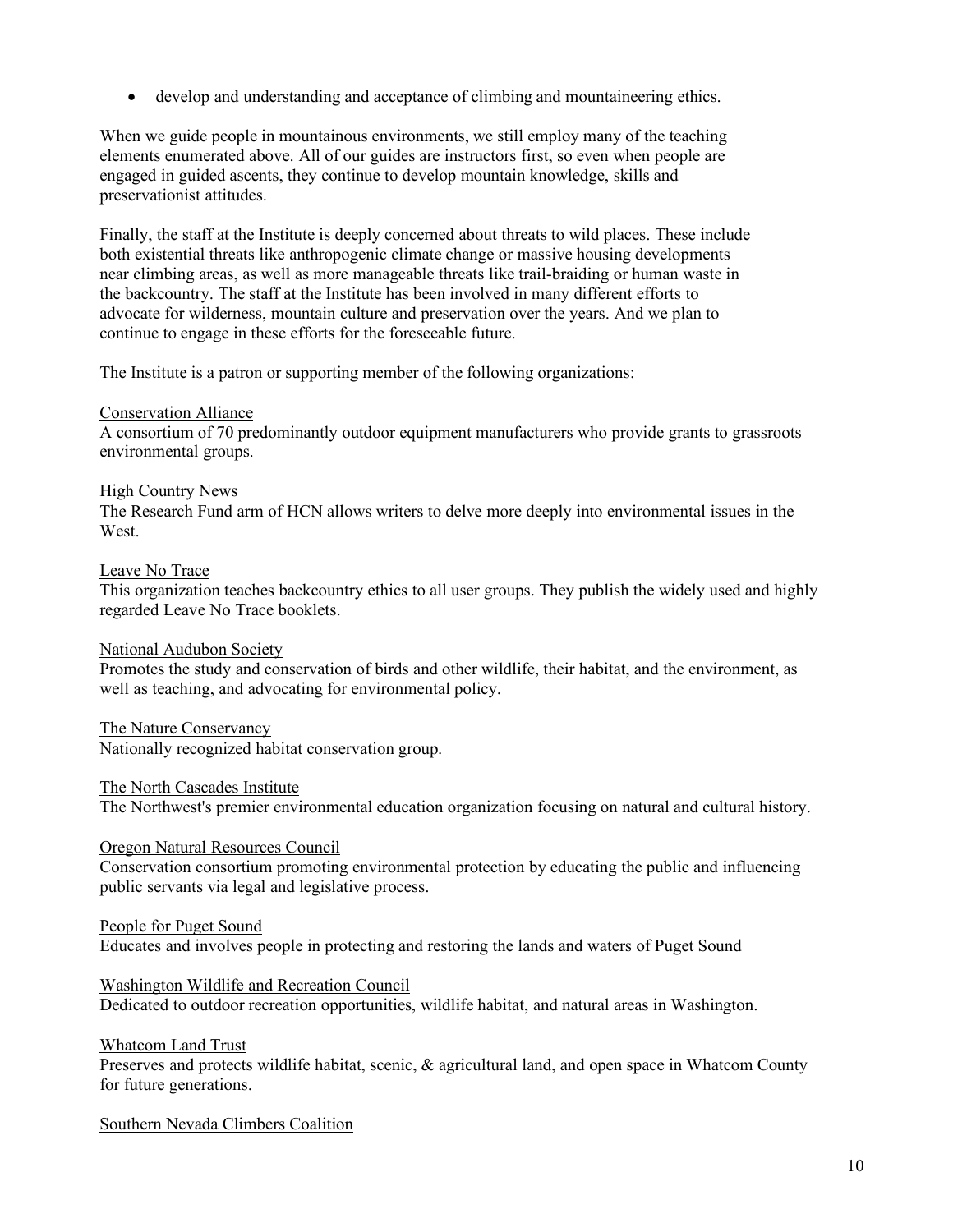- develop and understanding and acceptance of climbing and mountaineering ethics.

When we guide people in mountainous environments, we still employ many of the teaching elements enumerated above. All of our guides are instructors first, so even when people are engaged in guided ascents, they continue to develop mountain knowledge, skills and preservationist attitudes.

Finally, the staff at the Institute is deeply concerned about threats to wild places. These include both existential threats like anthropogenic climate change or massive housing developments near climbing areas, as well as more manageable threats like trail-braiding or human waste in the backcountry. The staff at the Institute has been involved in many different efforts to advocate for wilderness, mountain culture and preservation over the years. And we plan to continue to engage in these efforts for the foreseeable future.

The Institute is a patron or supporting member of the following organizations:

<u>Conservation Alliance</u>
A consortium of 70 predominantly outdoor equipment manufacturers who provide grants to grassroots environmental groups.

<u>High Country News</u>
The Research Fund arm of HCN allows writers to delve more deeply into environmental issues in the West.

<u>Leave No Trace</u>
This organization teaches backcountry ethics to all user groups. They publish the widely used and highly regarded Leave No Trace booklets.

<u>National Audubon Society</u>
Promotes the study and conservation of birds and other wildlife, their habitat, and the environment, as well as teaching, and advocating for environmental policy.

<u>The Nature Conservancy</u>
Nationally recognized habitat conservation group.

<u>The North Cascades Institute</u>
The Northwest's premier environmental education organization focusing on natural and cultural history.

<u>Oregon Natural Resources Council</u>
Conservation consortium promoting environmental protection by educating the public and influencing public servants via legal and legislative process.

<u>People for Puget Sound</u>
Educates and involves people in protecting and restoring the lands and waters of Puget Sound

<u>Washington Wildlife and Recreation Council</u>
Dedicated to outdoor recreation opportunities, wildlife habitat, and natural areas in Washington.

<u>Whatcom Land Trust</u>
Preserves and protects wildlife habitat, scenic, & agricultural land, and open space in Whatcom County for future generations.

<u>Southern Nevada Climbers Coalition</u>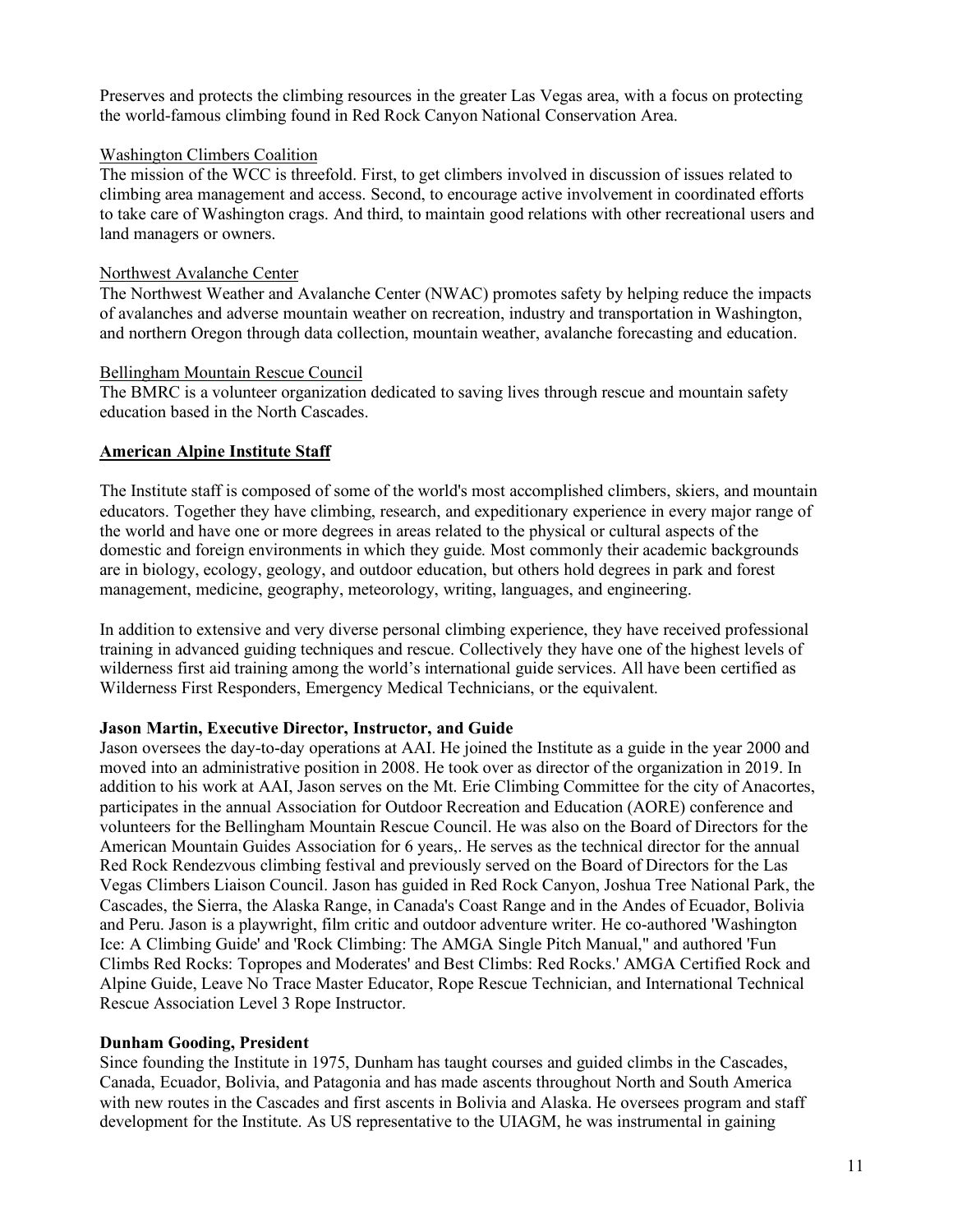Preserves and protects the climbing resources in the greater Las Vegas area, with a focus on protecting the world-famous climbing found in Red Rock Canyon National Conservation Area.

Washington Climbers Coalition

The mission of the WCC is threefold. First, to get climbers involved in discussion of issues related to climbing area management and access. Second, to encourage active involvement in coordinated efforts to take care of Washington crags. And third, to maintain good relations with other recreational users and land managers or owners.

Northwest Avalanche Center

The Northwest Weather and Avalanche Center (NWAC) promotes safety by helping reduce the impacts of avalanches and adverse mountain weather on recreation, industry and transportation in Washington, and northern Oregon through data collection, mountain weather, avalanche forecasting and education.

Bellingham Mountain Rescue Council

The BMRC is a volunteer organization dedicated to saving lives through rescue and mountain safety education based in the North Cascades.

## American Alpine Institute Staff

The Institute staff is composed of some of the world's most accomplished climbers, skiers, and mountain educators. Together they have climbing, research, and expeditionary experience in every major range of the world and have one or more degrees in areas related to the physical or cultural aspects of the domestic and foreign environments in which they guide. Most commonly their academic backgrounds are in biology, ecology, geology, and outdoor education, but others hold degrees in park and forest management, medicine, geography, meteorology, writing, languages, and engineering.

In addition to extensive and very diverse personal climbing experience, they have received professional training in advanced guiding techniques and rescue. Collectively they have one of the highest levels of wilderness first aid training among the world's international guide services. All have been certified as Wilderness First Responders, Emergency Medical Technicians, or the equivalent.

**Jason Martin, Executive Director, Instructor, and Guide**

Jason oversees the day-to-day operations at AAI. He joined the Institute as a guide in the year 2000 and moved into an administrative position in 2008. He took over as director of the organization in 2019. In addition to his work at AAI, Jason serves on the Mt. Erie Climbing Committee for the city of Anacortes, participates in the annual Association for Outdoor Recreation and Education (AORE) conference and volunteers for the Bellingham Mountain Rescue Council. He was also on the Board of Directors for the American Mountain Guides Association for 6 years,. He serves as the technical director for the annual Red Rock Rendezvous climbing festival and previously served on the Board of Directors for the Las Vegas Climbers Liaison Council. Jason has guided in Red Rock Canyon, Joshua Tree National Park, the Cascades, the Sierra, the Alaska Range, in Canada's Coast Range and in the Andes of Ecuador, Bolivia and Peru. Jason is a playwright, film critic and outdoor adventure writer. He co-authored 'Washington Ice: A Climbing Guide' and 'Rock Climbing: The AMGA Single Pitch Manual," and authored 'Fun Climbs Red Rocks: Topropes and Moderates' and Best Climbs: Red Rocks.' AMGA Certified Rock and Alpine Guide, Leave No Trace Master Educator, Rope Rescue Technician, and International Technical Rescue Association Level 3 Rope Instructor.

**Dunham Gooding, President**

Since founding the Institute in 1975, Dunham has taught courses and guided climbs in the Cascades, Canada, Ecuador, Bolivia, and Patagonia and has made ascents throughout North and South America with new routes in the Cascades and first ascents in Bolivia and Alaska. He oversees program and staff development for the Institute. As US representative to the UIAGM, he was instrumental in gaining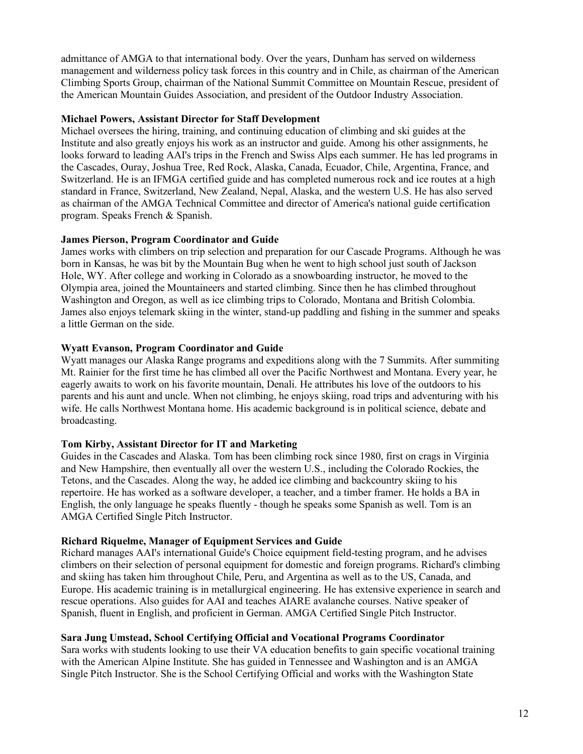admittance of AMGA to that international body. Over the years, Dunham has served on wilderness management and wilderness policy task forces in this country and in Chile, as chairman of the American Climbing Sports Group, chairman of the National Summit Committee on Mountain Rescue, president of the American Mountain Guides Association, and president of the Outdoor Industry Association.

**Michael Powers, Assistant Director for Staff Development**

Michael oversees the hiring, training, and continuing education of climbing and ski guides at the Institute and also greatly enjoys his work as an instructor and guide. Among his other assignments, he looks forward to leading AAI's trips in the French and Swiss Alps each summer. He has led programs in the Cascades, Ouray, Joshua Tree, Red Rock, Alaska, Canada, Ecuador, Chile, Argentina, France, and Switzerland. He is an IFMGA certified guide and has completed numerous rock and ice routes at a high standard in France, Switzerland, New Zealand, Nepal, Alaska, and the western U.S. He has also served as chairman of the AMGA Technical Committee and director of America's national guide certification program. Speaks French & Spanish.

**James Pierson, Program Coordinator and Guide**

James works with climbers on trip selection and preparation for our Cascade Programs. Although he was born in Kansas, he was bit by the Mountain Bug when he went to high school just south of Jackson Hole, WY. After college and working in Colorado as a snowboarding instructor, he moved to the Olympia area, joined the Mountaineers and started climbing. Since then he has climbed throughout Washington and Oregon, as well as ice climbing trips to Colorado, Montana and British Colombia. James also enjoys telemark skiing in the winter, stand-up paddling and fishing in the summer and speaks a little German on the side.

**Wyatt Evanson, Program Coordinator and Guide**

Wyatt manages our Alaska Range programs and expeditions along with the 7 Summits. After summiting Mt. Rainier for the first time he has climbed all over the Pacific Northwest and Montana. Every year, he eagerly awaits to work on his favorite mountain, Denali. He attributes his love of the outdoors to his parents and his aunt and uncle. When not climbing, he enjoys skiing, road trips and adventuring with his wife. He calls Northwest Montana home. His academic background is in political science, debate and broadcasting.

**Tom Kirby, Assistant Director for IT and Marketing**

Guides in the Cascades and Alaska. Tom has been climbing rock since 1980, first on crags in Virginia and New Hampshire, then eventually all over the western U.S., including the Colorado Rockies, the Tetons, and the Cascades. Along the way, he added ice climbing and backcountry skiing to his repertoire. He has worked as a software developer, a teacher, and a timber framer. He holds a BA in English, the only language he speaks fluently - though he speaks some Spanish as well. Tom is an AMGA Certified Single Pitch Instructor.

**Richard Riquelme, Manager of Equipment Services and Guide**

Richard manages AAI's international Guide's Choice equipment field-testing program, and he advises climbers on their selection of personal equipment for domestic and foreign programs. Richard's climbing and skiing has taken him throughout Chile, Peru, and Argentina as well as to the US, Canada, and Europe. His academic training is in metallurgical engineering. He has extensive experience in search and rescue operations. Also guides for AAI and teaches AIARE avalanche courses. Native speaker of Spanish, fluent in English, and proficient in German. AMGA Certified Single Pitch Instructor.

**Sara Jung Umstead, School Certifying Official and Vocational Programs Coordinator**

Sara works with students looking to use their VA education benefits to gain specific vocational training with the American Alpine Institute. She has guided in Tennessee and Washington and is an AMGA Single Pitch Instructor. She is the School Certifying Official and works with the Washington State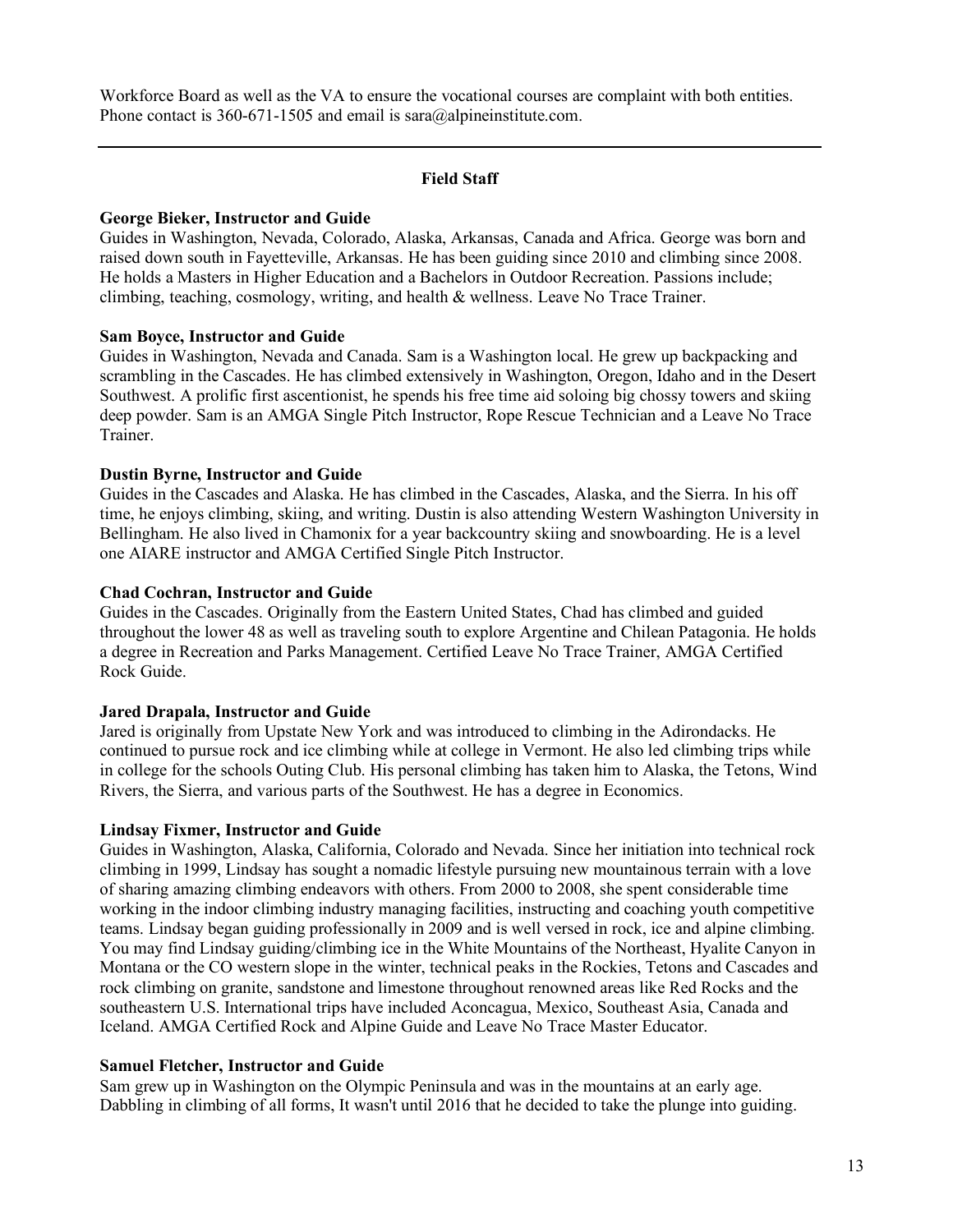Workforce Board as well as the VA to ensure the vocational courses are complaint with both entities. Phone contact is 360-671-1505 and email is sara@alpineinstitute.com.

---

## Field Staff

**George Bieker, Instructor and Guide**
Guides in Washington, Nevada, Colorado, Alaska, Arkansas, Canada and Africa. George was born and raised down south in Fayetteville, Arkansas. He has been guiding since 2010 and climbing since 2008. He holds a Masters in Higher Education and a Bachelors in Outdoor Recreation. Passions include; climbing, teaching, cosmology, writing, and health & wellness. Leave No Trace Trainer.

**Sam Boyce, Instructor and Guide**
Guides in Washington, Nevada and Canada. Sam is a Washington local. He grew up backpacking and scrambling in the Cascades. He has climbed extensively in Washington, Oregon, Idaho and in the Desert Southwest. A prolific first ascentionist, he spends his free time aid soloing big chossy towers and skiing deep powder. Sam is an AMGA Single Pitch Instructor, Rope Rescue Technician and a Leave No Trace Trainer.

**Dustin Byrne, Instructor and Guide**
Guides in the Cascades and Alaska. He has climbed in the Cascades, Alaska, and the Sierra. In his off time, he enjoys climbing, skiing, and writing. Dustin is also attending Western Washington University in Bellingham. He also lived in Chamonix for a year backcountry skiing and snowboarding. He is a level one AIARE instructor and AMGA Certified Single Pitch Instructor.

**Chad Cochran, Instructor and Guide**
Guides in the Cascades. Originally from the Eastern United States, Chad has climbed and guided throughout the lower 48 as well as traveling south to explore Argentine and Chilean Patagonia. He holds a degree in Recreation and Parks Management. Certified Leave No Trace Trainer, AMGA Certified Rock Guide.

**Jared Drapala, Instructor and Guide**
Jared is originally from Upstate New York and was introduced to climbing in the Adirondacks. He continued to pursue rock and ice climbing while at college in Vermont. He also led climbing trips while in college for the schools Outing Club. His personal climbing has taken him to Alaska, the Tetons, Wind Rivers, the Sierra, and various parts of the Southwest. He has a degree in Economics.

**Lindsay Fixmer, Instructor and Guide**
Guides in Washington, Alaska, California, Colorado and Nevada. Since her initiation into technical rock climbing in 1999, Lindsay has sought a nomadic lifestyle pursuing new mountainous terrain with a love of sharing amazing climbing endeavors with others. From 2000 to 2008, she spent considerable time working in the indoor climbing industry managing facilities, instructing and coaching youth competitive teams. Lindsay began guiding professionally in 2009 and is well versed in rock, ice and alpine climbing. You may find Lindsay guiding/climbing ice in the White Mountains of the Northeast, Hyalite Canyon in Montana or the CO western slope in the winter, technical peaks in the Rockies, Tetons and Cascades and rock climbing on granite, sandstone and limestone throughout renowned areas like Red Rocks and the southeastern U.S. International trips have included Aconcagua, Mexico, Southeast Asia, Canada and Iceland. AMGA Certified Rock and Alpine Guide and Leave No Trace Master Educator.

**Samuel Fletcher, Instructor and Guide**
Sam grew up in Washington on the Olympic Peninsula and was in the mountains at an early age. Dabbling in climbing of all forms, It wasn't until 2016 that he decided to take the plunge into guiding.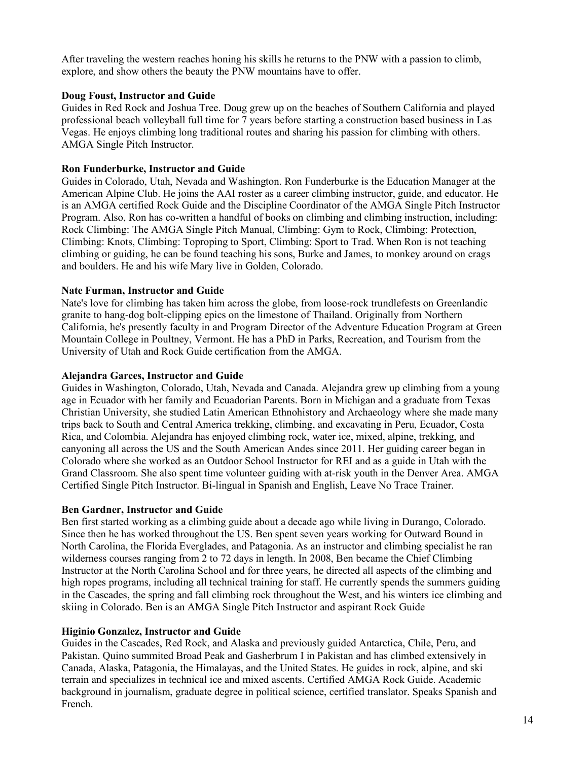After traveling the western reaches honing his skills he returns to the PNW with a passion to climb, explore, and show others the beauty the PNW mountains have to offer.

**Doug Foust, Instructor and Guide**
Guides in Red Rock and Joshua Tree. Doug grew up on the beaches of Southern California and played professional beach volleyball full time for 7 years before starting a construction based business in Las Vegas. He enjoys climbing long traditional routes and sharing his passion for climbing with others. AMGA Single Pitch Instructor.

**Ron Funderburke, Instructor and Guide**
Guides in Colorado, Utah, Nevada and Washington. Ron Funderburke is the Education Manager at the American Alpine Club. He joins the AAI roster as a career climbing instructor, guide, and educator. He is an AMGA certified Rock Guide and the Discipline Coordinator of the AMGA Single Pitch Instructor Program. Also, Ron has co-written a handful of books on climbing and climbing instruction, including: Rock Climbing: The AMGA Single Pitch Manual, Climbing: Gym to Rock, Climbing: Protection, Climbing: Knots, Climbing: Toproping to Sport, Climbing: Sport to Trad. When Ron is not teaching climbing or guiding, he can be found teaching his sons, Burke and James, to monkey around on crags and boulders. He and his wife Mary live in Golden, Colorado.

**Nate Furman, Instructor and Guide**
Nate's love for climbing has taken him across the globe, from loose-rock trundlefests on Greenlandic granite to hang-dog bolt-clipping epics on the limestone of Thailand. Originally from Northern California, he's presently faculty in and Program Director of the Adventure Education Program at Green Mountain College in Poultney, Vermont. He has a PhD in Parks, Recreation, and Tourism from the University of Utah and Rock Guide certification from the AMGA.

**Alejandra Garces, Instructor and Guide**
Guides in Washington, Colorado, Utah, Nevada and Canada. Alejandra grew up climbing from a young age in Ecuador with her family and Ecuadorian Parents. Born in Michigan and a graduate from Texas Christian University, she studied Latin American Ethnohistory and Archaeology where she made many trips back to South and Central America trekking, climbing, and excavating in Peru, Ecuador, Costa Rica, and Colombia. Alejandra has enjoyed climbing rock, water ice, mixed, alpine, trekking, and canyoning all across the US and the South American Andes since 2011. Her guiding career began in Colorado where she worked as an Outdoor School Instructor for REI and as a guide in Utah with the Grand Classroom. She also spent time volunteer guiding with at-risk youth in the Denver Area. AMGA Certified Single Pitch Instructor. Bi-lingual in Spanish and English, Leave No Trace Trainer.

**Ben Gardner, Instructor and Guide**
Ben first started working as a climbing guide about a decade ago while living in Durango, Colorado. Since then he has worked throughout the US. Ben spent seven years working for Outward Bound in North Carolina, the Florida Everglades, and Patagonia. As an instructor and climbing specialist he ran wilderness courses ranging from 2 to 72 days in length. In 2008, Ben became the Chief Climbing Instructor at the North Carolina School and for three years, he directed all aspects of the climbing and high ropes programs, including all technical training for staff. He currently spends the summers guiding in the Cascades, the spring and fall climbing rock throughout the West, and his winters ice climbing and skiing in Colorado. Ben is an AMGA Single Pitch Instructor and aspirant Rock Guide

**Higinio Gonzalez, Instructor and Guide**
Guides in the Cascades, Red Rock, and Alaska and previously guided Antarctica, Chile, Peru, and Pakistan. Quino summited Broad Peak and Gasherbrum I in Pakistan and has climbed extensively in Canada, Alaska, Patagonia, the Himalayas, and the United States. He guides in rock, alpine, and ski terrain and specializes in technical ice and mixed ascents. Certified AMGA Rock Guide. Academic background in journalism, graduate degree in political science, certified translator. Speaks Spanish and French.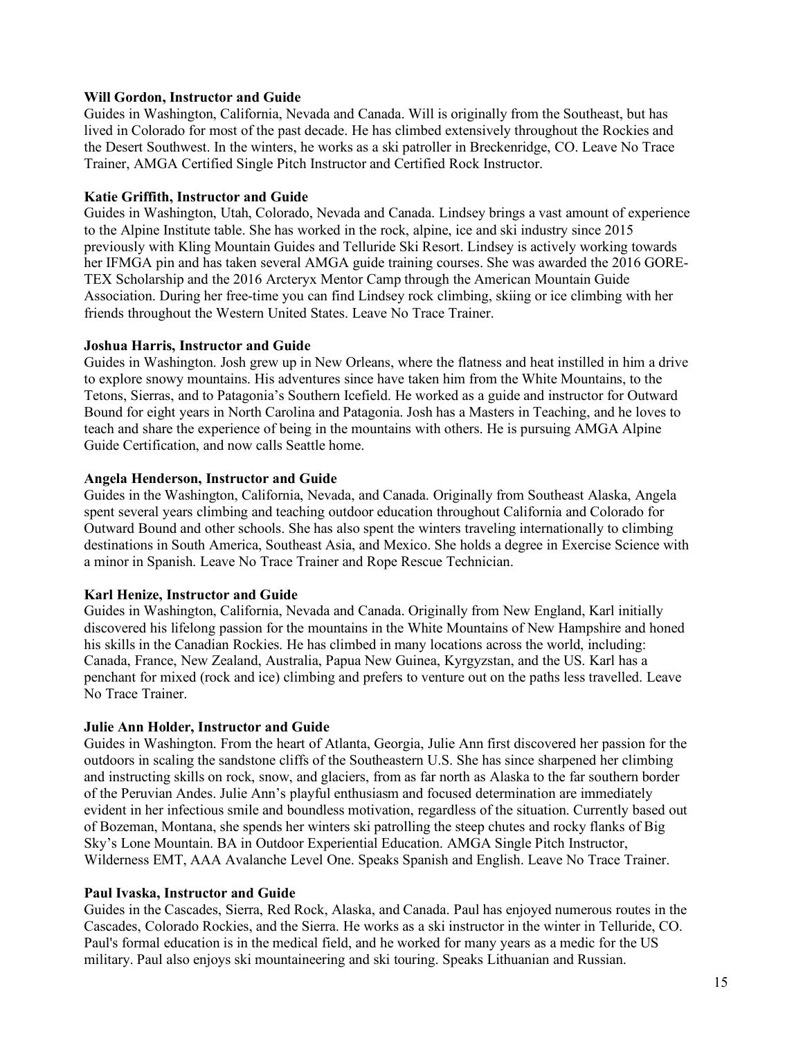**Will Gordon, Instructor and Guide**
Guides in Washington, California, Nevada and Canada. Will is originally from the Southeast, but has lived in Colorado for most of the past decade. He has climbed extensively throughout the Rockies and the Desert Southwest. In the winters, he works as a ski patroller in Breckenridge, CO. Leave No Trace Trainer, AMGA Certified Single Pitch Instructor and Certified Rock Instructor.

**Katie Griffith, Instructor and Guide**
Guides in Washington, Utah, Colorado, Nevada and Canada. Lindsey brings a vast amount of experience to the Alpine Institute table. She has worked in the rock, alpine, ice and ski industry since 2015 previously with Kling Mountain Guides and Telluride Ski Resort. Lindsey is actively working towards her IFMGA pin and has taken several AMGA guide training courses. She was awarded the 2016 GORE-TEX Scholarship and the 2016 Arcteryx Mentor Camp through the American Mountain Guide Association. During her free-time you can find Lindsey rock climbing, skiing or ice climbing with her friends throughout the Western United States. Leave No Trace Trainer.

**Joshua Harris, Instructor and Guide**
Guides in Washington. Josh grew up in New Orleans, where the flatness and heat instilled in him a drive to explore snowy mountains. His adventures since have taken him from the White Mountains, to the Tetons, Sierras, and to Patagonia's Southern Icefield. He worked as a guide and instructor for Outward Bound for eight years in North Carolina and Patagonia. Josh has a Masters in Teaching, and he loves to teach and share the experience of being in the mountains with others. He is pursuing AMGA Alpine Guide Certification, and now calls Seattle home.

**Angela Henderson, Instructor and Guide**
Guides in the Washington, California, Nevada, and Canada. Originally from Southeast Alaska, Angela spent several years climbing and teaching outdoor education throughout California and Colorado for Outward Bound and other schools. She has also spent the winters traveling internationally to climbing destinations in South America, Southeast Asia, and Mexico. She holds a degree in Exercise Science with a minor in Spanish. Leave No Trace Trainer and Rope Rescue Technician.

**Karl Henize, Instructor and Guide**
Guides in Washington, California, Nevada and Canada. Originally from New England, Karl initially discovered his lifelong passion for the mountains in the White Mountains of New Hampshire and honed his skills in the Canadian Rockies. He has climbed in many locations across the world, including: Canada, France, New Zealand, Australia, Papua New Guinea, Kyrgyzstan, and the US. Karl has a penchant for mixed (rock and ice) climbing and prefers to venture out on the paths less travelled. Leave No Trace Trainer.

**Julie Ann Holder, Instructor and Guide**
Guides in Washington. From the heart of Atlanta, Georgia, Julie Ann first discovered her passion for the outdoors in scaling the sandstone cliffs of the Southeastern U.S. She has since sharpened her climbing and instructing skills on rock, snow, and glaciers, from as far north as Alaska to the far southern border of the Peruvian Andes. Julie Ann's playful enthusiasm and focused determination are immediately evident in her infectious smile and boundless motivation, regardless of the situation. Currently based out of Bozeman, Montana, she spends her winters ski patrolling the steep chutes and rocky flanks of Big Sky's Lone Mountain. BA in Outdoor Experiential Education. AMGA Single Pitch Instructor, Wilderness EMT, AAA Avalanche Level One. Speaks Spanish and English. Leave No Trace Trainer.

**Paul Ivaska, Instructor and Guide**
Guides in the Cascades, Sierra, Red Rock, Alaska, and Canada. Paul has enjoyed numerous routes in the Cascades, Colorado Rockies, and the Sierra. He works as a ski instructor in the winter in Telluride, CO. Paul's formal education is in the medical field, and he worked for many years as a medic for the US military. Paul also enjoys ski mountaineering and ski touring. Speaks Lithuanian and Russian.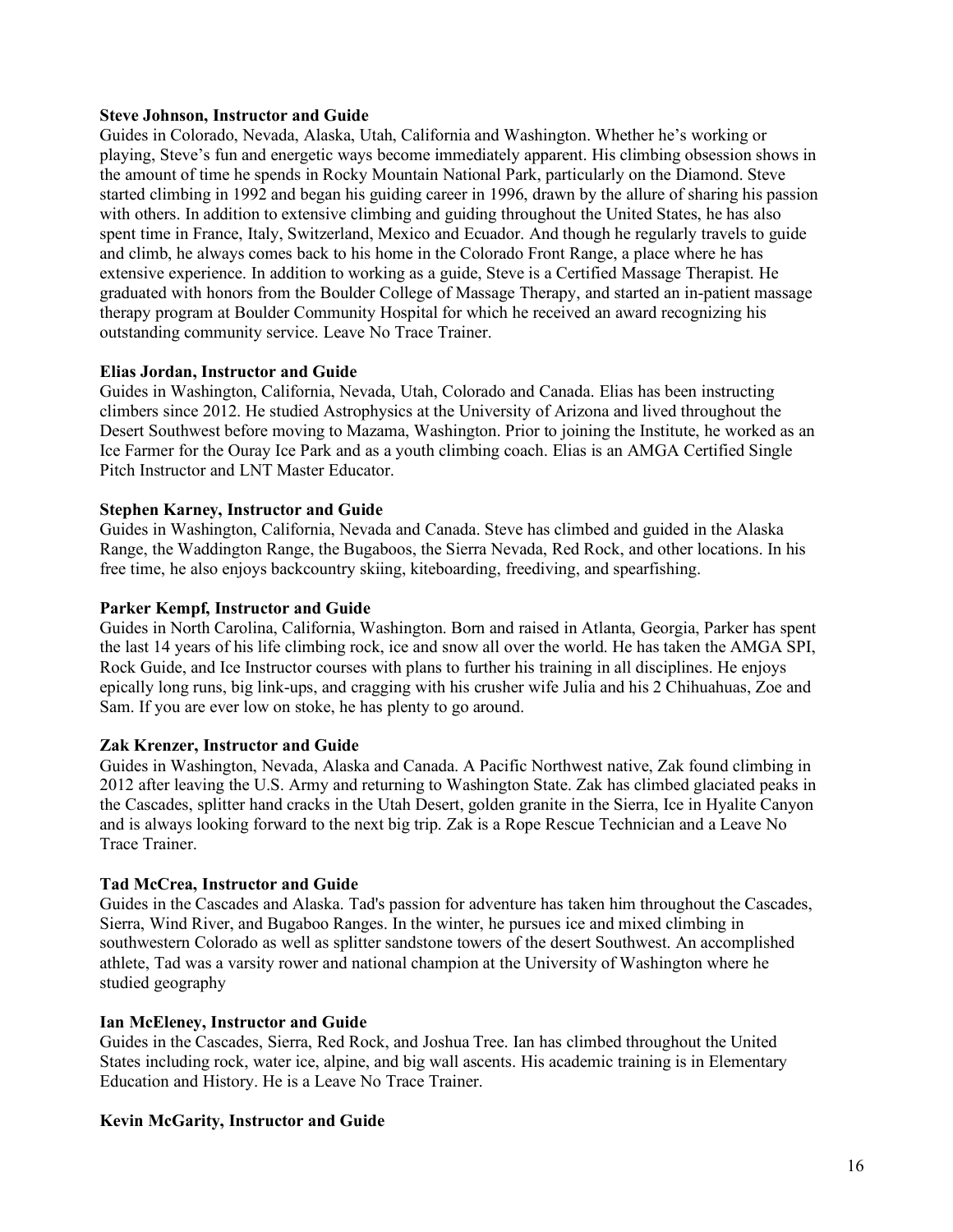**Steve Johnson, Instructor and Guide**
Guides in Colorado, Nevada, Alaska, Utah, California and Washington. Whether he's working or playing, Steve's fun and energetic ways become immediately apparent. His climbing obsession shows in the amount of time he spends in Rocky Mountain National Park, particularly on the Diamond. Steve started climbing in 1992 and began his guiding career in 1996, drawn by the allure of sharing his passion with others. In addition to extensive climbing and guiding throughout the United States, he has also spent time in France, Italy, Switzerland, Mexico and Ecuador. And though he regularly travels to guide and climb, he always comes back to his home in the Colorado Front Range, a place where he has extensive experience. In addition to working as a guide, Steve is a Certified Massage Therapist. He graduated with honors from the Boulder College of Massage Therapy, and started an in-patient massage therapy program at Boulder Community Hospital for which he received an award recognizing his outstanding community service. Leave No Trace Trainer.

**Elias Jordan, Instructor and Guide**
Guides in Washington, California, Nevada, Utah, Colorado and Canada. Elias has been instructing climbers since 2012. He studied Astrophysics at the University of Arizona and lived throughout the Desert Southwest before moving to Mazama, Washington. Prior to joining the Institute, he worked as an Ice Farmer for the Ouray Ice Park and as a youth climbing coach. Elias is an AMGA Certified Single Pitch Instructor and LNT Master Educator.

**Stephen Karney, Instructor and Guide**
Guides in Washington, California, Nevada and Canada. Steve has climbed and guided in the Alaska Range, the Waddington Range, the Bugaboos, the Sierra Nevada, Red Rock, and other locations. In his free time, he also enjoys backcountry skiing, kiteboarding, freediving, and spearfishing.

**Parker Kempf, Instructor and Guide**
Guides in North Carolina, California, Washington. Born and raised in Atlanta, Georgia, Parker has spent the last 14 years of his life climbing rock, ice and snow all over the world. He has taken the AMGA SPI, Rock Guide, and Ice Instructor courses with plans to further his training in all disciplines. He enjoys epically long runs, big link-ups, and cragging with his crusher wife Julia and his 2 Chihuahuas, Zoe and Sam. If you are ever low on stoke, he has plenty to go around.

**Zak Krenzer, Instructor and Guide**
Guides in Washington, Nevada, Alaska and Canada. A Pacific Northwest native, Zak found climbing in 2012 after leaving the U.S. Army and returning to Washington State. Zak has climbed glaciated peaks in the Cascades, splitter hand cracks in the Utah Desert, golden granite in the Sierra, Ice in Hyalite Canyon and is always looking forward to the next big trip. Zak is a Rope Rescue Technician and a Leave No Trace Trainer.

**Tad McCrea, Instructor and Guide**
Guides in the Cascades and Alaska. Tad's passion for adventure has taken him throughout the Cascades, Sierra, Wind River, and Bugaboo Ranges. In the winter, he pursues ice and mixed climbing in southwestern Colorado as well as splitter sandstone towers of the desert Southwest. An accomplished athlete, Tad was a varsity rower and national champion at the University of Washington where he studied geography

**Ian McEleney, Instructor and Guide**
Guides in the Cascades, Sierra, Red Rock, and Joshua Tree. Ian has climbed throughout the United States including rock, water ice, alpine, and big wall ascents. His academic training is in Elementary Education and History. He is a Leave No Trace Trainer.

**Kevin McGarity, Instructor and Guide**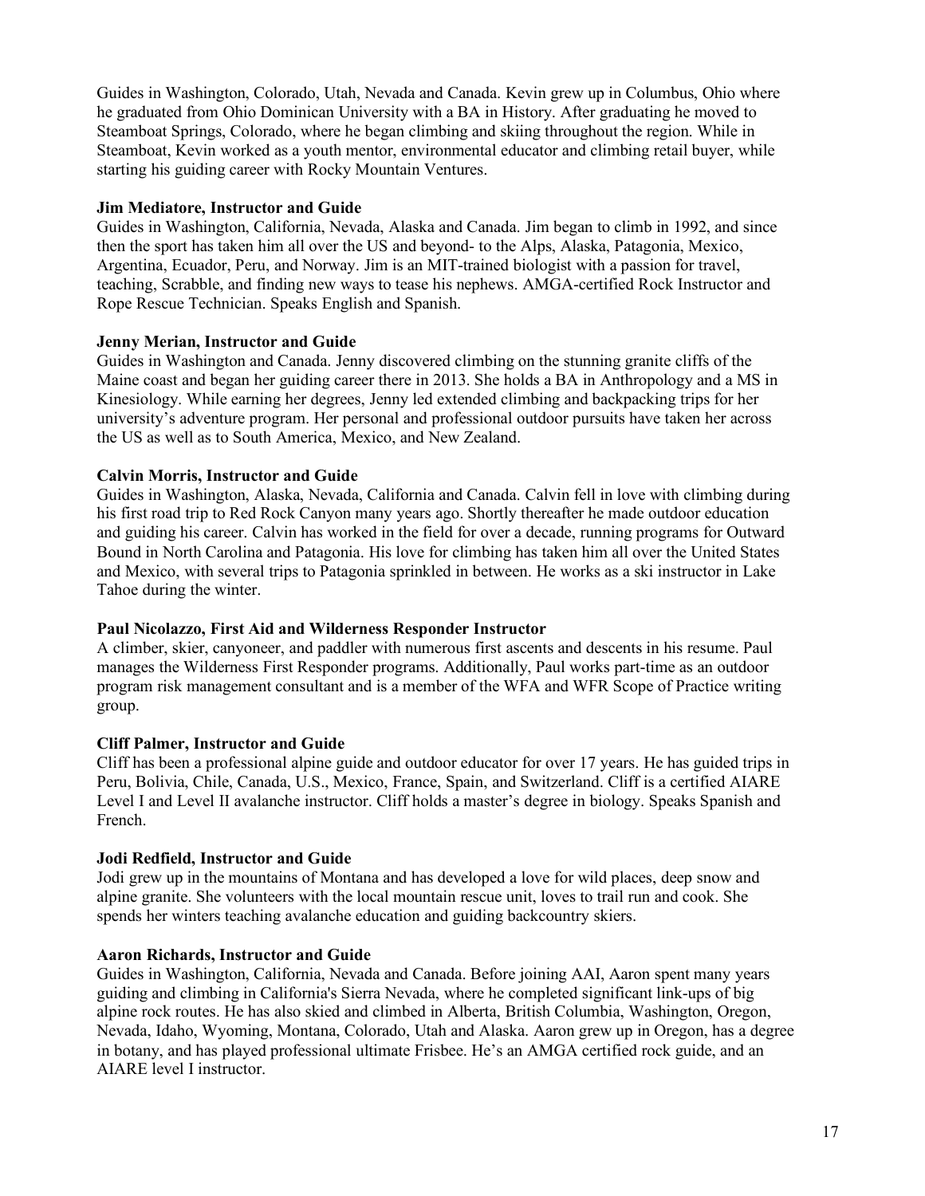Guides in Washington, Colorado, Utah, Nevada and Canada. Kevin grew up in Columbus, Ohio where he graduated from Ohio Dominican University with a BA in History. After graduating he moved to Steamboat Springs, Colorado, where he began climbing and skiing throughout the region. While in Steamboat, Kevin worked as a youth mentor, environmental educator and climbing retail buyer, while starting his guiding career with Rocky Mountain Ventures.

**Jim Mediatore, Instructor and Guide**
Guides in Washington, California, Nevada, Alaska and Canada. Jim began to climb in 1992, and since then the sport has taken him all over the US and beyond- to the Alps, Alaska, Patagonia, Mexico, Argentina, Ecuador, Peru, and Norway. Jim is an MIT-trained biologist with a passion for travel, teaching, Scrabble, and finding new ways to tease his nephews. AMGA-certified Rock Instructor and Rope Rescue Technician. Speaks English and Spanish.

**Jenny Merian, Instructor and Guide**
Guides in Washington and Canada. Jenny discovered climbing on the stunning granite cliffs of the Maine coast and began her guiding career there in 2013. She holds a BA in Anthropology and a MS in Kinesiology. While earning her degrees, Jenny led extended climbing and backpacking trips for her university's adventure program. Her personal and professional outdoor pursuits have taken her across the US as well as to South America, Mexico, and New Zealand.

**Calvin Morris, Instructor and Guide**
Guides in Washington, Alaska, Nevada, California and Canada. Calvin fell in love with climbing during his first road trip to Red Rock Canyon many years ago. Shortly thereafter he made outdoor education and guiding his career. Calvin has worked in the field for over a decade, running programs for Outward Bound in North Carolina and Patagonia. His love for climbing has taken him all over the United States and Mexico, with several trips to Patagonia sprinkled in between. He works as a ski instructor in Lake Tahoe during the winter.

**Paul Nicolazzo, First Aid and Wilderness Responder Instructor**
A climber, skier, canyoneer, and paddler with numerous first ascents and descents in his resume. Paul manages the Wilderness First Responder programs. Additionally, Paul works part-time as an outdoor program risk management consultant and is a member of the WFA and WFR Scope of Practice writing group.

**Cliff Palmer, Instructor and Guide**
Cliff has been a professional alpine guide and outdoor educator for over 17 years. He has guided trips in Peru, Bolivia, Chile, Canada, U.S., Mexico, France, Spain, and Switzerland. Cliff is a certified AIARE Level I and Level II avalanche instructor. Cliff holds a master's degree in biology. Speaks Spanish and French.

**Jodi Redfield, Instructor and Guide**
Jodi grew up in the mountains of Montana and has developed a love for wild places, deep snow and alpine granite. She volunteers with the local mountain rescue unit, loves to trail run and cook. She spends her winters teaching avalanche education and guiding backcountry skiers.

**Aaron Richards, Instructor and Guide**
Guides in Washington, California, Nevada and Canada. Before joining AAI, Aaron spent many years guiding and climbing in California's Sierra Nevada, where he completed significant link-ups of big alpine rock routes. He has also skied and climbed in Alberta, British Columbia, Washington, Oregon, Nevada, Idaho, Wyoming, Montana, Colorado, Utah and Alaska. Aaron grew up in Oregon, has a degree in botany, and has played professional ultimate Frisbee. He's an AMGA certified rock guide, and an AIARE level I instructor.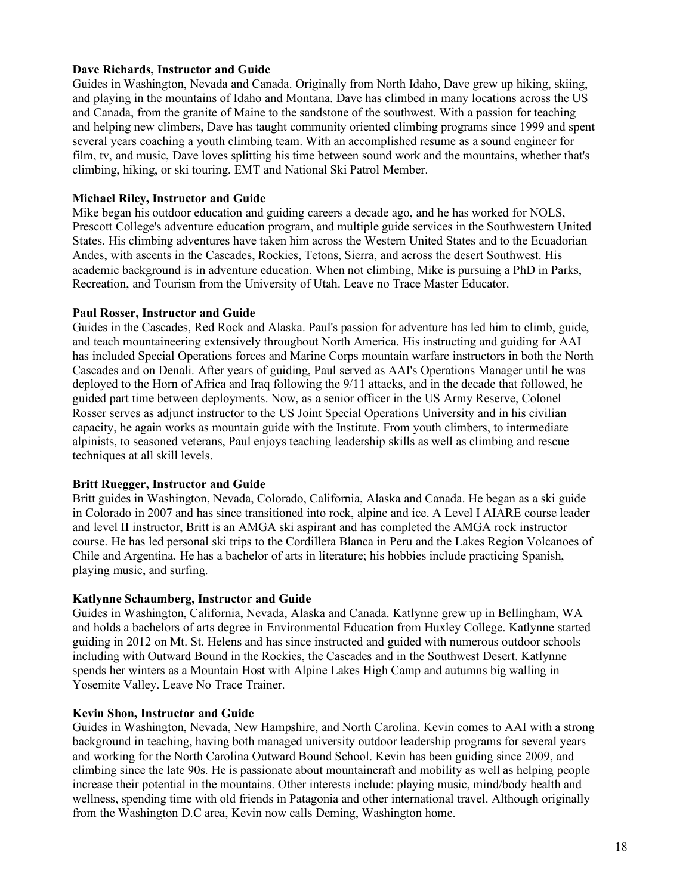**Dave Richards, Instructor and Guide**

Guides in Washington, Nevada and Canada. Originally from North Idaho, Dave grew up hiking, skiing, and playing in the mountains of Idaho and Montana. Dave has climbed in many locations across the US and Canada, from the granite of Maine to the sandstone of the southwest. With a passion for teaching and helping new climbers, Dave has taught community oriented climbing programs since 1999 and spent several years coaching a youth climbing team. With an accomplished resume as a sound engineer for film, tv, and music, Dave loves splitting his time between sound work and the mountains, whether that's climbing, hiking, or ski touring. EMT and National Ski Patrol Member.

**Michael Riley, Instructor and Guide**

Mike began his outdoor education and guiding careers a decade ago, and he has worked for NOLS, Prescott College's adventure education program, and multiple guide services in the Southwestern United States. His climbing adventures have taken him across the Western United States and to the Ecuadorian Andes, with ascents in the Cascades, Rockies, Tetons, Sierra, and across the desert Southwest. His academic background is in adventure education. When not climbing, Mike is pursuing a PhD in Parks, Recreation, and Tourism from the University of Utah. Leave no Trace Master Educator.

**Paul Rosser, Instructor and Guide**

Guides in the Cascades, Red Rock and Alaska. Paul's passion for adventure has led him to climb, guide, and teach mountaineering extensively throughout North America. His instructing and guiding for AAI has included Special Operations forces and Marine Corps mountain warfare instructors in both the North Cascades and on Denali. After years of guiding, Paul served as AAI's Operations Manager until he was deployed to the Horn of Africa and Iraq following the 9/11 attacks, and in the decade that followed, he guided part time between deployments. Now, as a senior officer in the US Army Reserve, Colonel Rosser serves as adjunct instructor to the US Joint Special Operations University and in his civilian capacity, he again works as mountain guide with the Institute. From youth climbers, to intermediate alpinists, to seasoned veterans, Paul enjoys teaching leadership skills as well as climbing and rescue techniques at all skill levels.

**Britt Ruegger, Instructor and Guide**

Britt guides in Washington, Nevada, Colorado, California, Alaska and Canada. He began as a ski guide in Colorado in 2007 and has since transitioned into rock, alpine and ice. A Level I AIARE course leader and level II instructor, Britt is an AMGA ski aspirant and has completed the AMGA rock instructor course. He has led personal ski trips to the Cordillera Blanca in Peru and the Lakes Region Volcanoes of Chile and Argentina. He has a bachelor of arts in literature; his hobbies include practicing Spanish, playing music, and surfing.

**Katlynne Schaumberg, Instructor and Guide**

Guides in Washington, California, Nevada, Alaska and Canada. Katlynne grew up in Bellingham, WA and holds a bachelors of arts degree in Environmental Education from Huxley College. Katlynne started guiding in 2012 on Mt. St. Helens and has since instructed and guided with numerous outdoor schools including with Outward Bound in the Rockies, the Cascades and in the Southwest Desert. Katlynne spends her winters as a Mountain Host with Alpine Lakes High Camp and autumns big walling in Yosemite Valley. Leave No Trace Trainer.

**Kevin Shon, Instructor and Guide**

Guides in Washington, Nevada, New Hampshire, and North Carolina. Kevin comes to AAI with a strong background in teaching, having both managed university outdoor leadership programs for several years and working for the North Carolina Outward Bound School. Kevin has been guiding since 2009, and climbing since the late 90s. He is passionate about mountaincraft and mobility as well as helping people increase their potential in the mountains. Other interests include: playing music, mind/body health and wellness, spending time with old friends in Patagonia and other international travel. Although originally from the Washington D.C area, Kevin now calls Deming, Washington home.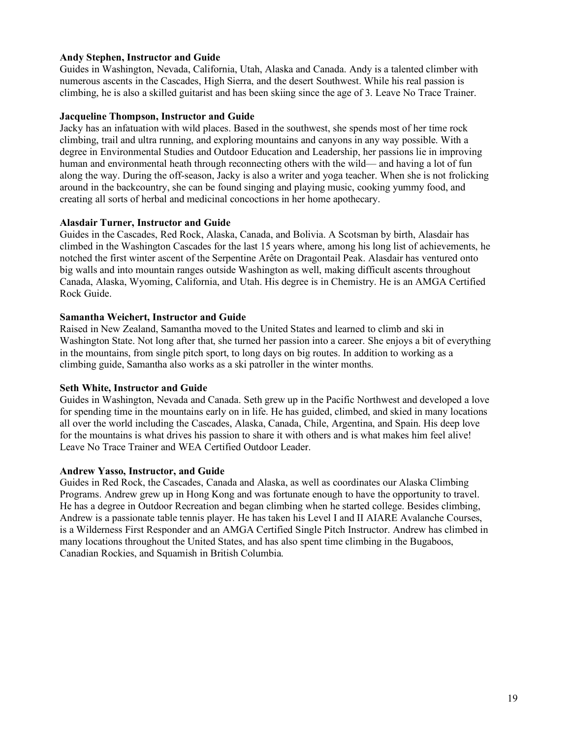**Andy Stephen, Instructor and Guide**

Guides in Washington, Nevada, California, Utah, Alaska and Canada. Andy is a talented climber with numerous ascents in the Cascades, High Sierra, and the desert Southwest. While his real passion is climbing, he is also a skilled guitarist and has been skiing since the age of 3. Leave No Trace Trainer.

**Jacqueline Thompson, Instructor and Guide**

Jacky has an infatuation with wild places. Based in the southwest, she spends most of her time rock climbing, trail and ultra running, and exploring mountains and canyons in any way possible. With a degree in Environmental Studies and Outdoor Education and Leadership, her passions lie in improving human and environmental heath through reconnecting others with the wild— and having a lot of fun along the way. During the off-season, Jacky is also a writer and yoga teacher. When she is not frolicking around in the backcountry, she can be found singing and playing music, cooking yummy food, and creating all sorts of herbal and medicinal concoctions in her home apothecary.

**Alasdair Turner, Instructor and Guide**

Guides in the Cascades, Red Rock, Alaska, Canada, and Bolivia. A Scotsman by birth, Alasdair has climbed in the Washington Cascades for the last 15 years where, among his long list of achievements, he notched the first winter ascent of the Serpentine Arête on Dragontail Peak. Alasdair has ventured onto big walls and into mountain ranges outside Washington as well, making difficult ascents throughout Canada, Alaska, Wyoming, California, and Utah. His degree is in Chemistry. He is an AMGA Certified Rock Guide.

**Samantha Weichert, Instructor and Guide**

Raised in New Zealand, Samantha moved to the United States and learned to climb and ski in Washington State. Not long after that, she turned her passion into a career. She enjoys a bit of everything in the mountains, from single pitch sport, to long days on big routes. In addition to working as a climbing guide, Samantha also works as a ski patroller in the winter months.

**Seth White, Instructor and Guide**

Guides in Washington, Nevada and Canada. Seth grew up in the Pacific Northwest and developed a love for spending time in the mountains early on in life. He has guided, climbed, and skied in many locations all over the world including the Cascades, Alaska, Canada, Chile, Argentina, and Spain. His deep love for the mountains is what drives his passion to share it with others and is what makes him feel alive! Leave No Trace Trainer and WEA Certified Outdoor Leader.

**Andrew Yasso, Instructor, and Guide**

Guides in Red Rock, the Cascades, Canada and Alaska, as well as coordinates our Alaska Climbing Programs. Andrew grew up in Hong Kong and was fortunate enough to have the opportunity to travel. He has a degree in Outdoor Recreation and began climbing when he started college. Besides climbing, Andrew is a passionate table tennis player. He has taken his Level I and II AIARE Avalanche Courses, is a Wilderness First Responder and an AMGA Certified Single Pitch Instructor. Andrew has climbed in many locations throughout the United States, and has also spent time climbing in the Bugaboos, Canadian Rockies, and Squamish in British Columbia.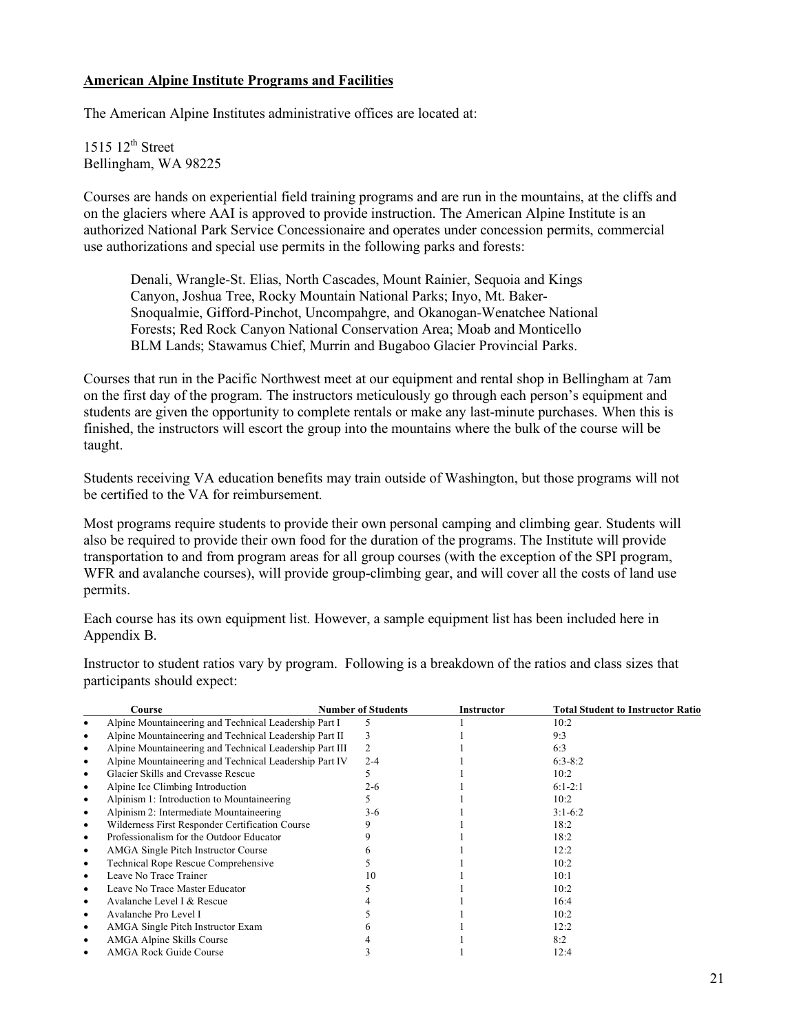**American Alpine Institute Programs and Facilities**

The American Alpine Institutes administrative offices are located at:

1515 12th Street
Bellingham, WA 98225

Courses are hands on experiential field training programs and are run in the mountains, at the cliffs and on the glaciers where AAI is approved to provide instruction. The American Alpine Institute is an authorized National Park Service Concessionaire and operates under concession permits, commercial use authorizations and special use permits in the following parks and forests:

> Denali, Wrangle-St. Elias, North Cascades, Mount Rainier, Sequoia and Kings Canyon, Joshua Tree, Rocky Mountain National Parks; Inyo, Mt. Baker-Snoqualmie, Gifford-Pinchot, Uncompahgre, and Okanogan-Wenatchee National Forests; Red Rock Canyon National Conservation Area; Moab and Monticello BLM Lands; Stawamus Chief, Murrin and Bugaboo Glacier Provincial Parks.

Courses that run in the Pacific Northwest meet at our equipment and rental shop in Bellingham at 7am on the first day of the program. The instructors meticulously go through each person's equipment and students are given the opportunity to complete rentals or make any last-minute purchases. When this is finished, the instructors will escort the group into the mountains where the bulk of the course will be taught.

Students receiving VA education benefits may train outside of Washington, but those programs will not be certified to the VA for reimbursement.

Most programs require students to provide their own personal camping and climbing gear. Students will also be required to provide their own food for the duration of the programs. The Institute will provide transportation to and from program areas for all group courses (with the exception of the SPI program, WFR and avalanche courses), will provide group-climbing gear, and will cover all the costs of land use permits.

Each course has its own equipment list. However, a sample equipment list has been included here in Appendix B.

Instructor to student ratios vary by program. Following is a breakdown of the ratios and class sizes that participants should expect:

| Course | Number of Students | Instructor | Total Student to Instructor Ratio |
|---|---|---|---|
| Alpine Mountaineering and Technical Leadership Part I | 5 | 1 | 10:2 |
| Alpine Mountaineering and Technical Leadership Part II | 3 | 1 | 9:3 |
| Alpine Mountaineering and Technical Leadership Part III | 2 | 1 | 6:3 |
| Alpine Mountaineering and Technical Leadership Part IV | 2-4 | 1 | 6:3-8:2 |
| Glacier Skills and Crevasse Rescue | 5 | 1 | 10:2 |
| Alpine Ice Climbing Introduction | 2-6 | 1 | 6:1-2:1 |
| Alpinism 1: Introduction to Mountaineering | 5 | 1 | 10:2 |
| Alpinism 2: Intermediate Mountaineering | 3-6 | 1 | 3:1-6:2 |
| Wilderness First Responder Certification Course | 9 | 1 | 18:2 |
| Professionalism for the Outdoor Educator | 9 | 1 | 18:2 |
| AMGA Single Pitch Instructor Course | 6 | 1 | 12:2 |
| Technical Rope Rescue Comprehensive | 5 | 1 | 10:2 |
| Leave No Trace Trainer | 10 | 1 | 10:1 |
| Leave No Trace Master Educator | 5 | 1 | 10:2 |
| Avalanche Level I & Rescue | 4 | 1 | 16:4 |
| Avalanche Pro Level I | 5 | 1 | 10:2 |
| AMGA Single Pitch Instructor Exam | 6 | 1 | 12:2 |
| AMGA Alpine Skills Course | 4 | 1 | 8:2 |
| AMGA Rock Guide Course | 3 | 1 | 12:4 |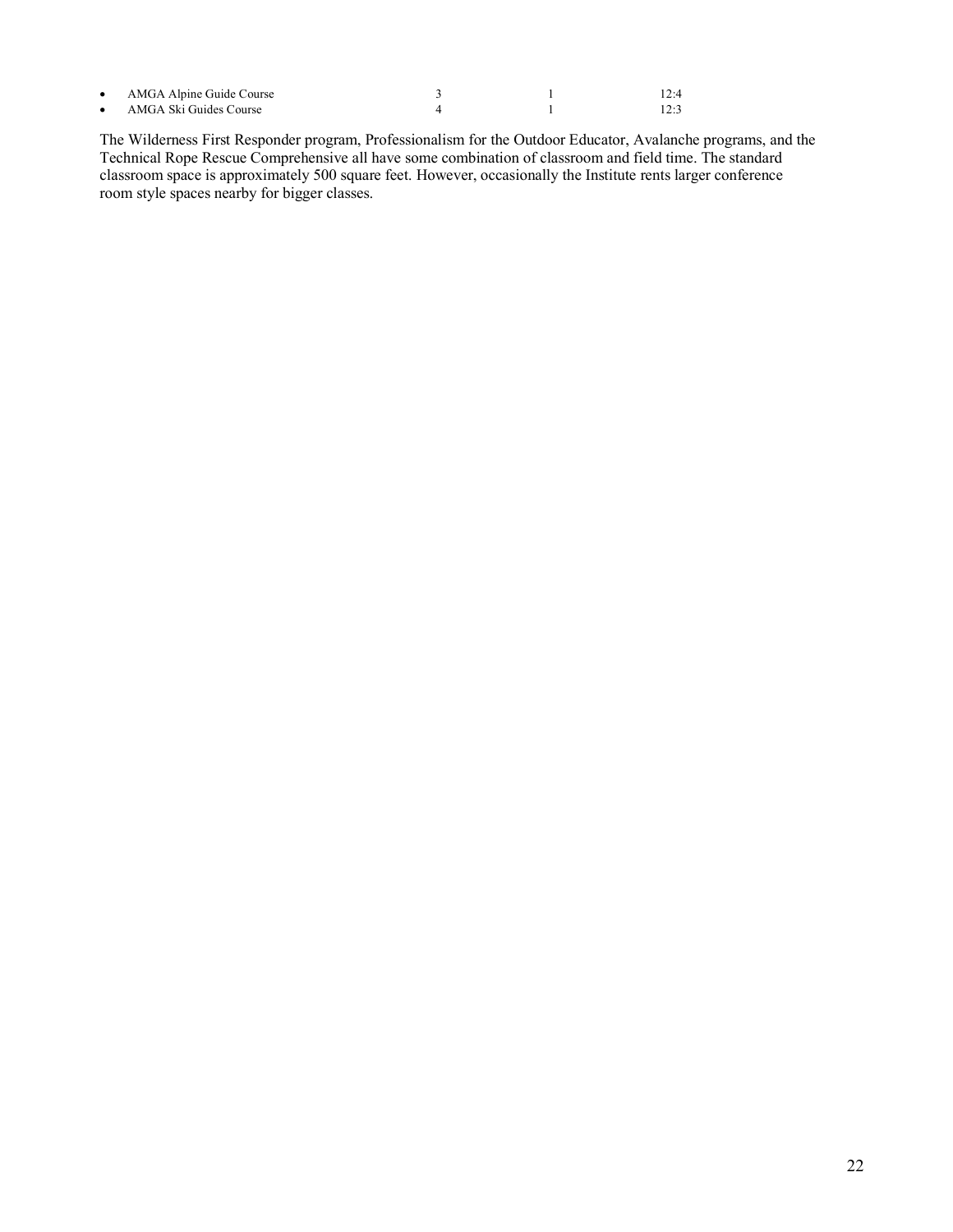| | | | |
|---|---|---|---|
| • AMGA Alpine Guide Course | 3 | 1 | 12:4 |
| • AMGA Ski Guides Course | 4 | 1 | 12:3 |

The Wilderness First Responder program, Professionalism for the Outdoor Educator, Avalanche programs, and the Technical Rope Rescue Comprehensive all have some combination of classroom and field time. The standard classroom space is approximately 500 square feet. However, occasionally the Institute rents larger conference room style spaces nearby for bigger classes.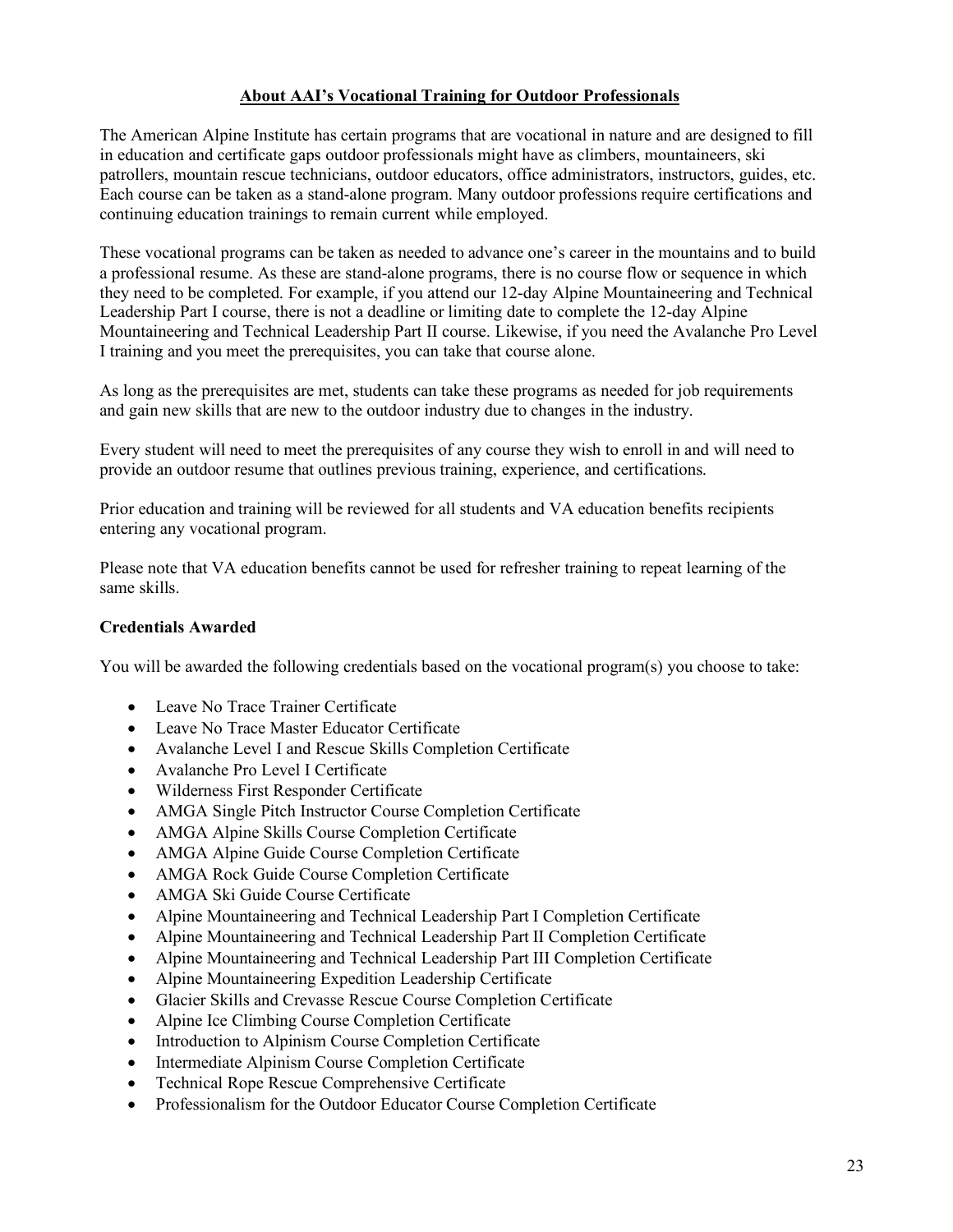## About AAI's Vocational Training for Outdoor Professionals

The American Alpine Institute has certain programs that are vocational in nature and are designed to fill in education and certificate gaps outdoor professionals might have as climbers, mountaineers, ski patrollers, mountain rescue technicians, outdoor educators, office administrators, instructors, guides, etc. Each course can be taken as a stand-alone program. Many outdoor professions require certifications and continuing education trainings to remain current while employed.

These vocational programs can be taken as needed to advance one's career in the mountains and to build a professional resume. As these are stand-alone programs, there is no course flow or sequence in which they need to be completed. For example, if you attend our 12-day Alpine Mountaineering and Technical Leadership Part I course, there is not a deadline or limiting date to complete the 12-day Alpine Mountaineering and Technical Leadership Part II course. Likewise, if you need the Avalanche Pro Level I training and you meet the prerequisites, you can take that course alone.

As long as the prerequisites are met, students can take these programs as needed for job requirements and gain new skills that are new to the outdoor industry due to changes in the industry.

Every student will need to meet the prerequisites of any course they wish to enroll in and will need to provide an outdoor resume that outlines previous training, experience, and certifications.

Prior education and training will be reviewed for all students and VA education benefits recipients entering any vocational program.

Please note that VA education benefits cannot be used for refresher training to repeat learning of the same skills.

### Credentials Awarded

You will be awarded the following credentials based on the vocational program(s) you choose to take:

- Leave No Trace Trainer Certificate
- Leave No Trace Master Educator Certificate
- Avalanche Level I and Rescue Skills Completion Certificate
- Avalanche Pro Level I Certificate
- Wilderness First Responder Certificate
- AMGA Single Pitch Instructor Course Completion Certificate
- AMGA Alpine Skills Course Completion Certificate
- AMGA Alpine Guide Course Completion Certificate
- AMGA Rock Guide Course Completion Certificate
- AMGA Ski Guide Course Certificate
- Alpine Mountaineering and Technical Leadership Part I Completion Certificate
- Alpine Mountaineering and Technical Leadership Part II Completion Certificate
- Alpine Mountaineering and Technical Leadership Part III Completion Certificate
- Alpine Mountaineering Expedition Leadership Certificate
- Glacier Skills and Crevasse Rescue Course Completion Certificate
- Alpine Ice Climbing Course Completion Certificate
- Introduction to Alpinism Course Completion Certificate
- Intermediate Alpinism Course Completion Certificate
- Technical Rope Rescue Comprehensive Certificate
- Professionalism for the Outdoor Educator Course Completion Certificate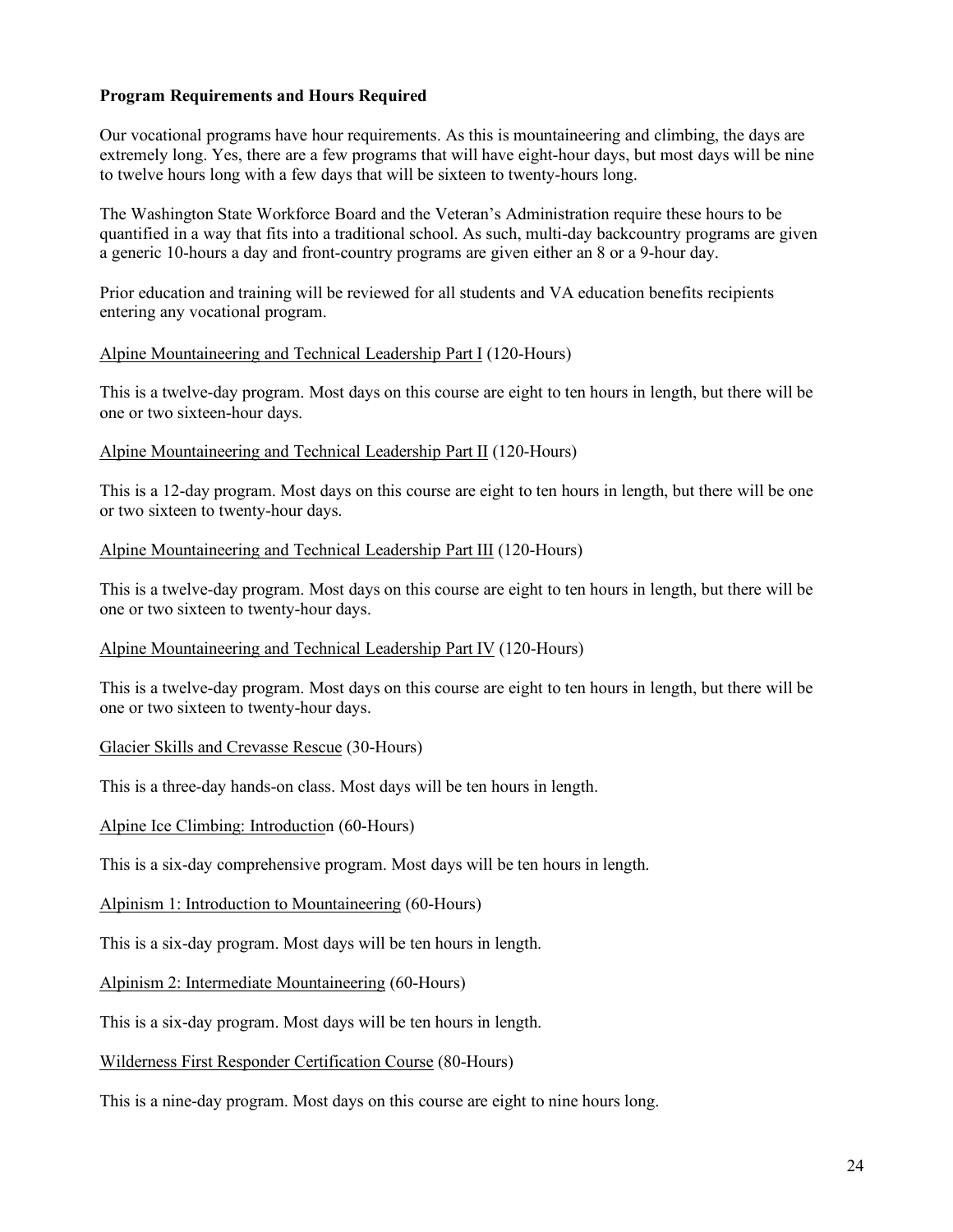**Program Requirements and Hours Required**

Our vocational programs have hour requirements. As this is mountaineering and climbing, the days are extremely long. Yes, there are a few programs that will have eight-hour days, but most days will be nine to twelve hours long with a few days that will be sixteen to twenty-hours long.

The Washington State Workforce Board and the Veteran's Administration require these hours to be quantified in a way that fits into a traditional school. As such, multi-day backcountry programs are given a generic 10-hours a day and front-country programs are given either an 8 or a 9-hour day.

Prior education and training will be reviewed for all students and VA education benefits recipients entering any vocational program.

<u>Alpine Mountaineering and Technical Leadership Part I</u> (120-Hours)

This is a twelve-day program. Most days on this course are eight to ten hours in length, but there will be one or two sixteen-hour days.

<u>Alpine Mountaineering and Technical Leadership Part II</u> (120-Hours)

This is a 12-day program. Most days on this course are eight to ten hours in length, but there will be one or two sixteen to twenty-hour days.

<u>Alpine Mountaineering and Technical Leadership Part III</u> (120-Hours)

This is a twelve-day program. Most days on this course are eight to ten hours in length, but there will be one or two sixteen to twenty-hour days.

<u>Alpine Mountaineering and Technical Leadership Part IV</u> (120-Hours)

This is a twelve-day program. Most days on this course are eight to ten hours in length, but there will be one or two sixteen to twenty-hour days.

<u>Glacier Skills and Crevasse Rescue</u> (30-Hours)

This is a three-day hands-on class. Most days will be ten hours in length.

<u>Alpine Ice Climbing: Introductio</u>n (60-Hours)

This is a six-day comprehensive program. Most days will be ten hours in length.

<u>Alpinism 1: Introduction to Mountaineering</u> (60-Hours)

This is a six-day program. Most days will be ten hours in length.

<u>Alpinism 2: Intermediate Mountaineering</u> (60-Hours)

This is a six-day program. Most days will be ten hours in length.

<u>Wilderness First Responder Certification Course</u> (80-Hours)

This is a nine-day program. Most days on this course are eight to nine hours long.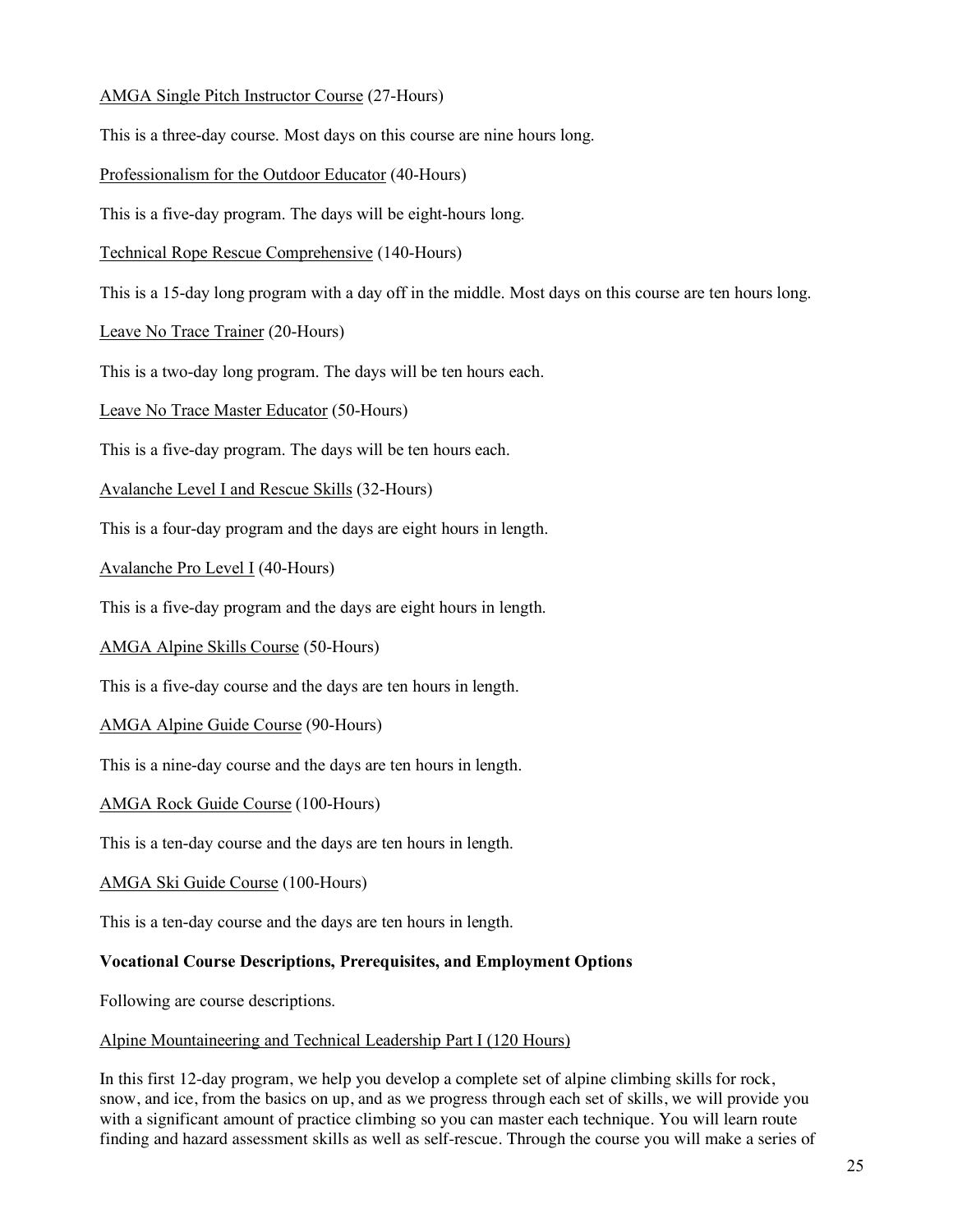AMGA Single Pitch Instructor Course (27-Hours)

This is a three-day course. Most days on this course are nine hours long.

Professionalism for the Outdoor Educator (40-Hours)

This is a five-day program. The days will be eight-hours long.

Technical Rope Rescue Comprehensive (140-Hours)

This is a 15-day long program with a day off in the middle. Most days on this course are ten hours long.

Leave No Trace Trainer (20-Hours)

This is a two-day long program. The days will be ten hours each.

Leave No Trace Master Educator (50-Hours)

This is a five-day program. The days will be ten hours each.

Avalanche Level I and Rescue Skills (32-Hours)

This is a four-day program and the days are eight hours in length.

Avalanche Pro Level I (40-Hours)

This is a five-day program and the days are eight hours in length.

AMGA Alpine Skills Course (50-Hours)

This is a five-day course and the days are ten hours in length.

AMGA Alpine Guide Course (90-Hours)

This is a nine-day course and the days are ten hours in length.

AMGA Rock Guide Course (100-Hours)

This is a ten-day course and the days are ten hours in length.

AMGA Ski Guide Course (100-Hours)

This is a ten-day course and the days are ten hours in length.

**Vocational Course Descriptions, Prerequisites, and Employment Options**

Following are course descriptions.

Alpine Mountaineering and Technical Leadership Part I (120 Hours)

In this first 12-day program, we help you develop a complete set of alpine climbing skills for rock, snow, and ice, from the basics on up, and as we progress through each set of skills, we will provide you with a significant amount of practice climbing so you can master each technique. You will learn route finding and hazard assessment skills as well as self-rescue. Through the course you will make a series of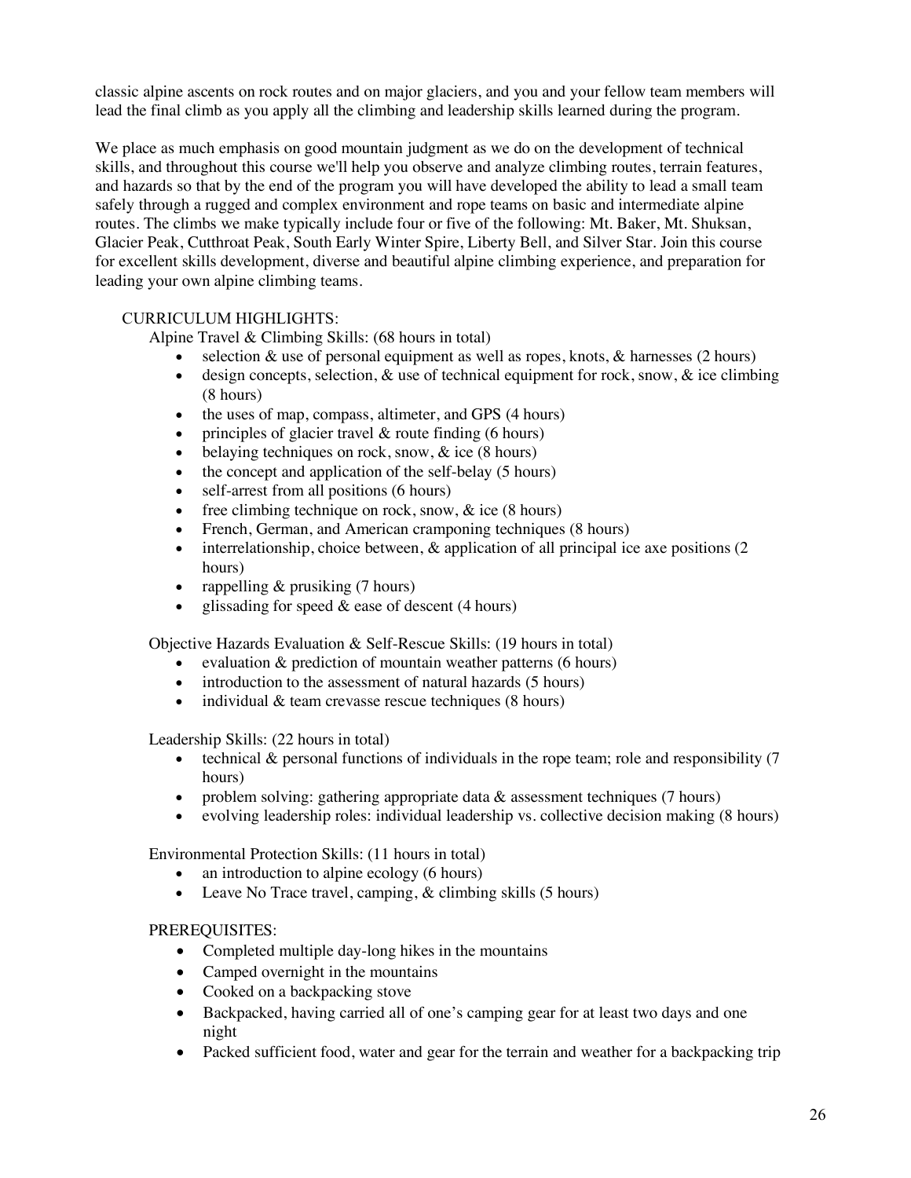classic alpine ascents on rock routes and on major glaciers, and you and your fellow team members will lead the final climb as you apply all the climbing and leadership skills learned during the program.

We place as much emphasis on good mountain judgment as we do on the development of technical skills, and throughout this course we'll help you observe and analyze climbing routes, terrain features, and hazards so that by the end of the program you will have developed the ability to lead a small team safely through a rugged and complex environment and rope teams on basic and intermediate alpine routes. The climbs we make typically include four or five of the following: Mt. Baker, Mt. Shuksan, Glacier Peak, Cutthroat Peak, South Early Winter Spire, Liberty Bell, and Silver Star. Join this course for excellent skills development, diverse and beautiful alpine climbing experience, and preparation for leading your own alpine climbing teams.

CURRICULUM HIGHLIGHTS:

Alpine Travel & Climbing Skills: (68 hours in total)

- selection & use of personal equipment as well as ropes, knots, & harnesses (2 hours)
- design concepts, selection, & use of technical equipment for rock, snow, & ice climbing (8 hours)
- the uses of map, compass, altimeter, and GPS (4 hours)
- principles of glacier travel & route finding (6 hours)
- belaying techniques on rock, snow, & ice (8 hours)
- the concept and application of the self-belay (5 hours)
- self-arrest from all positions (6 hours)
- free climbing technique on rock, snow, & ice (8 hours)
- French, German, and American cramponing techniques (8 hours)
- interrelationship, choice between, & application of all principal ice axe positions (2 hours)
- rappelling & prusiking (7 hours)
- glissading for speed & ease of descent (4 hours)

Objective Hazards Evaluation & Self-Rescue Skills: (19 hours in total)

- evaluation & prediction of mountain weather patterns (6 hours)
- introduction to the assessment of natural hazards (5 hours)
- individual & team crevasse rescue techniques (8 hours)

Leadership Skills: (22 hours in total)

- technical & personal functions of individuals in the rope team; role and responsibility (7 hours)
- problem solving: gathering appropriate data & assessment techniques (7 hours)
- evolving leadership roles: individual leadership vs. collective decision making (8 hours)

Environmental Protection Skills: (11 hours in total)

- an introduction to alpine ecology (6 hours)
- Leave No Trace travel, camping, & climbing skills (5 hours)

PREREQUISITES:

- Completed multiple day-long hikes in the mountains
- Camped overnight in the mountains
- Cooked on a backpacking stove
- Backpacked, having carried all of one's camping gear for at least two days and one night
- Packed sufficient food, water and gear for the terrain and weather for a backpacking trip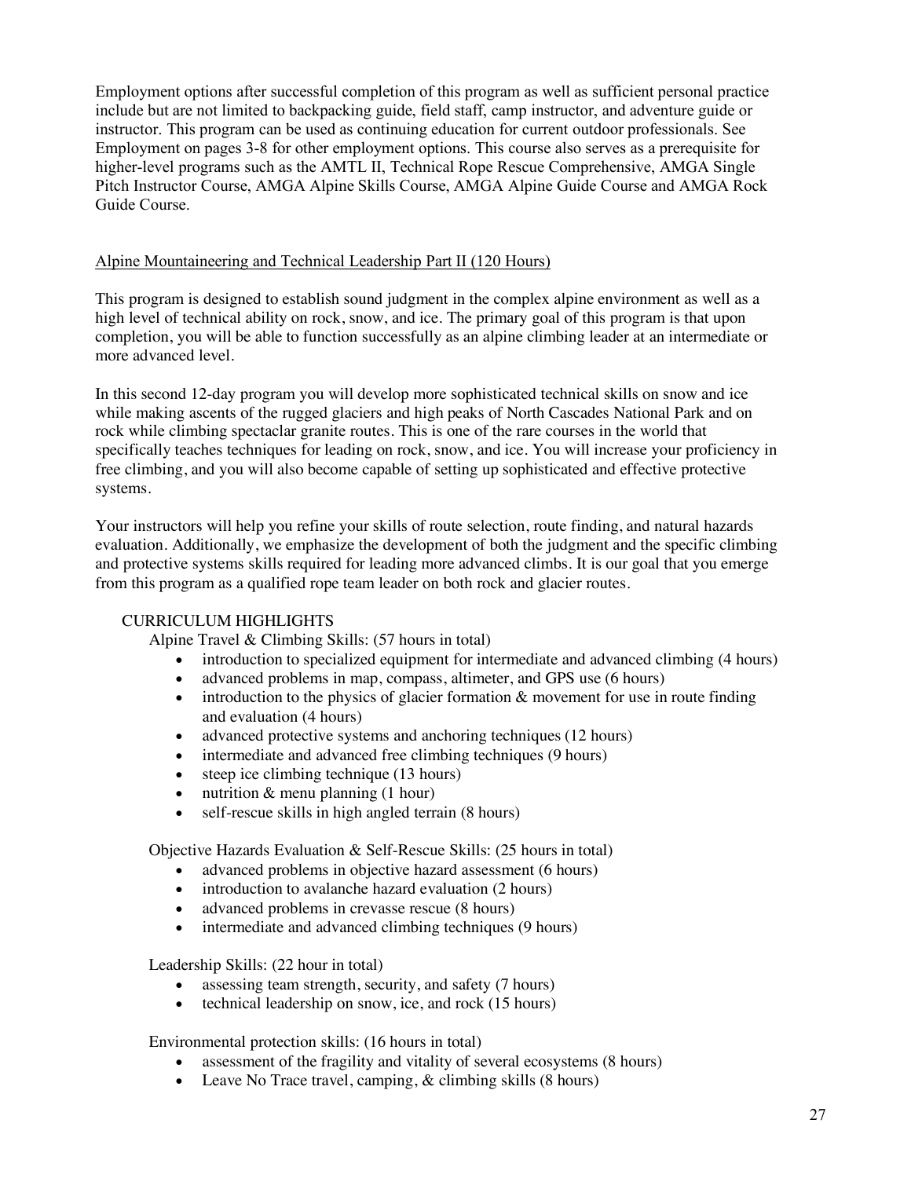Employment options after successful completion of this program as well as sufficient personal practice include but are not limited to backpacking guide, field staff, camp instructor, and adventure guide or instructor. This program can be used as continuing education for current outdoor professionals. See Employment on pages 3-8 for other employment options. This course also serves as a prerequisite for higher-level programs such as the AMTL II, Technical Rope Rescue Comprehensive, AMGA Single Pitch Instructor Course, AMGA Alpine Skills Course, AMGA Alpine Guide Course and AMGA Rock Guide Course.

## Alpine Mountaineering and Technical Leadership Part II (120 Hours)

This program is designed to establish sound judgment in the complex alpine environment as well as a high level of technical ability on rock, snow, and ice. The primary goal of this program is that upon completion, you will be able to function successfully as an alpine climbing leader at an intermediate or more advanced level.

In this second 12-day program you will develop more sophisticated technical skills on snow and ice while making ascents of the rugged glaciers and high peaks of North Cascades National Park and on rock while climbing spectaclar granite routes. This is one of the rare courses in the world that specifically teaches techniques for leading on rock, snow, and ice. You will increase your proficiency in free climbing, and you will also become capable of setting up sophisticated and effective protective systems.

Your instructors will help you refine your skills of route selection, route finding, and natural hazards evaluation. Additionally, we emphasize the development of both the judgment and the specific climbing and protective systems skills required for leading more advanced climbs. It is our goal that you emerge from this program as a qualified rope team leader on both rock and glacier routes.

### CURRICULUM HIGHLIGHTS

Alpine Travel & Climbing Skills: (57 hours in total)

- introduction to specialized equipment for intermediate and advanced climbing (4 hours)
- advanced problems in map, compass, altimeter, and GPS use (6 hours)
- introduction to the physics of glacier formation & movement for use in route finding and evaluation (4 hours)
- advanced protective systems and anchoring techniques (12 hours)
- intermediate and advanced free climbing techniques (9 hours)
- steep ice climbing technique (13 hours)
- nutrition & menu planning (1 hour)
- self-rescue skills in high angled terrain (8 hours)

Objective Hazards Evaluation & Self-Rescue Skills: (25 hours in total)

- advanced problems in objective hazard assessment (6 hours)
- introduction to avalanche hazard evaluation (2 hours)
- advanced problems in crevasse rescue (8 hours)
- intermediate and advanced climbing techniques (9 hours)

Leadership Skills: (22 hour in total)

- assessing team strength, security, and safety (7 hours)
- technical leadership on snow, ice, and rock (15 hours)

Environmental protection skills: (16 hours in total)

- assessment of the fragility and vitality of several ecosystems (8 hours)
- Leave No Trace travel, camping, & climbing skills (8 hours)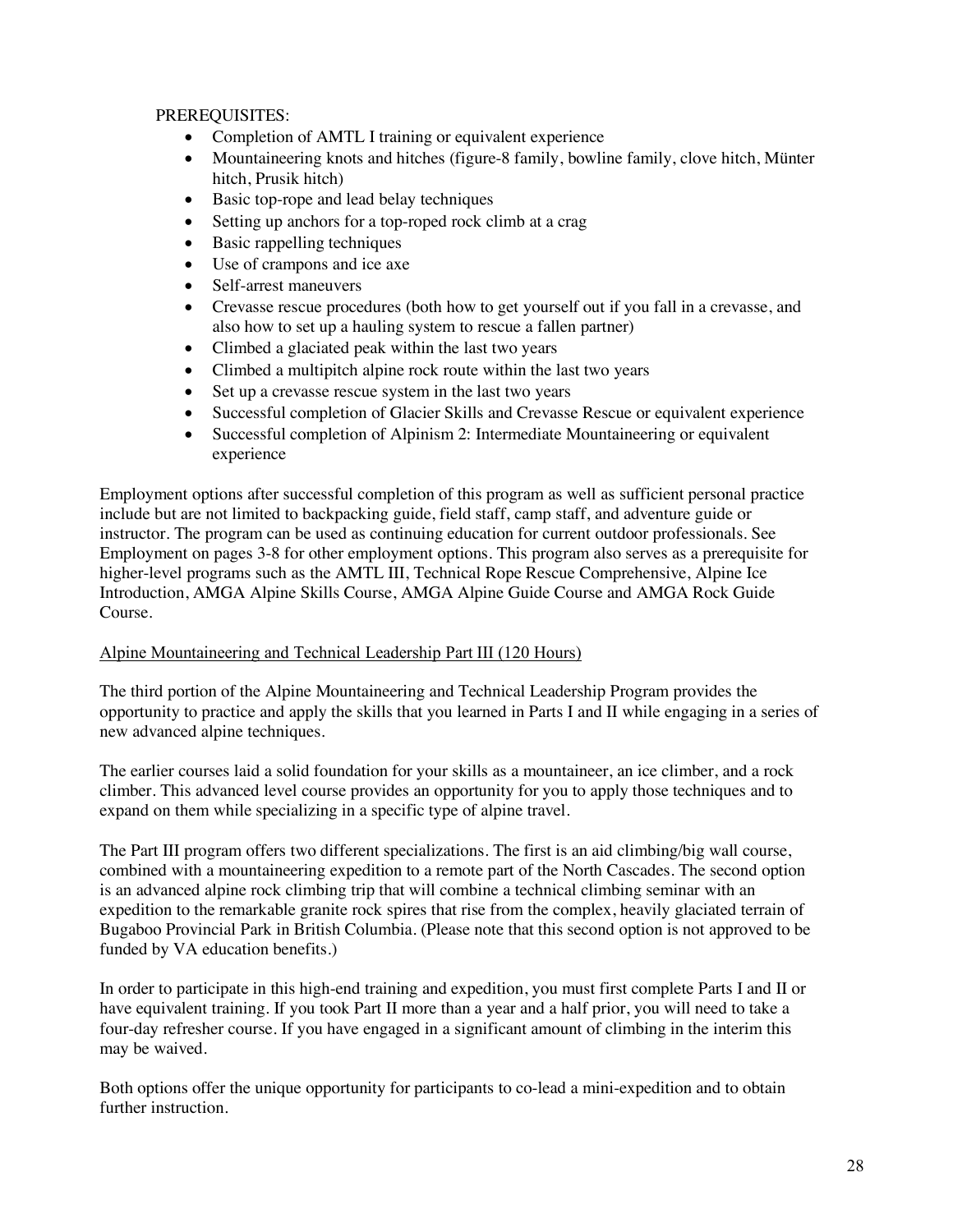PREREQUISITES:

- Completion of AMTL I training or equivalent experience
- Mountaineering knots and hitches (figure-8 family, bowline family, clove hitch, Münter hitch, Prusik hitch)
- Basic top-rope and lead belay techniques
- Setting up anchors for a top-roped rock climb at a crag
- Basic rappelling techniques
- Use of crampons and ice axe
- Self-arrest maneuvers
- Crevasse rescue procedures (both how to get yourself out if you fall in a crevasse, and also how to set up a hauling system to rescue a fallen partner)
- Climbed a glaciated peak within the last two years
- Climbed a multipitch alpine rock route within the last two years
- Set up a crevasse rescue system in the last two years
- Successful completion of Glacier Skills and Crevasse Rescue or equivalent experience
- Successful completion of Alpinism 2: Intermediate Mountaineering or equivalent experience

Employment options after successful completion of this program as well as sufficient personal practice include but are not limited to backpacking guide, field staff, camp staff, and adventure guide or instructor. The program can be used as continuing education for current outdoor professionals. See Employment on pages 3-8 for other employment options. This program also serves as a prerequisite for higher-level programs such as the AMTL III, Technical Rope Rescue Comprehensive, Alpine Ice Introduction, AMGA Alpine Skills Course, AMGA Alpine Guide Course and AMGA Rock Guide Course.

## Alpine Mountaineering and Technical Leadership Part III (120 Hours)

The third portion of the Alpine Mountaineering and Technical Leadership Program provides the opportunity to practice and apply the skills that you learned in Parts I and II while engaging in a series of new advanced alpine techniques.

The earlier courses laid a solid foundation for your skills as a mountaineer, an ice climber, and a rock climber. This advanced level course provides an opportunity for you to apply those techniques and to expand on them while specializing in a specific type of alpine travel.

The Part III program offers two different specializations. The first is an aid climbing/big wall course, combined with a mountaineering expedition to a remote part of the North Cascades. The second option is an advanced alpine rock climbing trip that will combine a technical climbing seminar with an expedition to the remarkable granite rock spires that rise from the complex, heavily glaciated terrain of Bugaboo Provincial Park in British Columbia. (Please note that this second option is not approved to be funded by VA education benefits.)

In order to participate in this high-end training and expedition, you must first complete Parts I and II or have equivalent training. If you took Part II more than a year and a half prior, you will need to take a four-day refresher course. If you have engaged in a significant amount of climbing in the interim this may be waived.

Both options offer the unique opportunity for participants to co-lead a mini-expedition and to obtain further instruction.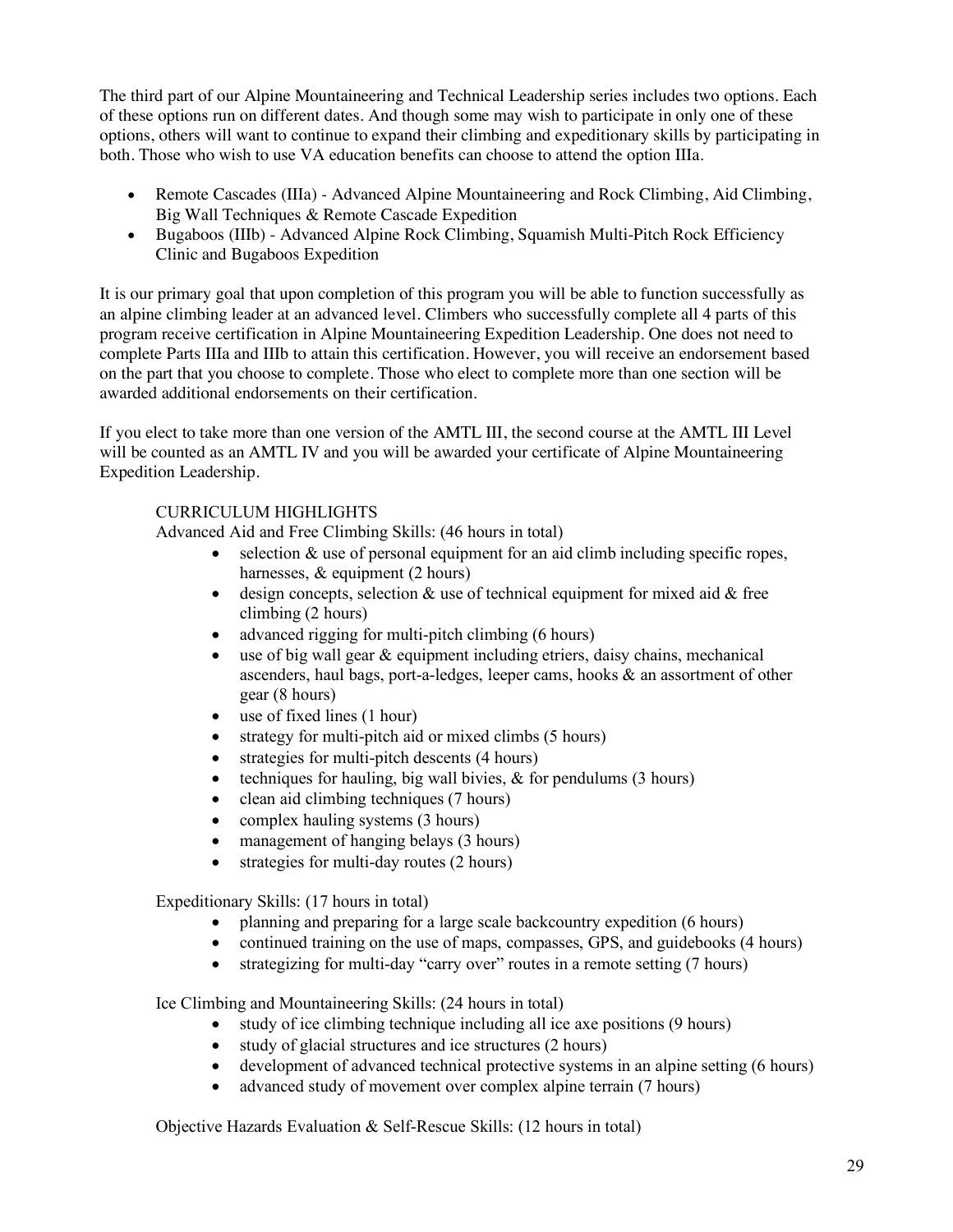The third part of our Alpine Mountaineering and Technical Leadership series includes two options. Each of these options run on different dates. And though some may wish to participate in only one of these options, others will want to continue to expand their climbing and expeditionary skills by participating in both. Those who wish to use VA education benefits can choose to attend the option IIIa.

- Remote Cascades (IIIa) - Advanced Alpine Mountaineering and Rock Climbing, Aid Climbing, Big Wall Techniques & Remote Cascade Expedition
- Bugaboos (IIIb) - Advanced Alpine Rock Climbing, Squamish Multi-Pitch Rock Efficiency Clinic and Bugaboos Expedition

It is our primary goal that upon completion of this program you will be able to function successfully as an alpine climbing leader at an advanced level. Climbers who successfully complete all 4 parts of this program receive certification in Alpine Mountaineering Expedition Leadership. One does not need to complete Parts IIIa and IIIb to attain this certification. However, you will receive an endorsement based on the part that you choose to complete. Those who elect to complete more than one section will be awarded additional endorsements on their certification.

If you elect to take more than one version of the AMTL III, the second course at the AMTL III Level will be counted as an AMTL IV and you will be awarded your certificate of Alpine Mountaineering Expedition Leadership.

CURRICULUM HIGHLIGHTS

Advanced Aid and Free Climbing Skills: (46 hours in total)

- selection & use of personal equipment for an aid climb including specific ropes, harnesses, & equipment (2 hours)
- design concepts, selection & use of technical equipment for mixed aid & free climbing (2 hours)
- advanced rigging for multi-pitch climbing (6 hours)
- use of big wall gear & equipment including etriers, daisy chains, mechanical ascenders, haul bags, port-a-ledges, leeper cams, hooks & an assortment of other gear (8 hours)
- use of fixed lines (1 hour)
- strategy for multi-pitch aid or mixed climbs (5 hours)
- strategies for multi-pitch descents (4 hours)
- techniques for hauling, big wall bivies, & for pendulums (3 hours)
- clean aid climbing techniques (7 hours)
- complex hauling systems (3 hours)
- management of hanging belays (3 hours)
- strategies for multi-day routes (2 hours)

Expeditionary Skills: (17 hours in total)

- planning and preparing for a large scale backcountry expedition (6 hours)
- continued training on the use of maps, compasses, GPS, and guidebooks (4 hours)
- strategizing for multi-day "carry over" routes in a remote setting (7 hours)

Ice Climbing and Mountaineering Skills: (24 hours in total)

- study of ice climbing technique including all ice axe positions (9 hours)
- study of glacial structures and ice structures (2 hours)
- development of advanced technical protective systems in an alpine setting (6 hours)
- advanced study of movement over complex alpine terrain (7 hours)

Objective Hazards Evaluation & Self-Rescue Skills: (12 hours in total)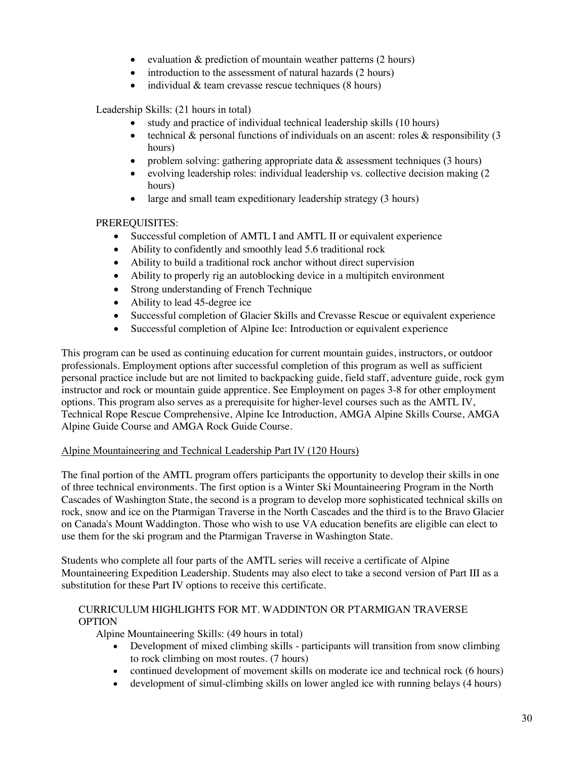- evaluation & prediction of mountain weather patterns (2 hours)
- introduction to the assessment of natural hazards (2 hours)
- individual & team crevasse rescue techniques (8 hours)

Leadership Skills: (21 hours in total)

- study and practice of individual technical leadership skills (10 hours)
- technical & personal functions of individuals on an ascent: roles & responsibility (3 hours)
- problem solving: gathering appropriate data & assessment techniques (3 hours)
- evolving leadership roles: individual leadership vs. collective decision making (2 hours)
- large and small team expeditionary leadership strategy (3 hours)

PREREQUISITES:

- Successful completion of AMTL I and AMTL II or equivalent experience
- Ability to confidently and smoothly lead 5.6 traditional rock
- Ability to build a traditional rock anchor without direct supervision
- Ability to properly rig an autoblocking device in a multipitch environment
- Strong understanding of French Technique
- Ability to lead 45-degree ice
- Successful completion of Glacier Skills and Crevasse Rescue or equivalent experience
- Successful completion of Alpine Ice: Introduction or equivalent experience

This program can be used as continuing education for current mountain guides, instructors, or outdoor professionals. Employment options after successful completion of this program as well as sufficient personal practice include but are not limited to backpacking guide, field staff, adventure guide, rock gym instructor and rock or mountain guide apprentice. See Employment on pages 3-8 for other employment options. This program also serves as a prerequisite for higher-level courses such as the AMTL IV, Technical Rope Rescue Comprehensive, Alpine Ice Introduction, AMGA Alpine Skills Course, AMGA Alpine Guide Course and AMGA Rock Guide Course.

## Alpine Mountaineering and Technical Leadership Part IV (120 Hours)

The final portion of the AMTL program offers participants the opportunity to develop their skills in one of three technical environments. The first option is a Winter Ski Mountaineering Program in the North Cascades of Washington State, the second is a program to develop more sophisticated technical skills on rock, snow and ice on the Ptarmigan Traverse in the North Cascades and the third is to the Bravo Glacier on Canada's Mount Waddington. Those who wish to use VA education benefits are eligible can elect to use them for the ski program and the Ptarmigan Traverse in Washington State.

Students who complete all four parts of the AMTL series will receive a certificate of Alpine Mountaineering Expedition Leadership. Students may also elect to take a second version of Part III as a substitution for these Part IV options to receive this certificate.

CURRICULUM HIGHLIGHTS FOR MT. WADDINTON OR PTARMIGAN TRAVERSE OPTION

Alpine Mountaineering Skills: (49 hours in total)

- Development of mixed climbing skills - participants will transition from snow climbing to rock climbing on most routes. (7 hours)
- continued development of movement skills on moderate ice and technical rock (6 hours)
- development of simul-climbing skills on lower angled ice with running belays (4 hours)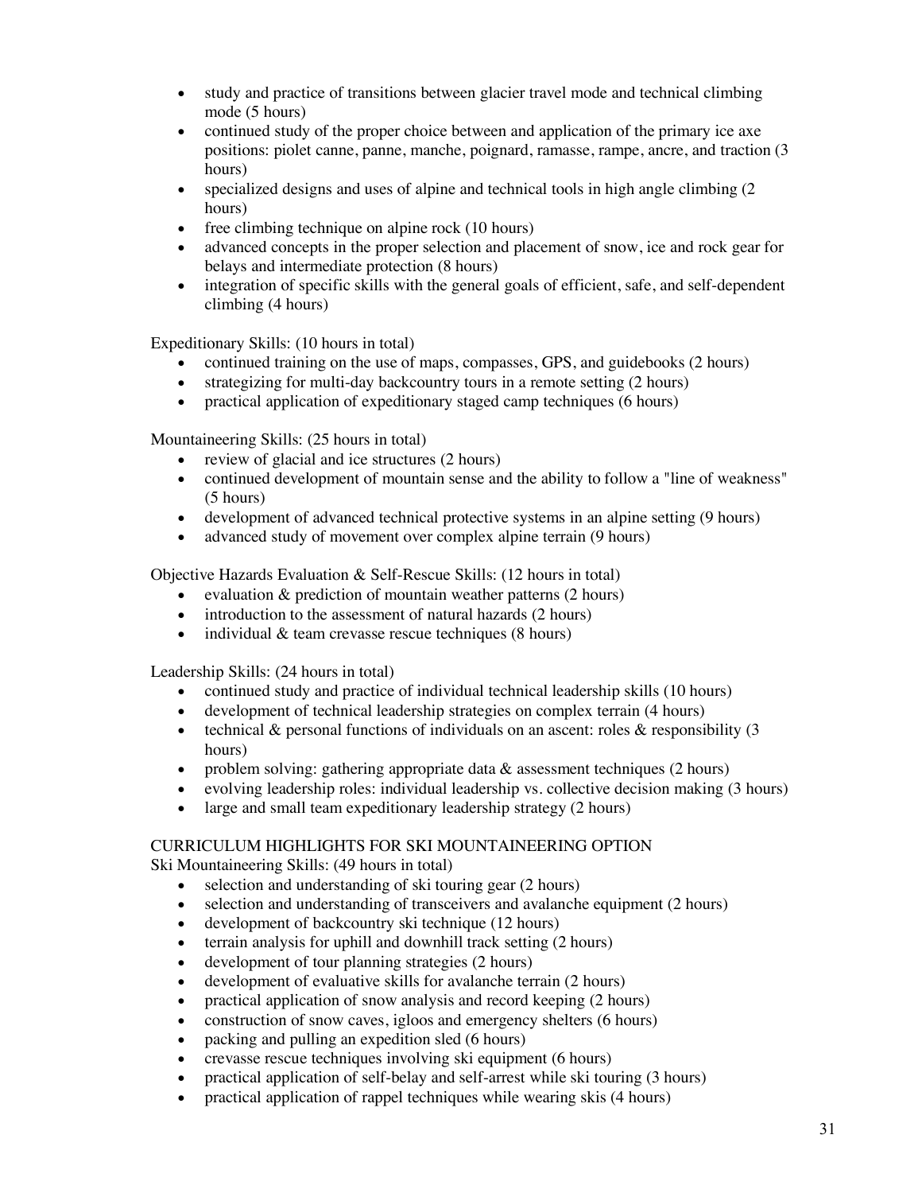- study and practice of transitions between glacier travel mode and technical climbing mode (5 hours)
- continued study of the proper choice between and application of the primary ice axe positions: piolet canne, panne, manche, poignard, ramasse, rampe, ancre, and traction (3 hours)
- specialized designs and uses of alpine and technical tools in high angle climbing (2 hours)
- free climbing technique on alpine rock (10 hours)
- advanced concepts in the proper selection and placement of snow, ice and rock gear for belays and intermediate protection (8 hours)
- integration of specific skills with the general goals of efficient, safe, and self-dependent climbing (4 hours)

Expeditionary Skills: (10 hours in total)

- continued training on the use of maps, compasses, GPS, and guidebooks (2 hours)
- strategizing for multi-day backcountry tours in a remote setting (2 hours)
- practical application of expeditionary staged camp techniques (6 hours)

Mountaineering Skills: (25 hours in total)

- review of glacial and ice structures (2 hours)
- continued development of mountain sense and the ability to follow a "line of weakness" (5 hours)
- development of advanced technical protective systems in an alpine setting (9 hours)
- advanced study of movement over complex alpine terrain (9 hours)

Objective Hazards Evaluation & Self-Rescue Skills: (12 hours in total)

- evaluation & prediction of mountain weather patterns (2 hours)
- introduction to the assessment of natural hazards (2 hours)
- individual & team crevasse rescue techniques (8 hours)

Leadership Skills: (24 hours in total)

- continued study and practice of individual technical leadership skills (10 hours)
- development of technical leadership strategies on complex terrain (4 hours)
- technical & personal functions of individuals on an ascent: roles & responsibility (3 hours)
- problem solving: gathering appropriate data & assessment techniques (2 hours)
- evolving leadership roles: individual leadership vs. collective decision making (3 hours)
- large and small team expeditionary leadership strategy (2 hours)

CURRICULUM HIGHLIGHTS FOR SKI MOUNTAINEERING OPTION

Ski Mountaineering Skills: (49 hours in total)

- selection and understanding of ski touring gear (2 hours)
- selection and understanding of transceivers and avalanche equipment (2 hours)
- development of backcountry ski technique (12 hours)
- terrain analysis for uphill and downhill track setting (2 hours)
- development of tour planning strategies (2 hours)
- development of evaluative skills for avalanche terrain (2 hours)
- practical application of snow analysis and record keeping (2 hours)
- construction of snow caves, igloos and emergency shelters (6 hours)
- packing and pulling an expedition sled (6 hours)
- crevasse rescue techniques involving ski equipment (6 hours)
- practical application of self-belay and self-arrest while ski touring (3 hours)
- practical application of rappel techniques while wearing skis (4 hours)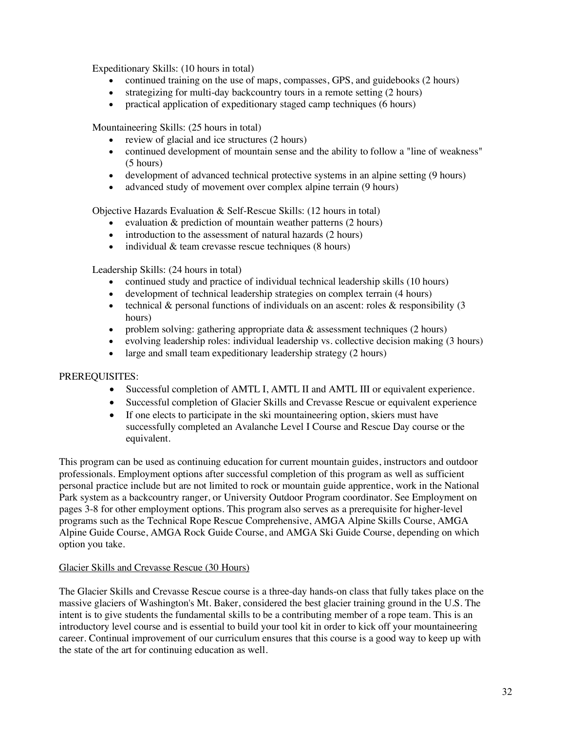Expeditionary Skills: (10 hours in total)

- continued training on the use of maps, compasses, GPS, and guidebooks (2 hours)
- strategizing for multi-day backcountry tours in a remote setting (2 hours)
- practical application of expeditionary staged camp techniques (6 hours)

Mountaineering Skills: (25 hours in total)

- review of glacial and ice structures (2 hours)
- continued development of mountain sense and the ability to follow a "line of weakness" (5 hours)
- development of advanced technical protective systems in an alpine setting (9 hours)
- advanced study of movement over complex alpine terrain (9 hours)

Objective Hazards Evaluation & Self-Rescue Skills: (12 hours in total)

- evaluation & prediction of mountain weather patterns (2 hours)
- introduction to the assessment of natural hazards (2 hours)
- individual & team crevasse rescue techniques (8 hours)

Leadership Skills: (24 hours in total)

- continued study and practice of individual technical leadership skills (10 hours)
- development of technical leadership strategies on complex terrain (4 hours)
- technical & personal functions of individuals on an ascent: roles & responsibility (3 hours)
- problem solving: gathering appropriate data & assessment techniques (2 hours)
- evolving leadership roles: individual leadership vs. collective decision making (3 hours)
- large and small team expeditionary leadership strategy (2 hours)

PREREQUISITES:

- Successful completion of AMTL I, AMTL II and AMTL III or equivalent experience.
- Successful completion of Glacier Skills and Crevasse Rescue or equivalent experience
- If one elects to participate in the ski mountaineering option, skiers must have successfully completed an Avalanche Level I Course and Rescue Day course or the equivalent.

This program can be used as continuing education for current mountain guides, instructors and outdoor professionals. Employment options after successful completion of this program as well as sufficient personal practice include but are not limited to rock or mountain guide apprentice, work in the National Park system as a backcountry ranger, or University Outdoor Program coordinator. See Employment on pages 3-8 for other employment options. This program also serves as a prerequisite for higher-level programs such as the Technical Rope Rescue Comprehensive, AMGA Alpine Skills Course, AMGA Alpine Guide Course, AMGA Rock Guide Course, and AMGA Ski Guide Course, depending on which option you take.

Glacier Skills and Crevasse Rescue (30 Hours)

The Glacier Skills and Crevasse Rescue course is a three-day hands-on class that fully takes place on the massive glaciers of Washington's Mt. Baker, considered the best glacier training ground in the U.S. The intent is to give students the fundamental skills to be a contributing member of a rope team. This is an introductory level course and is essential to build your tool kit in order to kick off your mountaineering career. Continual improvement of our curriculum ensures that this course is a good way to keep up with the state of the art for continuing education as well.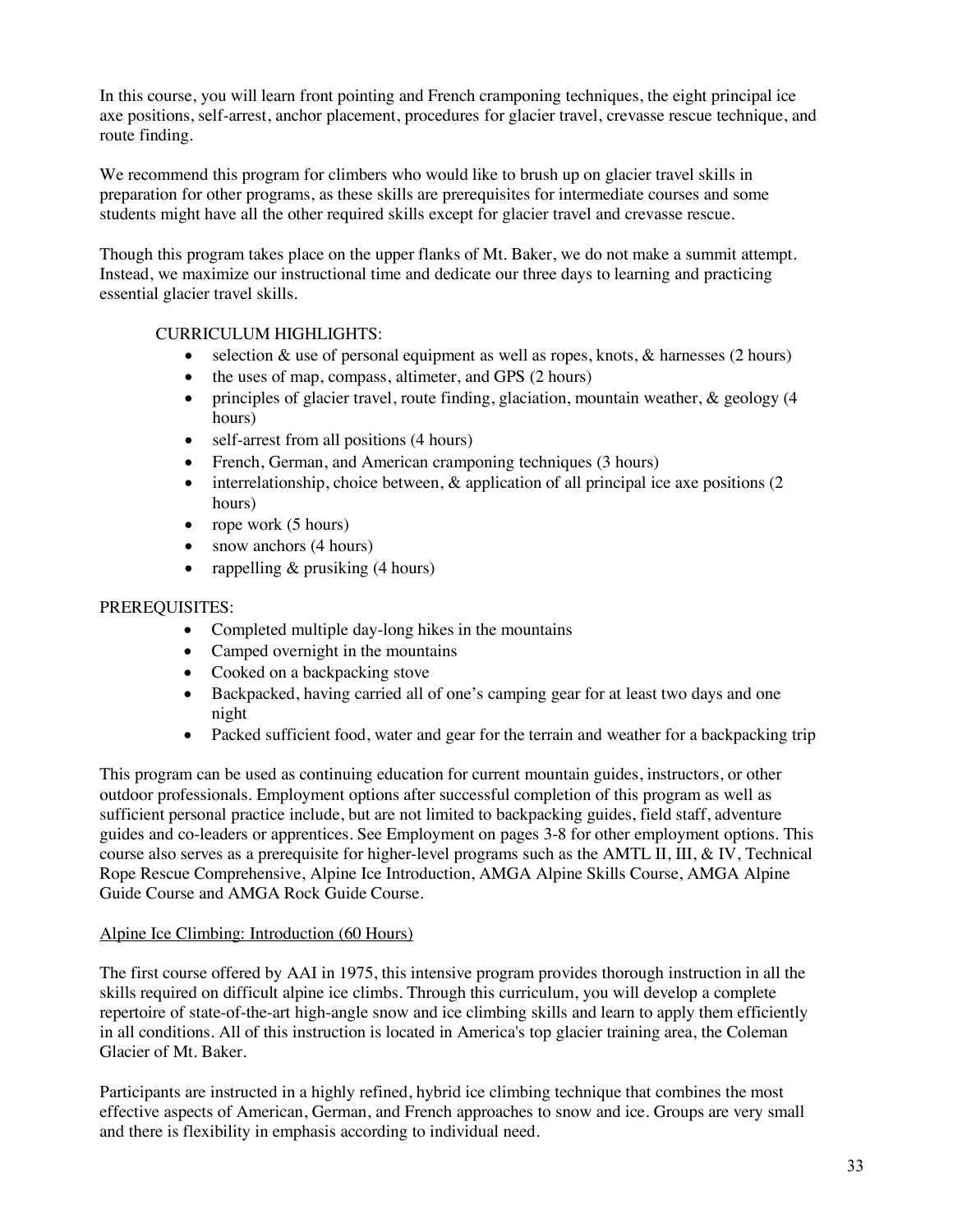In this course, you will learn front pointing and French cramponing techniques, the eight principal ice axe positions, self-arrest, anchor placement, procedures for glacier travel, crevasse rescue technique, and route finding.

We recommend this program for climbers who would like to brush up on glacier travel skills in preparation for other programs, as these skills are prerequisites for intermediate courses and some students might have all the other required skills except for glacier travel and crevasse rescue.

Though this program takes place on the upper flanks of Mt. Baker, we do not make a summit attempt. Instead, we maximize our instructional time and dedicate our three days to learning and practicing essential glacier travel skills.

CURRICULUM HIGHLIGHTS:

- selection & use of personal equipment as well as ropes, knots, & harnesses (2 hours)
- the uses of map, compass, altimeter, and GPS (2 hours)
- principles of glacier travel, route finding, glaciation, mountain weather, & geology (4 hours)
- self-arrest from all positions (4 hours)
- French, German, and American cramponing techniques (3 hours)
- interrelationship, choice between, & application of all principal ice axe positions (2 hours)
- rope work (5 hours)
- snow anchors (4 hours)
- rappelling & prusiking (4 hours)

PREREQUISITES:

- Completed multiple day-long hikes in the mountains
- Camped overnight in the mountains
- Cooked on a backpacking stove
- Backpacked, having carried all of one's camping gear for at least two days and one night
- Packed sufficient food, water and gear for the terrain and weather for a backpacking trip

This program can be used as continuing education for current mountain guides, instructors, or other outdoor professionals. Employment options after successful completion of this program as well as sufficient personal practice include, but are not limited to backpacking guides, field staff, adventure guides and co-leaders or apprentices. See Employment on pages 3-8 for other employment options. This course also serves as a prerequisite for higher-level programs such as the AMTL II, III, & IV, Technical Rope Rescue Comprehensive, Alpine Ice Introduction, AMGA Alpine Skills Course, AMGA Alpine Guide Course and AMGA Rock Guide Course.

Alpine Ice Climbing: Introduction (60 Hours)

The first course offered by AAI in 1975, this intensive program provides thorough instruction in all the skills required on difficult alpine ice climbs. Through this curriculum, you will develop a complete repertoire of state-of-the-art high-angle snow and ice climbing skills and learn to apply them efficiently in all conditions. All of this instruction is located in America's top glacier training area, the Coleman Glacier of Mt. Baker.

Participants are instructed in a highly refined, hybrid ice climbing technique that combines the most effective aspects of American, German, and French approaches to snow and ice. Groups are very small and there is flexibility in emphasis according to individual need.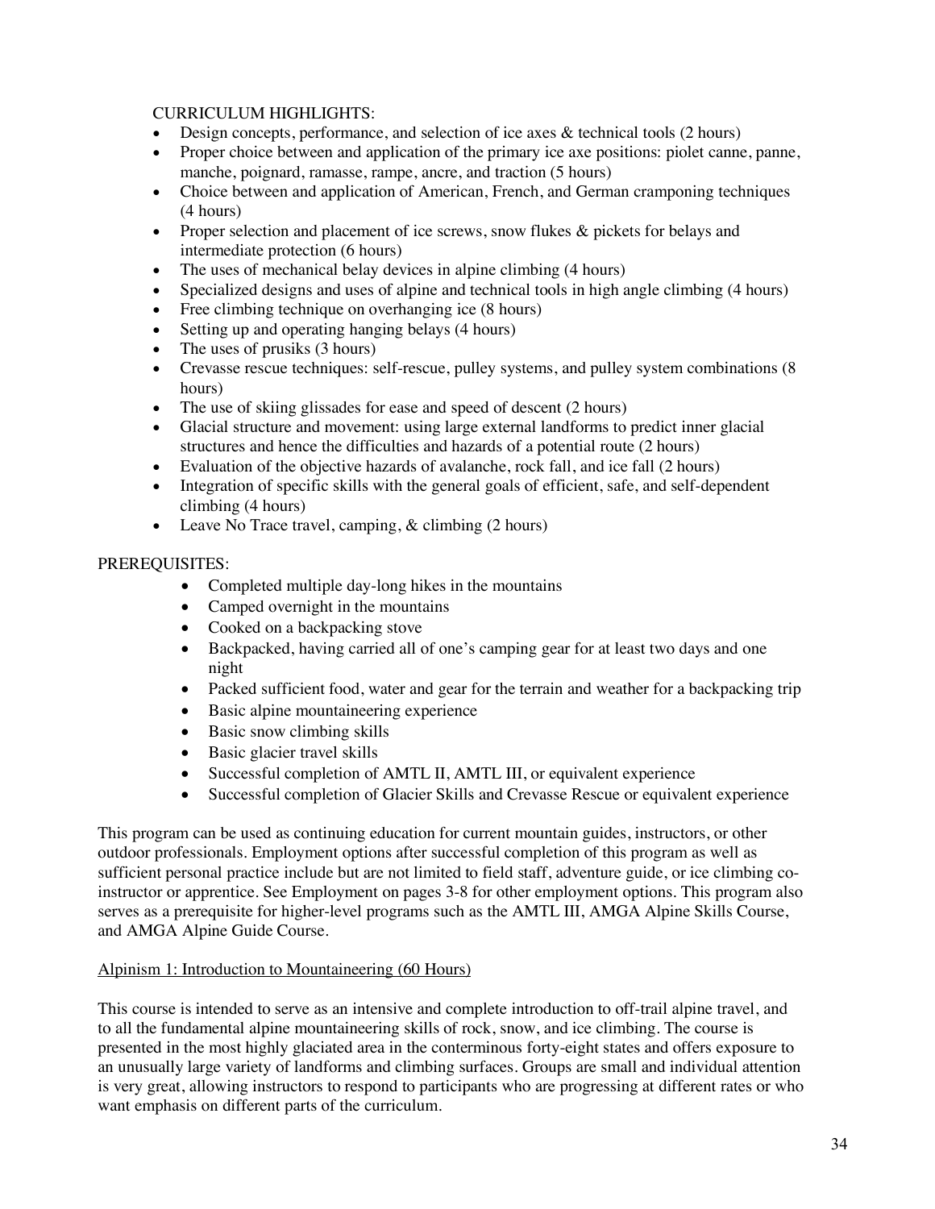CURRICULUM HIGHLIGHTS:

- Design concepts, performance, and selection of ice axes & technical tools (2 hours)
- Proper choice between and application of the primary ice axe positions: piolet canne, panne, manche, poignard, ramasse, rampe, ancre, and traction (5 hours)
- Choice between and application of American, French, and German cramponing techniques (4 hours)
- Proper selection and placement of ice screws, snow flukes & pickets for belays and intermediate protection (6 hours)
- The uses of mechanical belay devices in alpine climbing (4 hours)
- Specialized designs and uses of alpine and technical tools in high angle climbing (4 hours)
- Free climbing technique on overhanging ice (8 hours)
- Setting up and operating hanging belays (4 hours)
- The uses of prusiks (3 hours)
- Crevasse rescue techniques: self-rescue, pulley systems, and pulley system combinations (8 hours)
- The use of skiing glissades for ease and speed of descent (2 hours)
- Glacial structure and movement: using large external landforms to predict inner glacial structures and hence the difficulties and hazards of a potential route (2 hours)
- Evaluation of the objective hazards of avalanche, rock fall, and ice fall (2 hours)
- Integration of specific skills with the general goals of efficient, safe, and self-dependent climbing (4 hours)
- Leave No Trace travel, camping, & climbing (2 hours)

PREREQUISITES:

- Completed multiple day-long hikes in the mountains
- Camped overnight in the mountains
- Cooked on a backpacking stove
- Backpacked, having carried all of one's camping gear for at least two days and one night
- Packed sufficient food, water and gear for the terrain and weather for a backpacking trip
- Basic alpine mountaineering experience
- Basic snow climbing skills
- Basic glacier travel skills
- Successful completion of AMTL II, AMTL III, or equivalent experience
- Successful completion of Glacier Skills and Crevasse Rescue or equivalent experience

This program can be used as continuing education for current mountain guides, instructors, or other outdoor professionals. Employment options after successful completion of this program as well as sufficient personal practice include but are not limited to field staff, adventure guide, or ice climbing co-instructor or apprentice. See Employment on pages 3-8 for other employment options. This program also serves as a prerequisite for higher-level programs such as the AMTL III, AMGA Alpine Skills Course, and AMGA Alpine Guide Course.

<u>Alpinism 1: Introduction to Mountaineering (60 Hours)</u>

This course is intended to serve as an intensive and complete introduction to off-trail alpine travel, and to all the fundamental alpine mountaineering skills of rock, snow, and ice climbing. The course is presented in the most highly glaciated area in the conterminous forty-eight states and offers exposure to an unusually large variety of landforms and climbing surfaces. Groups are small and individual attention is very great, allowing instructors to respond to participants who are progressing at different rates or who want emphasis on different parts of the curriculum.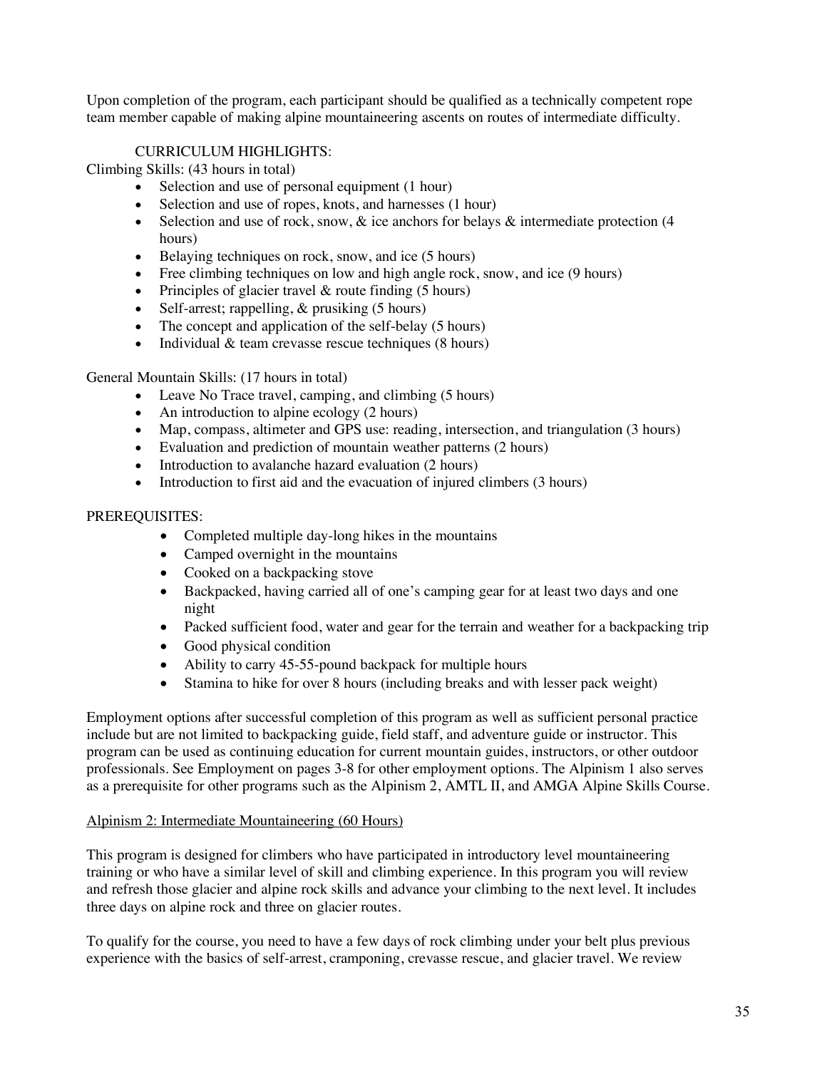Upon completion of the program, each participant should be qualified as a technically competent rope team member capable of making alpine mountaineering ascents on routes of intermediate difficulty.

CURRICULUM HIGHLIGHTS:

Climbing Skills: (43 hours in total)

- Selection and use of personal equipment (1 hour)
- Selection and use of ropes, knots, and harnesses (1 hour)
- Selection and use of rock, snow, & ice anchors for belays & intermediate protection (4 hours)
- Belaying techniques on rock, snow, and ice (5 hours)
- Free climbing techniques on low and high angle rock, snow, and ice (9 hours)
- Principles of glacier travel & route finding (5 hours)
- Self-arrest; rappelling, & prusiking (5 hours)
- The concept and application of the self-belay (5 hours)
- Individual & team crevasse rescue techniques (8 hours)

General Mountain Skills: (17 hours in total)

- Leave No Trace travel, camping, and climbing (5 hours)
- An introduction to alpine ecology (2 hours)
- Map, compass, altimeter and GPS use: reading, intersection, and triangulation (3 hours)
- Evaluation and prediction of mountain weather patterns (2 hours)
- Introduction to avalanche hazard evaluation (2 hours)
- Introduction to first aid and the evacuation of injured climbers (3 hours)

PREREQUISITES:

- Completed multiple day-long hikes in the mountains
- Camped overnight in the mountains
- Cooked on a backpacking stove
- Backpacked, having carried all of one's camping gear for at least two days and one night
- Packed sufficient food, water and gear for the terrain and weather for a backpacking trip
- Good physical condition
- Ability to carry 45-55-pound backpack for multiple hours
- Stamina to hike for over 8 hours (including breaks and with lesser pack weight)

Employment options after successful completion of this program as well as sufficient personal practice include but are not limited to backpacking guide, field staff, and adventure guide or instructor. This program can be used as continuing education for current mountain guides, instructors, or other outdoor professionals. See Employment on pages 3-8 for other employment options. The Alpinism 1 also serves as a prerequisite for other programs such as the Alpinism 2, AMTL II, and AMGA Alpine Skills Course.

<u>Alpinism 2: Intermediate Mountaineering (60 Hours)</u>

This program is designed for climbers who have participated in introductory level mountaineering training or who have a similar level of skill and climbing experience. In this program you will review and refresh those glacier and alpine rock skills and advance your climbing to the next level. It includes three days on alpine rock and three on glacier routes.

To qualify for the course, you need to have a few days of rock climbing under your belt plus previous experience with the basics of self-arrest, cramponing, crevasse rescue, and glacier travel. We review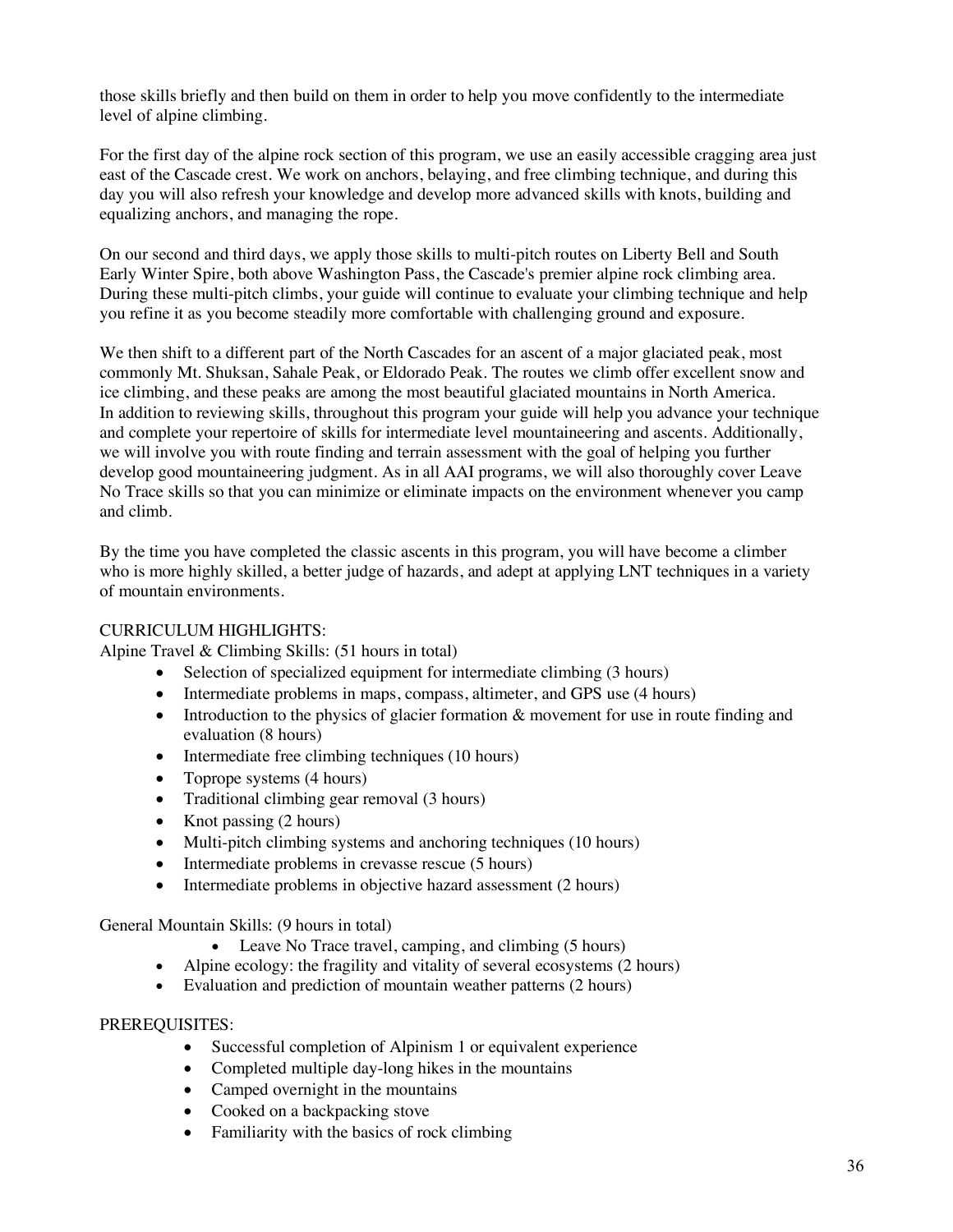those skills briefly and then build on them in order to help you move confidently to the intermediate level of alpine climbing.

For the first day of the alpine rock section of this program, we use an easily accessible cragging area just east of the Cascade crest. We work on anchors, belaying, and free climbing technique, and during this day you will also refresh your knowledge and develop more advanced skills with knots, building and equalizing anchors, and managing the rope.

On our second and third days, we apply those skills to multi-pitch routes on Liberty Bell and South Early Winter Spire, both above Washington Pass, the Cascade's premier alpine rock climbing area. During these multi-pitch climbs, your guide will continue to evaluate your climbing technique and help you refine it as you become steadily more comfortable with challenging ground and exposure.

We then shift to a different part of the North Cascades for an ascent of a major glaciated peak, most commonly Mt. Shuksan, Sahale Peak, or Eldorado Peak. The routes we climb offer excellent snow and ice climbing, and these peaks are among the most beautiful glaciated mountains in North America. In addition to reviewing skills, throughout this program your guide will help you advance your technique and complete your repertoire of skills for intermediate level mountaineering and ascents. Additionally, we will involve you with route finding and terrain assessment with the goal of helping you further develop good mountaineering judgment. As in all AAI programs, we will also thoroughly cover Leave No Trace skills so that you can minimize or eliminate impacts on the environment whenever you camp and climb.

By the time you have completed the classic ascents in this program, you will have become a climber who is more highly skilled, a better judge of hazards, and adept at applying LNT techniques in a variety of mountain environments.

CURRICULUM HIGHLIGHTS:

Alpine Travel & Climbing Skills: (51 hours in total)

- Selection of specialized equipment for intermediate climbing (3 hours)
- Intermediate problems in maps, compass, altimeter, and GPS use (4 hours)
- Introduction to the physics of glacier formation & movement for use in route finding and evaluation (8 hours)
- Intermediate free climbing techniques (10 hours)
- Toprope systems (4 hours)
- Traditional climbing gear removal (3 hours)
- Knot passing (2 hours)
- Multi-pitch climbing systems and anchoring techniques (10 hours)
- Intermediate problems in crevasse rescue (5 hours)
- Intermediate problems in objective hazard assessment (2 hours)

General Mountain Skills: (9 hours in total)

- Leave No Trace travel, camping, and climbing (5 hours)
- Alpine ecology: the fragility and vitality of several ecosystems (2 hours)
- Evaluation and prediction of mountain weather patterns (2 hours)

PREREQUISITES:

- Successful completion of Alpinism 1 or equivalent experience
- Completed multiple day-long hikes in the mountains
- Camped overnight in the mountains
- Cooked on a backpacking stove
- Familiarity with the basics of rock climbing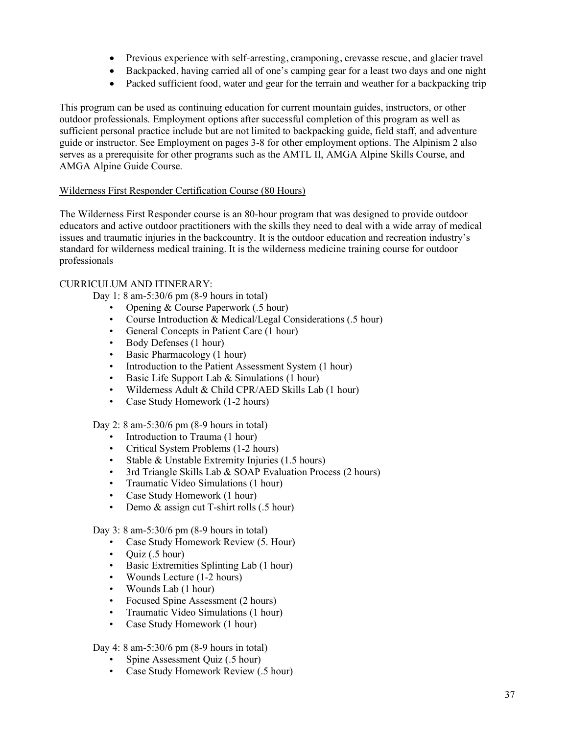- Previous experience with self-arresting, cramponing, crevasse rescue, and glacier travel
- Backpacked, having carried all of one's camping gear for a least two days and one night
- Packed sufficient food, water and gear for the terrain and weather for a backpacking trip

This program can be used as continuing education for current mountain guides, instructors, or other outdoor professionals. Employment options after successful completion of this program as well as sufficient personal practice include but are not limited to backpacking guide, field staff, and adventure guide or instructor. See Employment on pages 3-8 for other employment options. The Alpinism 2 also serves as a prerequisite for other programs such as the AMTL II, AMGA Alpine Skills Course, and AMGA Alpine Guide Course.

Wilderness First Responder Certification Course (80 Hours)

The Wilderness First Responder course is an 80-hour program that was designed to provide outdoor educators and active outdoor practitioners with the skills they need to deal with a wide array of medical issues and traumatic injuries in the backcountry. It is the outdoor education and recreation industry's standard for wilderness medical training. It is the wilderness medicine training course for outdoor professionals

CURRICULUM AND ITINERARY:

Day 1: 8 am-5:30/6 pm (8-9 hours in total)

- Opening & Course Paperwork (.5 hour)
- Course Introduction & Medical/Legal Considerations (.5 hour)
- General Concepts in Patient Care (1 hour)
- Body Defenses (1 hour)
- Basic Pharmacology (1 hour)
- Introduction to the Patient Assessment System (1 hour)
- Basic Life Support Lab & Simulations (1 hour)
- Wilderness Adult & Child CPR/AED Skills Lab (1 hour)
- Case Study Homework (1-2 hours)

Day 2: 8 am-5:30/6 pm (8-9 hours in total)

- Introduction to Trauma (1 hour)
- Critical System Problems (1-2 hours)
- Stable & Unstable Extremity Injuries (1.5 hours)
- 3rd Triangle Skills Lab & SOAP Evaluation Process (2 hours)
- Traumatic Video Simulations (1 hour)
- Case Study Homework (1 hour)
- Demo & assign cut T-shirt rolls (.5 hour)

Day 3: 8 am-5:30/6 pm (8-9 hours in total)

- Case Study Homework Review (5. Hour)
- Quiz (.5 hour)
- Basic Extremities Splinting Lab (1 hour)
- Wounds Lecture (1-2 hours)
- Wounds Lab (1 hour)
- Focused Spine Assessment (2 hours)
- Traumatic Video Simulations (1 hour)
- Case Study Homework (1 hour)

Day 4: 8 am-5:30/6 pm (8-9 hours in total)

- Spine Assessment Quiz (.5 hour)
- Case Study Homework Review (.5 hour)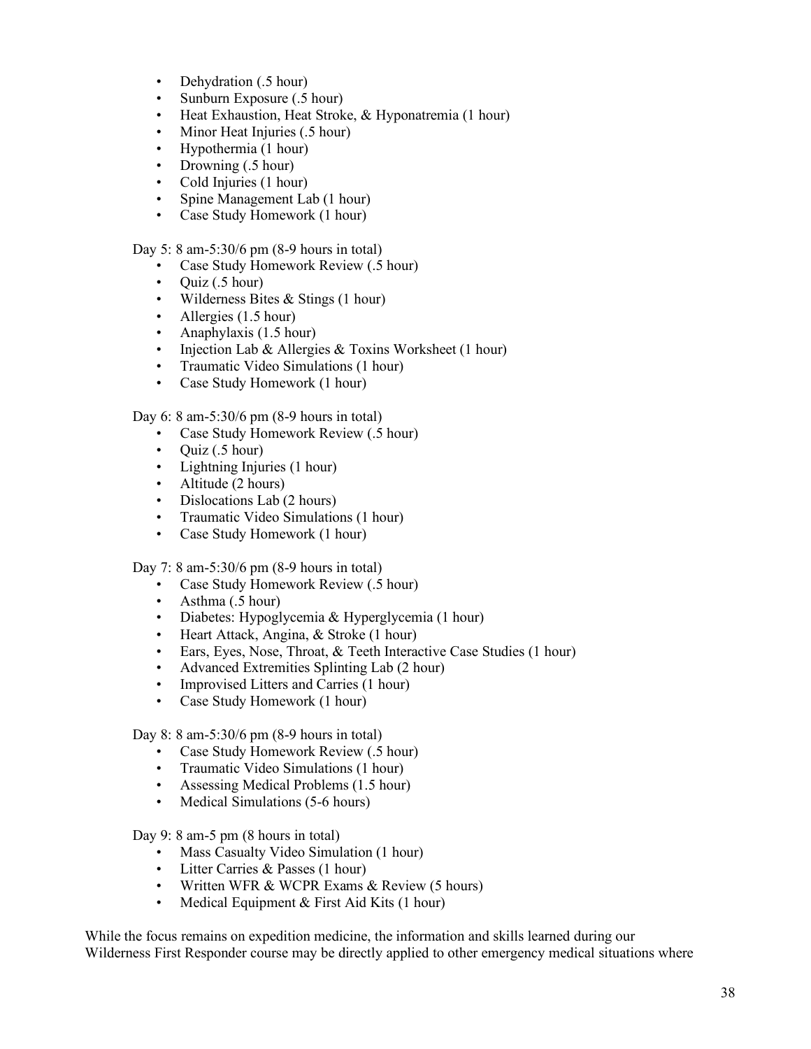- Dehydration (.5 hour)
- Sunburn Exposure (.5 hour)
- Heat Exhaustion, Heat Stroke, & Hyponatremia (1 hour)
- Minor Heat Injuries (.5 hour)
- Hypothermia (1 hour)
- Drowning (.5 hour)
- Cold Injuries (1 hour)
- Spine Management Lab (1 hour)
- Case Study Homework (1 hour)

Day 5: 8 am-5:30/6 pm (8-9 hours in total)

- Case Study Homework Review (.5 hour)
- Quiz (.5 hour)
- Wilderness Bites & Stings (1 hour)
- Allergies (1.5 hour)
- Anaphylaxis (1.5 hour)
- Injection Lab & Allergies & Toxins Worksheet (1 hour)
- Traumatic Video Simulations (1 hour)
- Case Study Homework (1 hour)

Day 6: 8 am-5:30/6 pm (8-9 hours in total)

- Case Study Homework Review (.5 hour)
- Quiz (.5 hour)
- Lightning Injuries (1 hour)
- Altitude (2 hours)
- Dislocations Lab (2 hours)
- Traumatic Video Simulations (1 hour)
- Case Study Homework (1 hour)

Day 7: 8 am-5:30/6 pm (8-9 hours in total)

- Case Study Homework Review (.5 hour)
- Asthma (.5 hour)
- Diabetes: Hypoglycemia & Hyperglycemia (1 hour)
- Heart Attack, Angina, & Stroke (1 hour)
- Ears, Eyes, Nose, Throat, & Teeth Interactive Case Studies (1 hour)
- Advanced Extremities Splinting Lab (2 hour)
- Improvised Litters and Carries (1 hour)
- Case Study Homework (1 hour)

Day 8: 8 am-5:30/6 pm (8-9 hours in total)

- Case Study Homework Review (.5 hour)
- Traumatic Video Simulations (1 hour)
- Assessing Medical Problems (1.5 hour)
- Medical Simulations (5-6 hours)

Day 9: 8 am-5 pm (8 hours in total)

- Mass Casualty Video Simulation (1 hour)
- Litter Carries & Passes (1 hour)
- Written WFR & WCPR Exams & Review (5 hours)
- Medical Equipment & First Aid Kits (1 hour)

While the focus remains on expedition medicine, the information and skills learned during our Wilderness First Responder course may be directly applied to other emergency medical situations where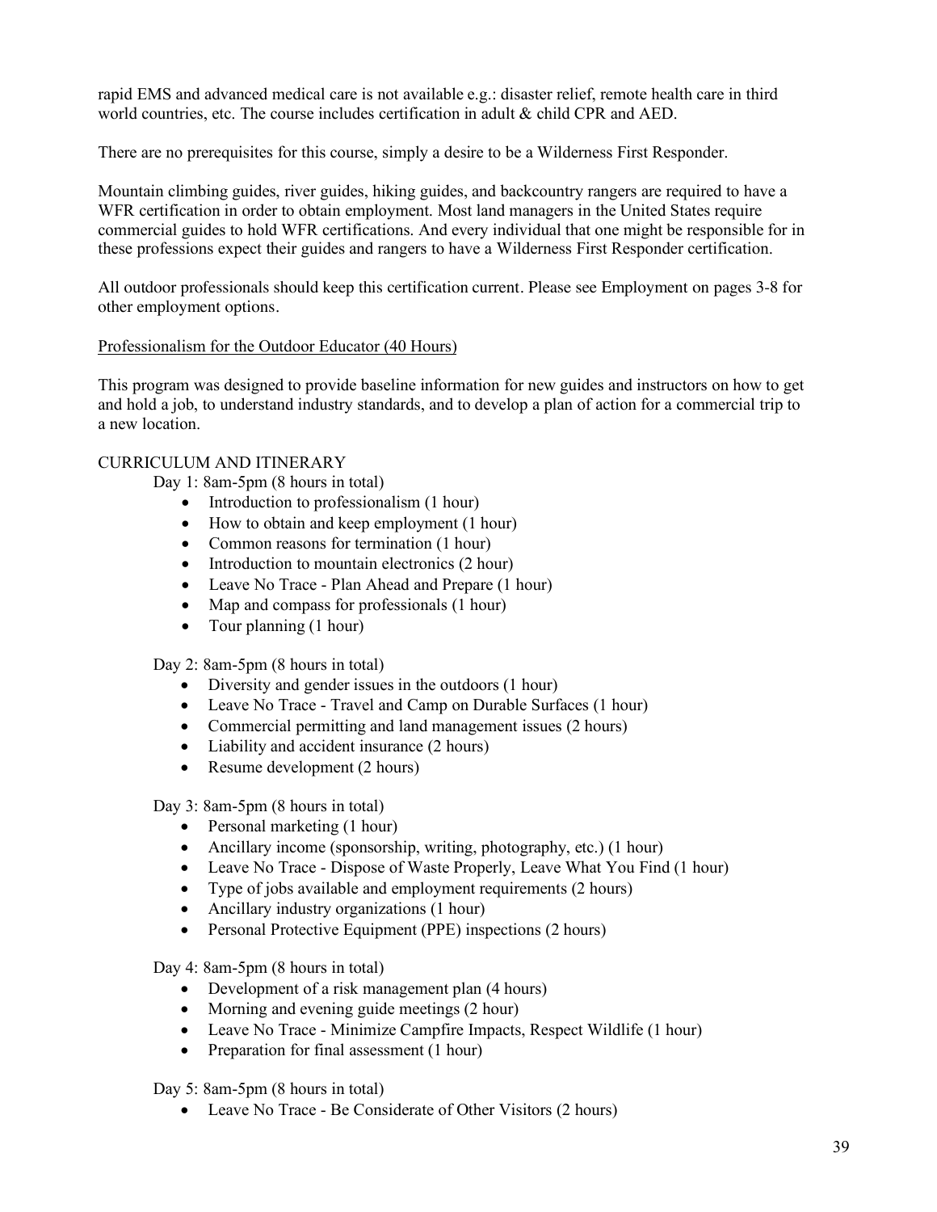rapid EMS and advanced medical care is not available e.g.: disaster relief, remote health care in third world countries, etc. The course includes certification in adult & child CPR and AED.

There are no prerequisites for this course, simply a desire to be a Wilderness First Responder.

Mountain climbing guides, river guides, hiking guides, and backcountry rangers are required to have a WFR certification in order to obtain employment. Most land managers in the United States require commercial guides to hold WFR certifications. And every individual that one might be responsible for in these professions expect their guides and rangers to have a Wilderness First Responder certification.

All outdoor professionals should keep this certification current. Please see Employment on pages 3-8 for other employment options.

<u>Professionalism for the Outdoor Educator (40 Hours)</u>

This program was designed to provide baseline information for new guides and instructors on how to get and hold a job, to understand industry standards, and to develop a plan of action for a commercial trip to a new location.

CURRICULUM AND ITINERARY

Day 1: 8am-5pm (8 hours in total)

- Introduction to professionalism (1 hour)
- How to obtain and keep employment (1 hour)
- Common reasons for termination (1 hour)
- Introduction to mountain electronics (2 hour)
- Leave No Trace - Plan Ahead and Prepare (1 hour)
- Map and compass for professionals (1 hour)
- Tour planning (1 hour)

Day 2: 8am-5pm (8 hours in total)

- Diversity and gender issues in the outdoors (1 hour)
- Leave No Trace - Travel and Camp on Durable Surfaces (1 hour)
- Commercial permitting and land management issues (2 hours)
- Liability and accident insurance (2 hours)
- Resume development (2 hours)

Day 3: 8am-5pm (8 hours in total)

- Personal marketing (1 hour)
- Ancillary income (sponsorship, writing, photography, etc.) (1 hour)
- Leave No Trace - Dispose of Waste Properly, Leave What You Find (1 hour)
- Type of jobs available and employment requirements (2 hours)
- Ancillary industry organizations (1 hour)
- Personal Protective Equipment (PPE) inspections (2 hours)

Day 4: 8am-5pm (8 hours in total)

- Development of a risk management plan (4 hours)
- Morning and evening guide meetings (2 hour)
- Leave No Trace - Minimize Campfire Impacts, Respect Wildlife (1 hour)
- Preparation for final assessment (1 hour)

Day 5: 8am-5pm (8 hours in total)

- Leave No Trace - Be Considerate of Other Visitors (2 hours)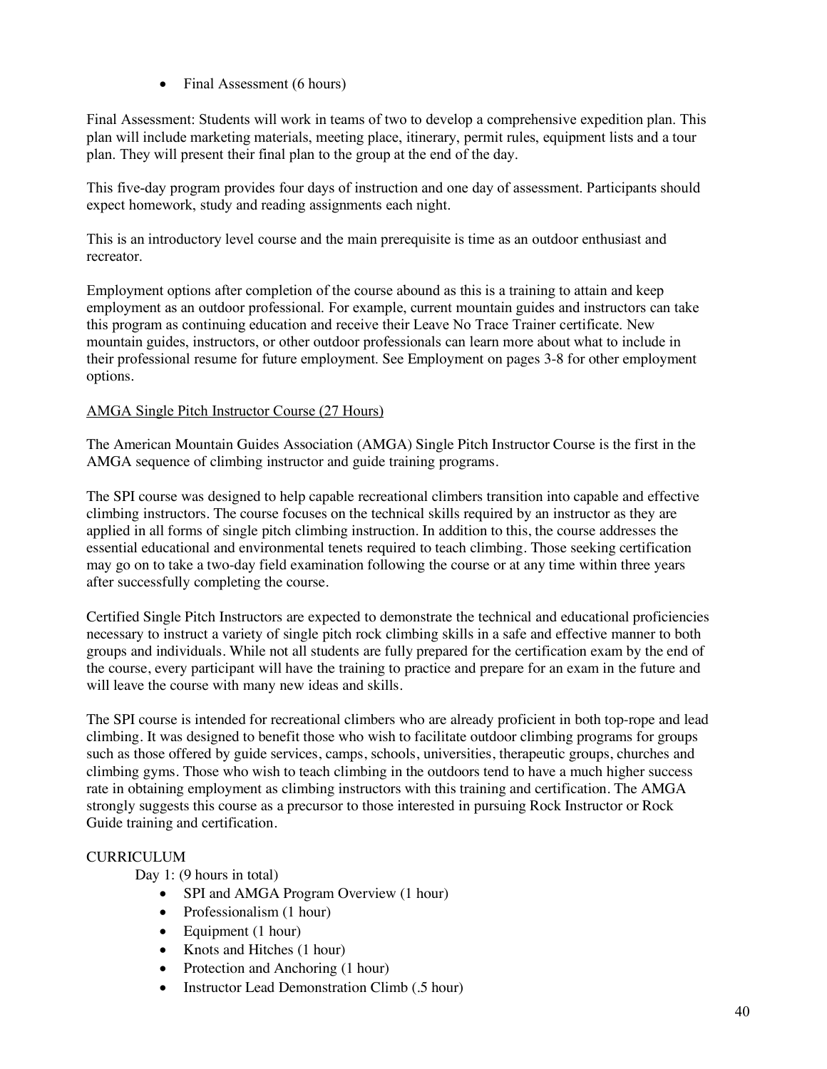- Final Assessment (6 hours)

Final Assessment: Students will work in teams of two to develop a comprehensive expedition plan. This plan will include marketing materials, meeting place, itinerary, permit rules, equipment lists and a tour plan. They will present their final plan to the group at the end of the day.

This five-day program provides four days of instruction and one day of assessment. Participants should expect homework, study and reading assignments each night.

This is an introductory level course and the main prerequisite is time as an outdoor enthusiast and recreator.

Employment options after completion of the course abound as this is a training to attain and keep employment as an outdoor professional. For example, current mountain guides and instructors can take this program as continuing education and receive their Leave No Trace Trainer certificate. New mountain guides, instructors, or other outdoor professionals can learn more about what to include in their professional resume for future employment. See Employment on pages 3-8 for other employment options.

<u>AMGA Single Pitch Instructor Course (27 Hours)</u>

The American Mountain Guides Association (AMGA) Single Pitch Instructor Course is the first in the AMGA sequence of climbing instructor and guide training programs.

The SPI course was designed to help capable recreational climbers transition into capable and effective climbing instructors. The course focuses on the technical skills required by an instructor as they are applied in all forms of single pitch climbing instruction. In addition to this, the course addresses the essential educational and environmental tenets required to teach climbing. Those seeking certification may go on to take a two-day field examination following the course or at any time within three years after successfully completing the course.

Certified Single Pitch Instructors are expected to demonstrate the technical and educational proficiencies necessary to instruct a variety of single pitch rock climbing skills in a safe and effective manner to both groups and individuals. While not all students are fully prepared for the certification exam by the end of the course, every participant will have the training to practice and prepare for an exam in the future and will leave the course with many new ideas and skills.

The SPI course is intended for recreational climbers who are already proficient in both top-rope and lead climbing. It was designed to benefit those who wish to facilitate outdoor climbing programs for groups such as those offered by guide services, camps, schools, universities, therapeutic groups, churches and climbing gyms. Those who wish to teach climbing in the outdoors tend to have a much higher success rate in obtaining employment as climbing instructors with this training and certification. The AMGA strongly suggests this course as a precursor to those interested in pursuing Rock Instructor or Rock Guide training and certification.

CURRICULUM

Day 1: (9 hours in total)

- SPI and AMGA Program Overview (1 hour)
- Professionalism (1 hour)
- Equipment (1 hour)
- Knots and Hitches (1 hour)
- Protection and Anchoring (1 hour)
- Instructor Lead Demonstration Climb (.5 hour)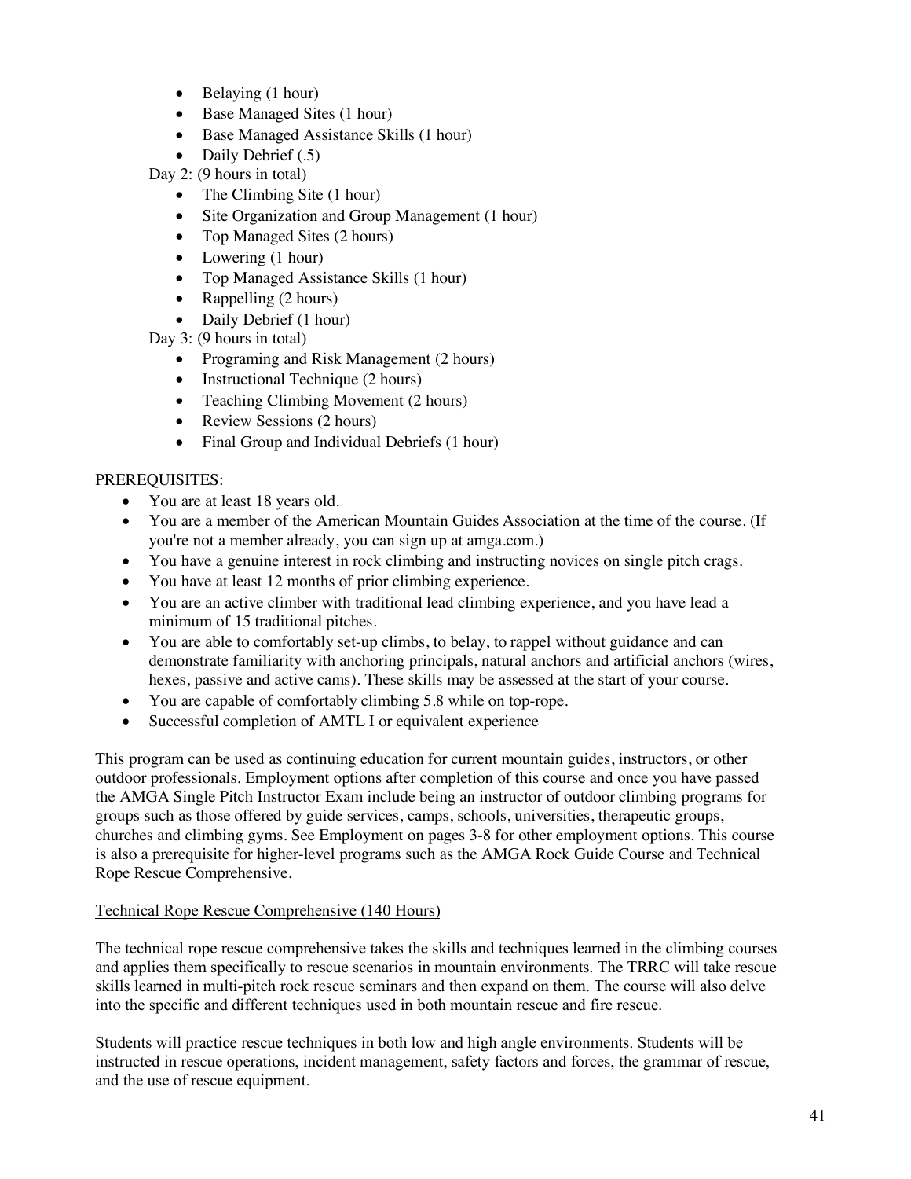- Belaying (1 hour)
- Base Managed Sites (1 hour)
- Base Managed Assistance Skills (1 hour)
- Daily Debrief (.5)

Day 2: (9 hours in total)

- The Climbing Site (1 hour)
- Site Organization and Group Management (1 hour)
- Top Managed Sites (2 hours)
- Lowering (1 hour)
- Top Managed Assistance Skills (1 hour)
- Rappelling (2 hours)
- Daily Debrief (1 hour)

Day 3: (9 hours in total)

- Programing and Risk Management (2 hours)
- Instructional Technique (2 hours)
- Teaching Climbing Movement (2 hours)
- Review Sessions (2 hours)
- Final Group and Individual Debriefs (1 hour)

PREREQUISITES:

- You are at least 18 years old.
- You are a member of the American Mountain Guides Association at the time of the course. (If you're not a member already, you can sign up at amga.com.)
- You have a genuine interest in rock climbing and instructing novices on single pitch crags.
- You have at least 12 months of prior climbing experience.
- You are an active climber with traditional lead climbing experience, and you have lead a minimum of 15 traditional pitches.
- You are able to comfortably set-up climbs, to belay, to rappel without guidance and can demonstrate familiarity with anchoring principals, natural anchors and artificial anchors (wires, hexes, passive and active cams). These skills may be assessed at the start of your course.
- You are capable of comfortably climbing 5.8 while on top-rope.
- Successful completion of AMTL I or equivalent experience

This program can be used as continuing education for current mountain guides, instructors, or other outdoor professionals. Employment options after completion of this course and once you have passed the AMGA Single Pitch Instructor Exam include being an instructor of outdoor climbing programs for groups such as those offered by guide services, camps, schools, universities, therapeutic groups, churches and climbing gyms. See Employment on pages 3-8 for other employment options. This course is also a prerequisite for higher-level programs such as the AMGA Rock Guide Course and Technical Rope Rescue Comprehensive.

Technical Rope Rescue Comprehensive (140 Hours)

The technical rope rescue comprehensive takes the skills and techniques learned in the climbing courses and applies them specifically to rescue scenarios in mountain environments. The TRRC will take rescue skills learned in multi-pitch rock rescue seminars and then expand on them. The course will also delve into the specific and different techniques used in both mountain rescue and fire rescue.

Students will practice rescue techniques in both low and high angle environments. Students will be instructed in rescue operations, incident management, safety factors and forces, the grammar of rescue, and the use of rescue equipment.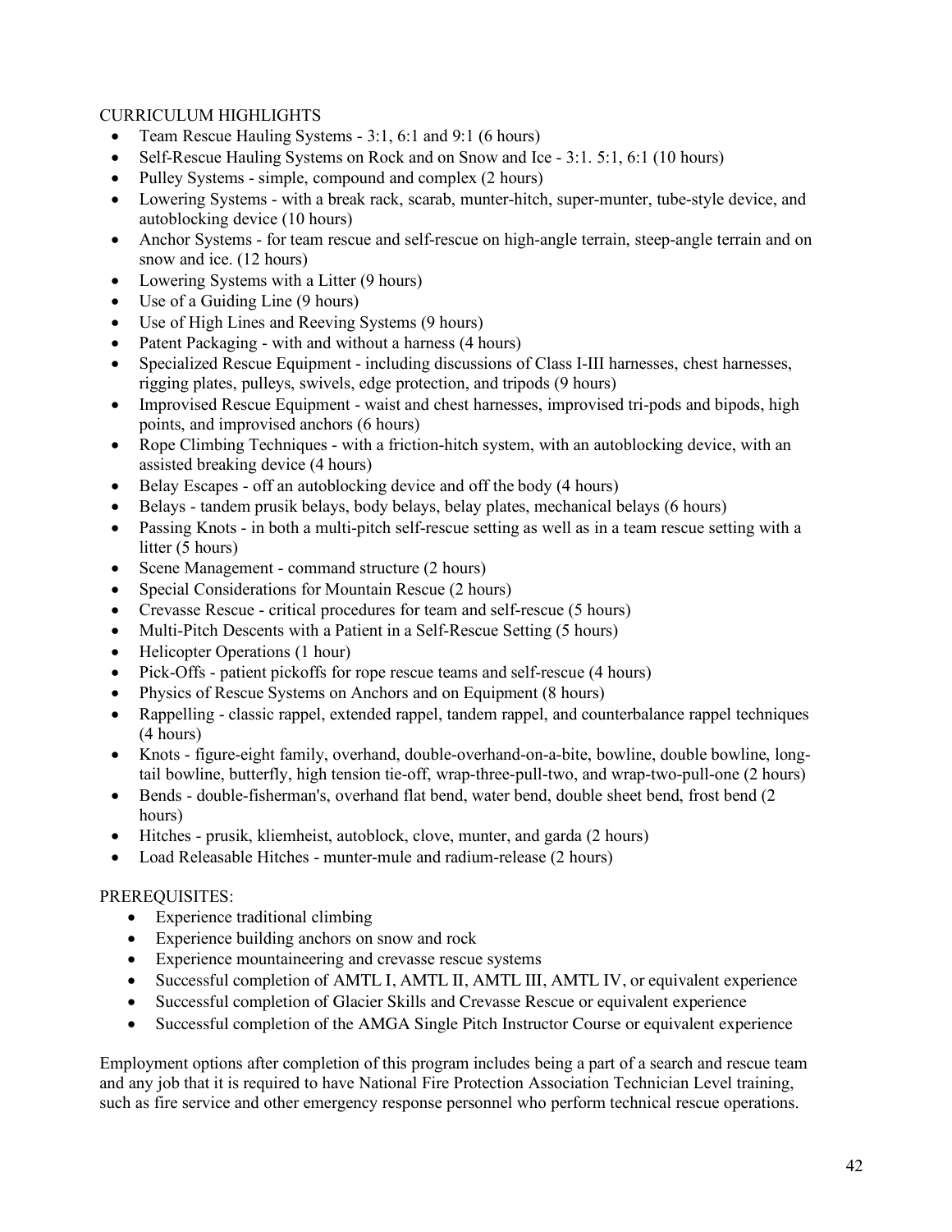CURRICULUM HIGHLIGHTS

- Team Rescue Hauling Systems - 3:1, 6:1 and 9:1 (6 hours)
- Self-Rescue Hauling Systems on Rock and on Snow and Ice - 3:1. 5:1, 6:1 (10 hours)
- Pulley Systems - simple, compound and complex (2 hours)
- Lowering Systems - with a break rack, scarab, munter-hitch, super-munter, tube-style device, and autoblocking device (10 hours)
- Anchor Systems - for team rescue and self-rescue on high-angle terrain, steep-angle terrain and on snow and ice. (12 hours)
- Lowering Systems with a Litter (9 hours)
- Use of a Guiding Line (9 hours)
- Use of High Lines and Reeving Systems (9 hours)
- Patent Packaging - with and without a harness (4 hours)
- Specialized Rescue Equipment - including discussions of Class I-III harnesses, chest harnesses, rigging plates, pulleys, swivels, edge protection, and tripods (9 hours)
- Improvised Rescue Equipment - waist and chest harnesses, improvised tri-pods and bipods, high points, and improvised anchors (6 hours)
- Rope Climbing Techniques - with a friction-hitch system, with an autoblocking device, with an assisted breaking device (4 hours)
- Belay Escapes - off an autoblocking device and off the body (4 hours)
- Belays - tandem prusik belays, body belays, belay plates, mechanical belays (6 hours)
- Passing Knots - in both a multi-pitch self-rescue setting as well as in a team rescue setting with a litter (5 hours)
- Scene Management - command structure (2 hours)
- Special Considerations for Mountain Rescue (2 hours)
- Crevasse Rescue - critical procedures for team and self-rescue (5 hours)
- Multi-Pitch Descents with a Patient in a Self-Rescue Setting (5 hours)
- Helicopter Operations (1 hour)
- Pick-Offs - patient pickoffs for rope rescue teams and self-rescue (4 hours)
- Physics of Rescue Systems on Anchors and on Equipment (8 hours)
- Rappelling - classic rappel, extended rappel, tandem rappel, and counterbalance rappel techniques (4 hours)
- Knots - figure-eight family, overhand, double-overhand-on-a-bite, bowline, double bowline, long-tail bowline, butterfly, high tension tie-off, wrap-three-pull-two, and wrap-two-pull-one (2 hours)
- Bends - double-fisherman's, overhand flat bend, water bend, double sheet bend, frost bend (2 hours)
- Hitches - prusik, kliemheist, autoblock, clove, munter, and garda (2 hours)
- Load Releasable Hitches - munter-mule and radium-release (2 hours)

PREREQUISITES:

- Experience traditional climbing
- Experience building anchors on snow and rock
- Experience mountaineering and crevasse rescue systems
- Successful completion of AMTL I, AMTL II, AMTL III, AMTL IV, or equivalent experience
- Successful completion of Glacier Skills and Crevasse Rescue or equivalent experience
- Successful completion of the AMGA Single Pitch Instructor Course or equivalent experience

Employment options after completion of this program includes being a part of a search and rescue team and any job that it is required to have National Fire Protection Association Technician Level training, such as fire service and other emergency response personnel who perform technical rescue operations.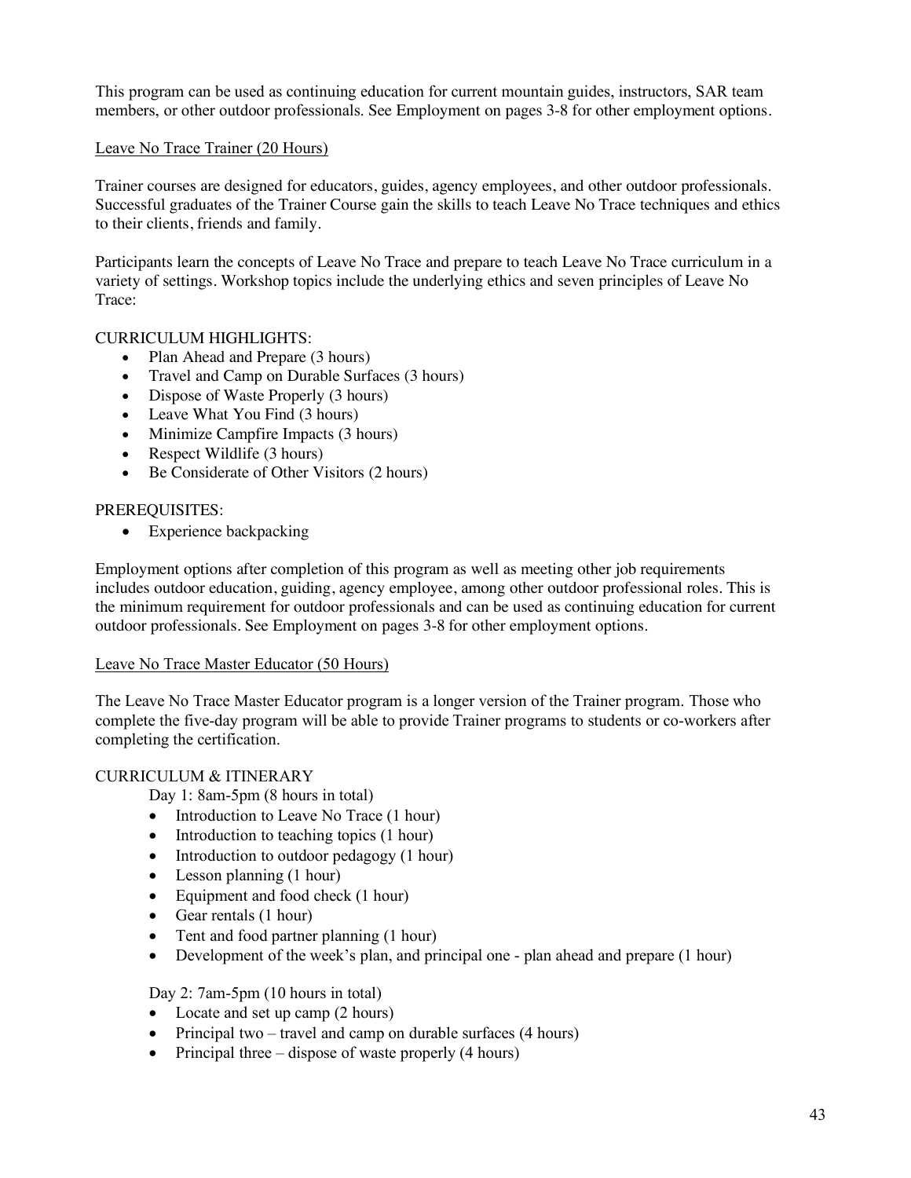This program can be used as continuing education for current mountain guides, instructors, SAR team members, or other outdoor professionals. See Employment on pages 3-8 for other employment options.

Leave No Trace Trainer (20 Hours)

Trainer courses are designed for educators, guides, agency employees, and other outdoor professionals. Successful graduates of the Trainer Course gain the skills to teach Leave No Trace techniques and ethics to their clients, friends and family.

Participants learn the concepts of Leave No Trace and prepare to teach Leave No Trace curriculum in a variety of settings. Workshop topics include the underlying ethics and seven principles of Leave No Trace:

CURRICULUM HIGHLIGHTS:

- Plan Ahead and Prepare (3 hours)
- Travel and Camp on Durable Surfaces (3 hours)
- Dispose of Waste Properly (3 hours)
- Leave What You Find (3 hours)
- Minimize Campfire Impacts (3 hours)
- Respect Wildlife (3 hours)
- Be Considerate of Other Visitors (2 hours)

PREREQUISITES:

- Experience backpacking

Employment options after completion of this program as well as meeting other job requirements includes outdoor education, guiding, agency employee, among other outdoor professional roles. This is the minimum requirement for outdoor professionals and can be used as continuing education for current outdoor professionals. See Employment on pages 3-8 for other employment options.

Leave No Trace Master Educator (50 Hours)

The Leave No Trace Master Educator program is a longer version of the Trainer program. Those who complete the five-day program will be able to provide Trainer programs to students or co-workers after completing the certification.

CURRICULUM & ITINERARY

Day 1: 8am-5pm (8 hours in total)

- Introduction to Leave No Trace (1 hour)
- Introduction to teaching topics (1 hour)
- Introduction to outdoor pedagogy (1 hour)
- Lesson planning (1 hour)
- Equipment and food check (1 hour)
- Gear rentals (1 hour)
- Tent and food partner planning (1 hour)
- Development of the week's plan, and principal one - plan ahead and prepare (1 hour)

Day 2: 7am-5pm (10 hours in total)

- Locate and set up camp (2 hours)
- Principal two – travel and camp on durable surfaces (4 hours)
- Principal three – dispose of waste properly (4 hours)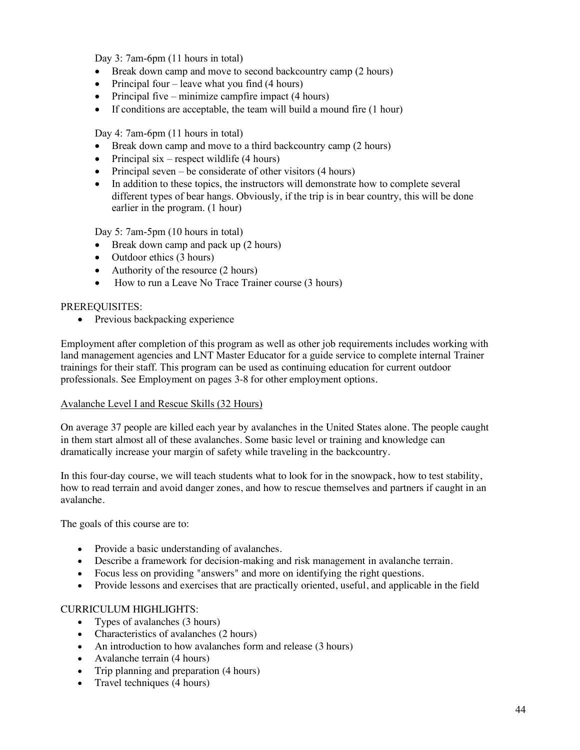Day 3: 7am-6pm (11 hours in total)

- Break down camp and move to second backcountry camp (2 hours)
- Principal four – leave what you find (4 hours)
- Principal five – minimize campfire impact (4 hours)
- If conditions are acceptable, the team will build a mound fire (1 hour)

Day 4: 7am-6pm (11 hours in total)

- Break down camp and move to a third backcountry camp (2 hours)
- Principal six – respect wildlife (4 hours)
- Principal seven – be considerate of other visitors (4 hours)
- In addition to these topics, the instructors will demonstrate how to complete several different types of bear hangs. Obviously, if the trip is in bear country, this will be done earlier in the program. (1 hour)

Day 5: 7am-5pm (10 hours in total)

- Break down camp and pack up (2 hours)
- Outdoor ethics (3 hours)
- Authority of the resource (2 hours)
- How to run a Leave No Trace Trainer course (3 hours)

PREREQUISITES:

- Previous backpacking experience

Employment after completion of this program as well as other job requirements includes working with land management agencies and LNT Master Educator for a guide service to complete internal Trainer trainings for their staff. This program can be used as continuing education for current outdoor professionals. See Employment on pages 3-8 for other employment options.

<u>Avalanche Level I and Rescue Skills (32 Hours)</u>

On average 37 people are killed each year by avalanches in the United States alone. The people caught in them start almost all of these avalanches. Some basic level or training and knowledge can dramatically increase your margin of safety while traveling in the backcountry.

In this four-day course, we will teach students what to look for in the snowpack, how to test stability, how to read terrain and avoid danger zones, and how to rescue themselves and partners if caught in an avalanche.

The goals of this course are to:

- Provide a basic understanding of avalanches.
- Describe a framework for decision-making and risk management in avalanche terrain.
- Focus less on providing "answers" and more on identifying the right questions.
- Provide lessons and exercises that are practically oriented, useful, and applicable in the field

CURRICULUM HIGHLIGHTS:

- Types of avalanches (3 hours)
- Characteristics of avalanches (2 hours)
- An introduction to how avalanches form and release (3 hours)
- Avalanche terrain (4 hours)
- Trip planning and preparation (4 hours)
- Travel techniques (4 hours)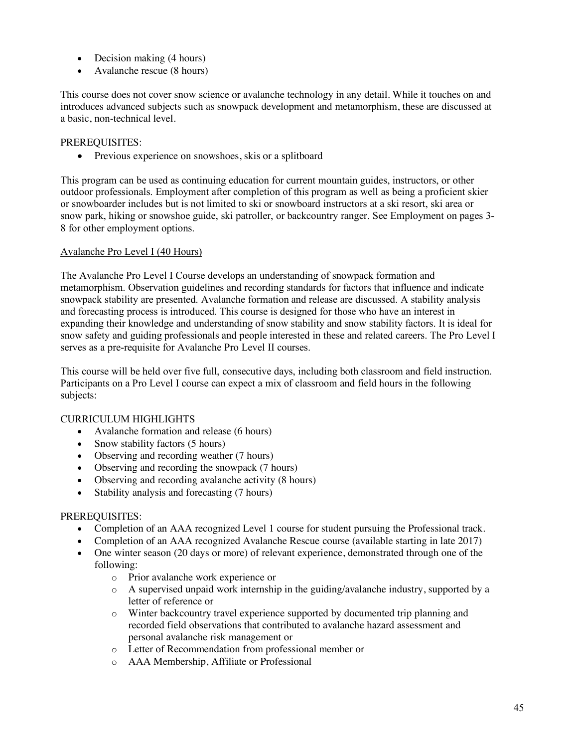- Decision making (4 hours)
- Avalanche rescue (8 hours)

This course does not cover snow science or avalanche technology in any detail. While it touches on and introduces advanced subjects such as snowpack development and metamorphism, these are discussed at a basic, non-technical level.

PREREQUISITES:

- Previous experience on snowshoes, skis or a splitboard

This program can be used as continuing education for current mountain guides, instructors, or other outdoor professionals. Employment after completion of this program as well as being a proficient skier or snowboarder includes but is not limited to ski or snowboard instructors at a ski resort, ski area or snow park, hiking or snowshoe guide, ski patroller, or backcountry ranger. See Employment on pages 3-8 for other employment options.

Avalanche Pro Level I (40 Hours)

The Avalanche Pro Level I Course develops an understanding of snowpack formation and metamorphism. Observation guidelines and recording standards for factors that influence and indicate snowpack stability are presented. Avalanche formation and release are discussed. A stability analysis and forecasting process is introduced. This course is designed for those who have an interest in expanding their knowledge and understanding of snow stability and snow stability factors. It is ideal for snow safety and guiding professionals and people interested in these and related careers. The Pro Level I serves as a pre-requisite for Avalanche Pro Level II courses.

This course will be held over five full, consecutive days, including both classroom and field instruction. Participants on a Pro Level I course can expect a mix of classroom and field hours in the following subjects:

CURRICULUM HIGHLIGHTS

- Avalanche formation and release (6 hours)
- Snow stability factors (5 hours)
- Observing and recording weather (7 hours)
- Observing and recording the snowpack (7 hours)
- Observing and recording avalanche activity (8 hours)
- Stability analysis and forecasting (7 hours)

PREREQUISITES:

- Completion of an AAA recognized Level 1 course for student pursuing the Professional track.
- Completion of an AAA recognized Avalanche Rescue course (available starting in late 2017)
- One winter season (20 days or more) of relevant experience, demonstrated through one of the following:
    - Prior avalanche work experience or
    - A supervised unpaid work internship in the guiding/avalanche industry, supported by a letter of reference or
    - Winter backcountry travel experience supported by documented trip planning and recorded field observations that contributed to avalanche hazard assessment and personal avalanche risk management or
    - Letter of Recommendation from professional member or
    - AAA Membership, Affiliate or Professional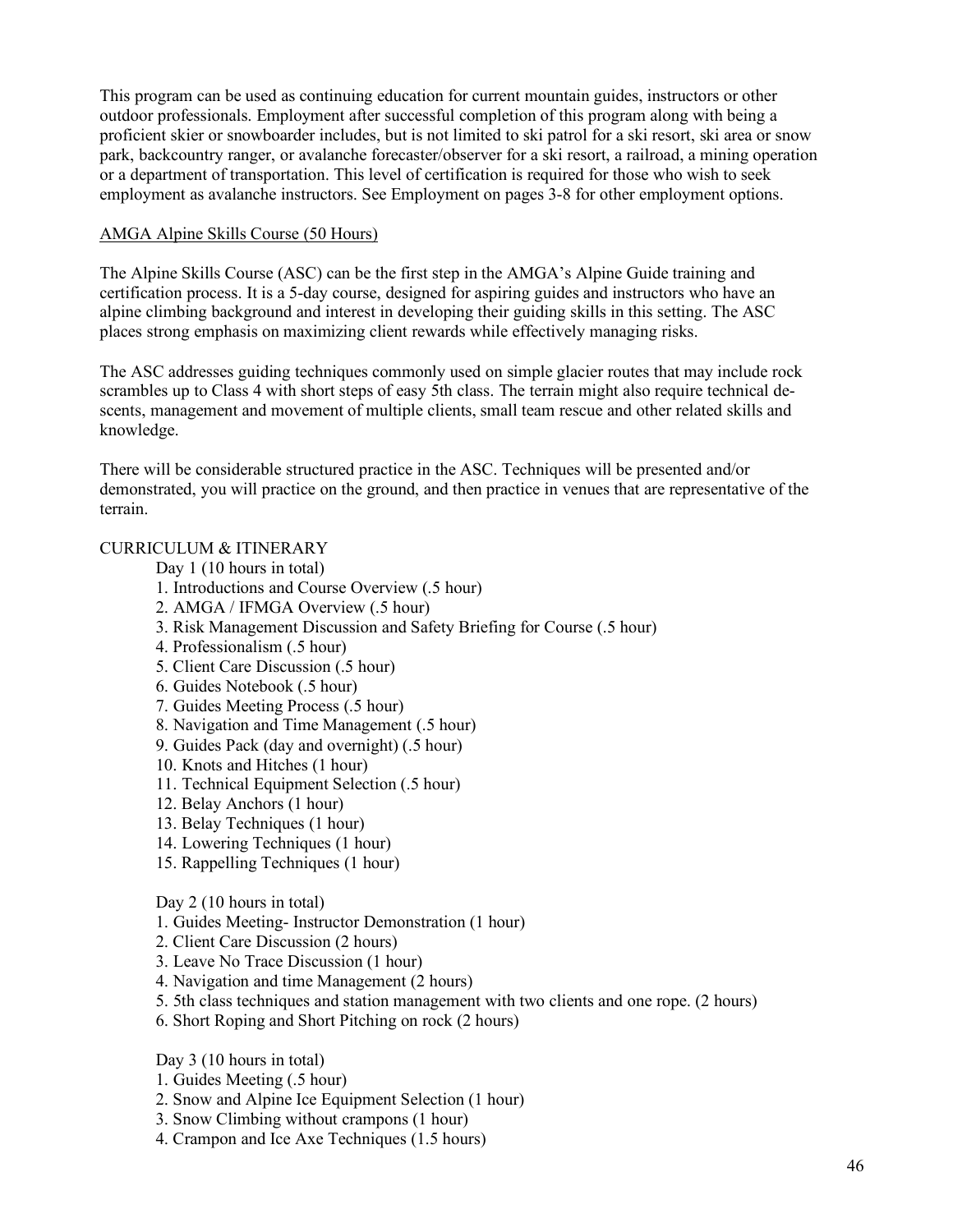This program can be used as continuing education for current mountain guides, instructors or other outdoor professionals. Employment after successful completion of this program along with being a proficient skier or snowboarder includes, but is not limited to ski patrol for a ski resort, ski area or snow park, backcountry ranger, or avalanche forecaster/observer for a ski resort, a railroad, a mining operation or a department of transportation. This level of certification is required for those who wish to seek employment as avalanche instructors. See Employment on pages 3-8 for other employment options.

<u>AMGA Alpine Skills Course (50 Hours)</u>

The Alpine Skills Course (ASC) can be the first step in the AMGA's Alpine Guide training and certification process. It is a 5-day course, designed for aspiring guides and instructors who have an alpine climbing background and interest in developing their guiding skills in this setting. The ASC places strong emphasis on maximizing client rewards while effectively managing risks.

The ASC addresses guiding techniques commonly used on simple glacier routes that may include rock scrambles up to Class 4 with short steps of easy 5th class. The terrain might also require technical de-scents, management and movement of multiple clients, small team rescue and other related skills and knowledge.

There will be considerable structured practice in the ASC. Techniques will be presented and/or demonstrated, you will practice on the ground, and then practice in venues that are representative of the terrain.

CURRICULUM & ITINERARY

Day 1 (10 hours in total)

1. Introductions and Course Overview (.5 hour)
2. AMGA / IFMGA Overview (.5 hour)
3. Risk Management Discussion and Safety Briefing for Course (.5 hour)
4. Professionalism (.5 hour)
5. Client Care Discussion (.5 hour)
6. Guides Notebook (.5 hour)
7. Guides Meeting Process (.5 hour)
8. Navigation and Time Management (.5 hour)
9. Guides Pack (day and overnight) (.5 hour)
10. Knots and Hitches (1 hour)
11. Technical Equipment Selection (.5 hour)
12. Belay Anchors (1 hour)
13. Belay Techniques (1 hour)
14. Lowering Techniques (1 hour)
15. Rappelling Techniques (1 hour)

Day 2 (10 hours in total)

1. Guides Meeting- Instructor Demonstration (1 hour)
2. Client Care Discussion (2 hours)
3. Leave No Trace Discussion (1 hour)
4. Navigation and time Management (2 hours)
5. 5th class techniques and station management with two clients and one rope. (2 hours)
6. Short Roping and Short Pitching on rock (2 hours)

Day 3 (10 hours in total)

1. Guides Meeting (.5 hour)
2. Snow and Alpine Ice Equipment Selection (1 hour)
3. Snow Climbing without crampons (1 hour)
4. Crampon and Ice Axe Techniques (1.5 hours)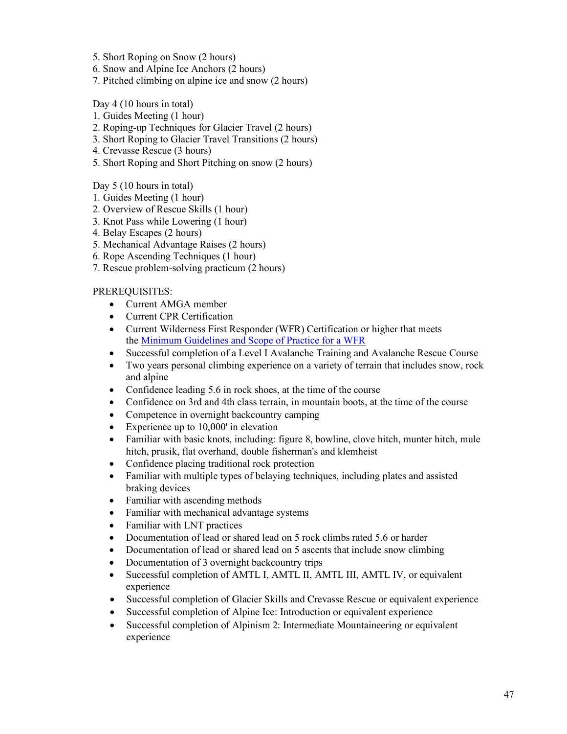5. Short Roping on Snow (2 hours)
6. Snow and Alpine Ice Anchors (2 hours)
7. Pitched climbing on alpine ice and snow (2 hours)

Day 4 (10 hours in total)

1. Guides Meeting (1 hour)
2. Roping-up Techniques for Glacier Travel (2 hours)
3. Short Roping to Glacier Travel Transitions (2 hours)
4. Crevasse Rescue (3 hours)
5. Short Roping and Short Pitching on snow (2 hours)

Day 5 (10 hours in total)

1. Guides Meeting (1 hour)
2. Overview of Rescue Skills (1 hour)
3. Knot Pass while Lowering (1 hour)
4. Belay Escapes (2 hours)
5. Mechanical Advantage Raises (2 hours)
6. Rope Ascending Techniques (1 hour)
7. Rescue problem-solving practicum (2 hours)

PREREQUISITES:

- Current AMGA member
- Current CPR Certification
- Current Wilderness First Responder (WFR) Certification or higher that meets the [Minimum Guidelines and Scope of Practice for a WFR]
- Successful completion of a Level I Avalanche Training and Avalanche Rescue Course
- Two years personal climbing experience on a variety of terrain that includes snow, rock and alpine
- Confidence leading 5.6 in rock shoes, at the time of the course
- Confidence on 3rd and 4th class terrain, in mountain boots, at the time of the course
- Competence in overnight backcountry camping
- Experience up to 10,000' in elevation
- Familiar with basic knots, including: figure 8, bowline, clove hitch, munter hitch, mule hitch, prusik, flat overhand, double fisherman's and klemheist
- Confidence placing traditional rock protection
- Familiar with multiple types of belaying techniques, including plates and assisted braking devices
- Familiar with ascending methods
- Familiar with mechanical advantage systems
- Familiar with LNT practices
- Documentation of lead or shared lead on 5 rock climbs rated 5.6 or harder
- Documentation of lead or shared lead on 5 ascents that include snow climbing
- Documentation of 3 overnight backcountry trips
- Successful completion of AMTL I, AMTL II, AMTL III, AMTL IV, or equivalent experience
- Successful completion of Glacier Skills and Crevasse Rescue or equivalent experience
- Successful completion of Alpine Ice: Introduction or equivalent experience
- Successful completion of Alpinism 2: Intermediate Mountaineering or equivalent experience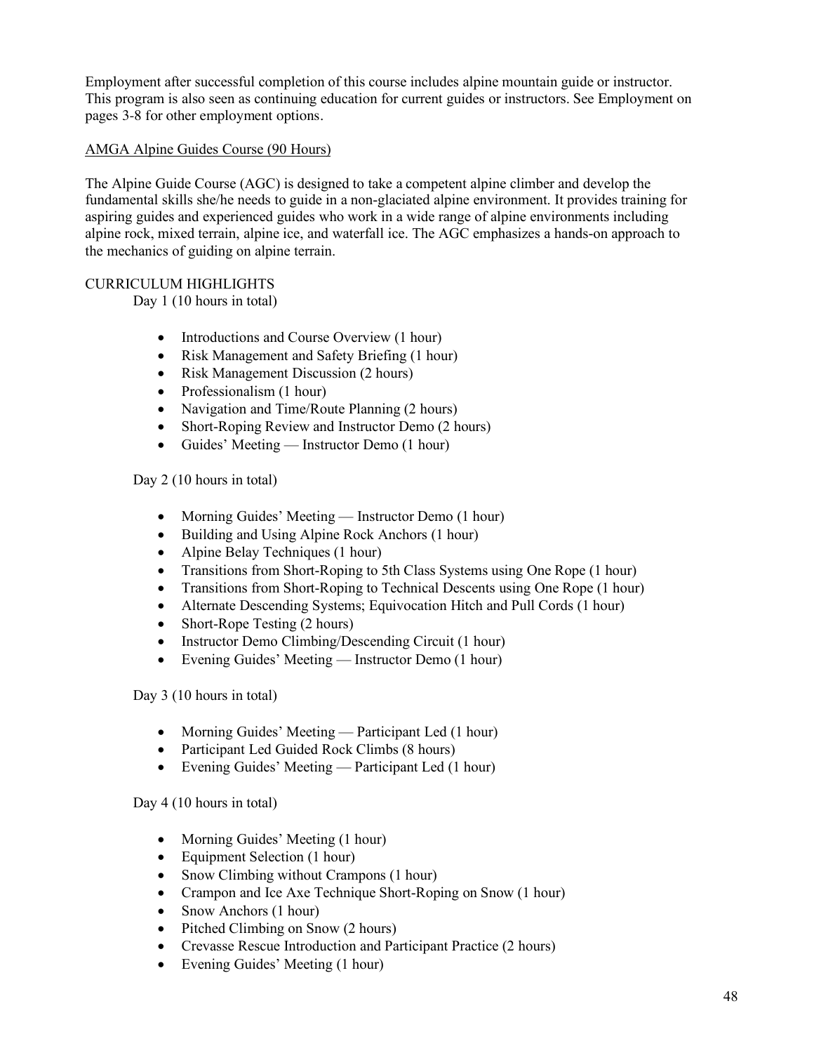Employment after successful completion of this course includes alpine mountain guide or instructor. This program is also seen as continuing education for current guides or instructors. See Employment on pages 3-8 for other employment options.

AMGA Alpine Guides Course (90 Hours)

The Alpine Guide Course (AGC) is designed to take a competent alpine climber and develop the fundamental skills she/he needs to guide in a non-glaciated alpine environment. It provides training for aspiring guides and experienced guides who work in a wide range of alpine environments including alpine rock, mixed terrain, alpine ice, and waterfall ice. The AGC emphasizes a hands-on approach to the mechanics of guiding on alpine terrain.

CURRICULUM HIGHLIGHTS

Day 1 (10 hours in total)

- Introductions and Course Overview (1 hour)
- Risk Management and Safety Briefing (1 hour)
- Risk Management Discussion (2 hours)
- Professionalism (1 hour)
- Navigation and Time/Route Planning (2 hours)
- Short-Roping Review and Instructor Demo (2 hours)
- Guides' Meeting — Instructor Demo (1 hour)

Day 2 (10 hours in total)

- Morning Guides' Meeting — Instructor Demo (1 hour)
- Building and Using Alpine Rock Anchors (1 hour)
- Alpine Belay Techniques (1 hour)
- Transitions from Short-Roping to 5th Class Systems using One Rope (1 hour)
- Transitions from Short-Roping to Technical Descents using One Rope (1 hour)
- Alternate Descending Systems; Equivocation Hitch and Pull Cords (1 hour)
- Short-Rope Testing (2 hours)
- Instructor Demo Climbing/Descending Circuit (1 hour)
- Evening Guides' Meeting — Instructor Demo (1 hour)

Day 3 (10 hours in total)

- Morning Guides' Meeting — Participant Led (1 hour)
- Participant Led Guided Rock Climbs (8 hours)
- Evening Guides' Meeting — Participant Led (1 hour)

Day 4 (10 hours in total)

- Morning Guides' Meeting (1 hour)
- Equipment Selection (1 hour)
- Snow Climbing without Crampons (1 hour)
- Crampon and Ice Axe Technique Short-Roping on Snow (1 hour)
- Snow Anchors (1 hour)
- Pitched Climbing on Snow (2 hours)
- Crevasse Rescue Introduction and Participant Practice (2 hours)
- Evening Guides' Meeting (1 hour)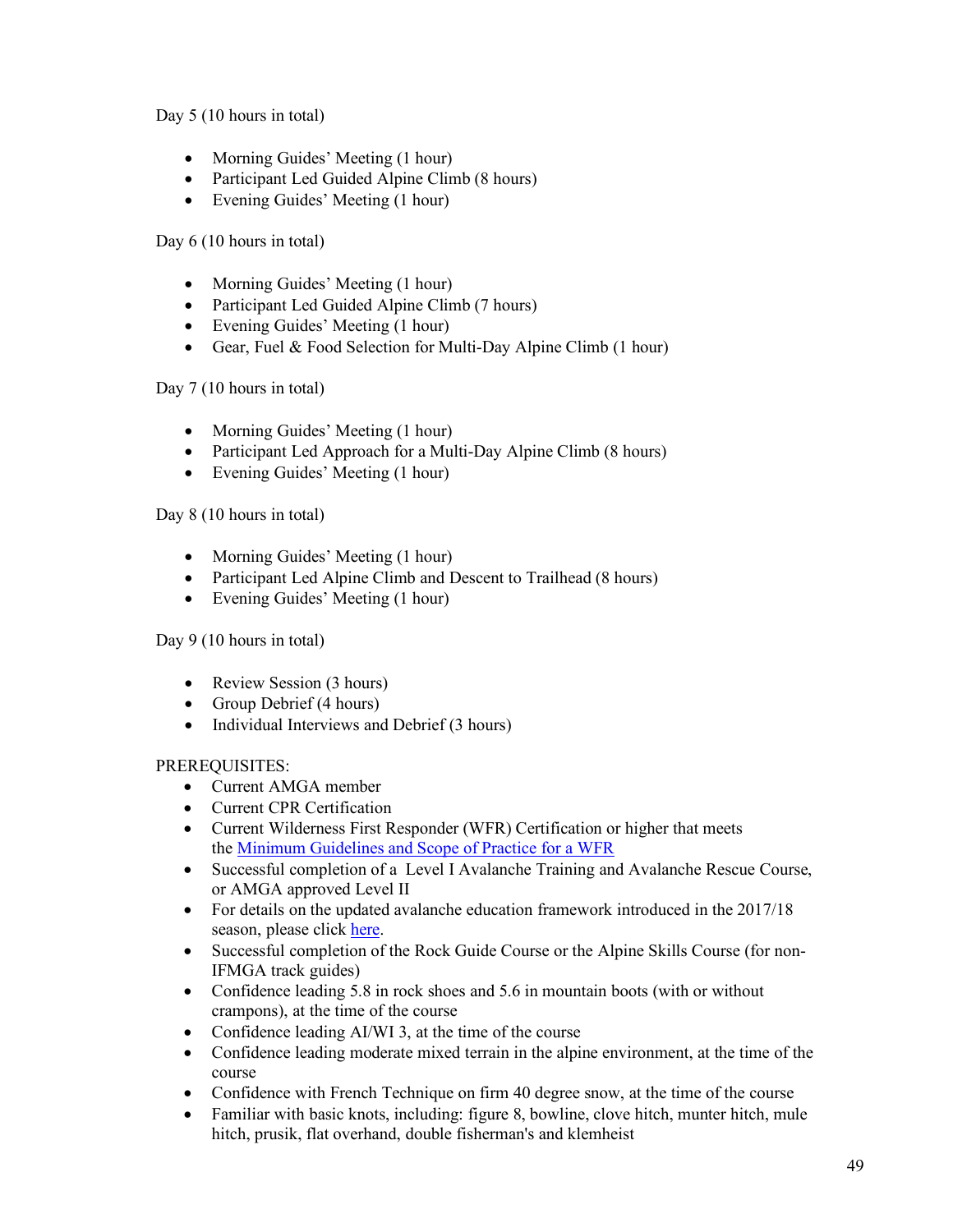Day 5 (10 hours in total)

- Morning Guides' Meeting (1 hour)
- Participant Led Guided Alpine Climb (8 hours)
- Evening Guides' Meeting (1 hour)

Day 6 (10 hours in total)

- Morning Guides' Meeting (1 hour)
- Participant Led Guided Alpine Climb (7 hours)
- Evening Guides' Meeting (1 hour)
- Gear, Fuel & Food Selection for Multi-Day Alpine Climb (1 hour)

Day 7 (10 hours in total)

- Morning Guides' Meeting (1 hour)
- Participant Led Approach for a Multi-Day Alpine Climb (8 hours)
- Evening Guides' Meeting (1 hour)

Day 8 (10 hours in total)

- Morning Guides' Meeting (1 hour)
- Participant Led Alpine Climb and Descent to Trailhead (8 hours)
- Evening Guides' Meeting (1 hour)

Day 9 (10 hours in total)

- Review Session (3 hours)
- Group Debrief (4 hours)
- Individual Interviews and Debrief (3 hours)

PREREQUISITES:

- Current AMGA member
- Current CPR Certification
- Current Wilderness First Responder (WFR) Certification or higher that meets the [Minimum Guidelines and Scope of Practice for a WFR]
- Successful completion of a Level I Avalanche Training and Avalanche Rescue Course, or AMGA approved Level II
- For details on the updated avalanche education framework introduced in the 2017/18 season, please click [here].
- Successful completion of the Rock Guide Course or the Alpine Skills Course (for non-IFMGA track guides)
- Confidence leading 5.8 in rock shoes and 5.6 in mountain boots (with or without crampons), at the time of the course
- Confidence leading AI/WI 3, at the time of the course
- Confidence leading moderate mixed terrain in the alpine environment, at the time of the course
- Confidence with French Technique on firm 40 degree snow, at the time of the course
- Familiar with basic knots, including: figure 8, bowline, clove hitch, munter hitch, mule hitch, prusik, flat overhand, double fisherman's and klemheist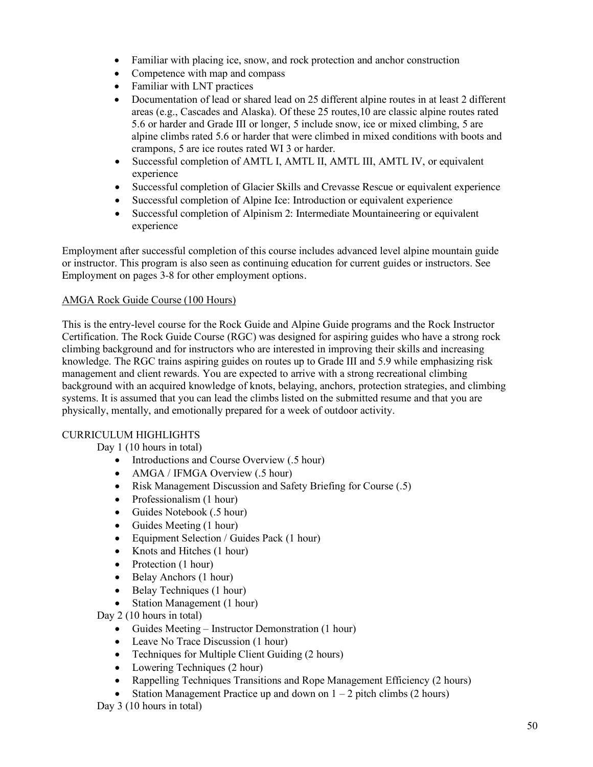- Familiar with placing ice, snow, and rock protection and anchor construction
- Competence with map and compass
- Familiar with LNT practices
- Documentation of lead or shared lead on 25 different alpine routes in at least 2 different areas (e.g., Cascades and Alaska). Of these 25 routes,10 are classic alpine routes rated 5.6 or harder and Grade III or longer, 5 include snow, ice or mixed climbing, 5 are alpine climbs rated 5.6 or harder that were climbed in mixed conditions with boots and crampons, 5 are ice routes rated WI 3 or harder.
- Successful completion of AMTL I, AMTL II, AMTL III, AMTL IV, or equivalent experience
- Successful completion of Glacier Skills and Crevasse Rescue or equivalent experience
- Successful completion of Alpine Ice: Introduction or equivalent experience
- Successful completion of Alpinism 2: Intermediate Mountaineering or equivalent experience

Employment after successful completion of this course includes advanced level alpine mountain guide or instructor. This program is also seen as continuing education for current guides or instructors. See Employment on pages 3-8 for other employment options.

## AMGA Rock Guide Course (100 Hours)

This is the entry-level course for the Rock Guide and Alpine Guide programs and the Rock Instructor Certification. The Rock Guide Course (RGC) was designed for aspiring guides who have a strong rock climbing background and for instructors who are interested in improving their skills and increasing knowledge. The RGC trains aspiring guides on routes up to Grade III and 5.9 while emphasizing risk management and client rewards. You are expected to arrive with a strong recreational climbing background with an acquired knowledge of knots, belaying, anchors, protection strategies, and climbing systems. It is assumed that you can lead the climbs listed on the submitted resume and that you are physically, mentally, and emotionally prepared for a week of outdoor activity.

CURRICULUM HIGHLIGHTS

Day 1 (10 hours in total)

- Introductions and Course Overview (.5 hour)
- AMGA / IFMGA Overview (.5 hour)
- Risk Management Discussion and Safety Briefing for Course (.5)
- Professionalism (1 hour)
- Guides Notebook (.5 hour)
- Guides Meeting (1 hour)
- Equipment Selection / Guides Pack (1 hour)
- Knots and Hitches (1 hour)
- Protection (1 hour)
- Belay Anchors (1 hour)
- Belay Techniques (1 hour)
- Station Management (1 hour)

Day 2 (10 hours in total)

- Guides Meeting – Instructor Demonstration (1 hour)
- Leave No Trace Discussion (1 hour)
- Techniques for Multiple Client Guiding (2 hours)
- Lowering Techniques (2 hour)
- Rappelling Techniques Transitions and Rope Management Efficiency (2 hours)
- Station Management Practice up and down on 1 – 2 pitch climbs (2 hours)

Day 3 (10 hours in total)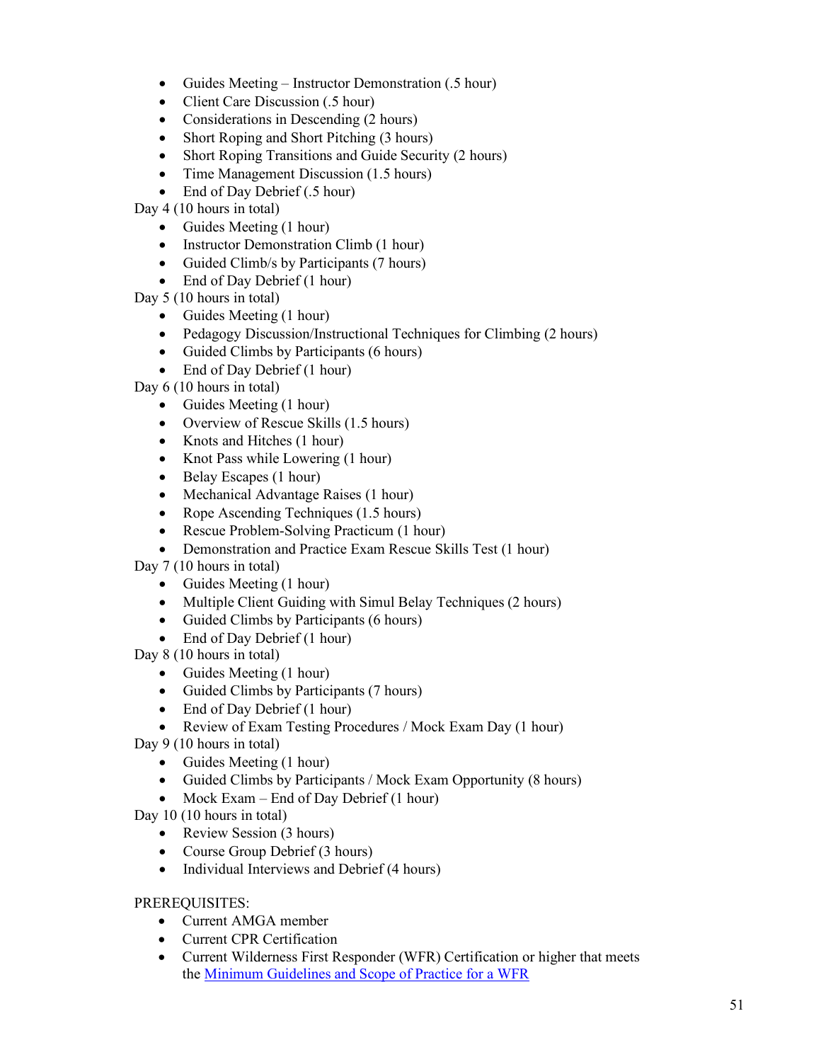- Guides Meeting – Instructor Demonstration (.5 hour)
- Client Care Discussion (.5 hour)
- Considerations in Descending (2 hours)
- Short Roping and Short Pitching (3 hours)
- Short Roping Transitions and Guide Security (2 hours)
- Time Management Discussion (1.5 hours)
- End of Day Debrief (.5 hour)

Day 4 (10 hours in total)

- Guides Meeting (1 hour)
- Instructor Demonstration Climb (1 hour)
- Guided Climb/s by Participants (7 hours)
- End of Day Debrief (1 hour)

Day 5 (10 hours in total)

- Guides Meeting (1 hour)
- Pedagogy Discussion/Instructional Techniques for Climbing (2 hours)
- Guided Climbs by Participants (6 hours)
- End of Day Debrief (1 hour)

Day 6 (10 hours in total)

- Guides Meeting (1 hour)
- Overview of Rescue Skills (1.5 hours)
- Knots and Hitches (1 hour)
- Knot Pass while Lowering (1 hour)
- Belay Escapes (1 hour)
- Mechanical Advantage Raises (1 hour)
- Rope Ascending Techniques (1.5 hours)
- Rescue Problem-Solving Practicum (1 hour)
- Demonstration and Practice Exam Rescue Skills Test (1 hour)

Day 7 (10 hours in total)

- Guides Meeting (1 hour)
- Multiple Client Guiding with Simul Belay Techniques (2 hours)
- Guided Climbs by Participants (6 hours)
- End of Day Debrief (1 hour)

Day 8 (10 hours in total)

- Guides Meeting (1 hour)
- Guided Climbs by Participants (7 hours)
- End of Day Debrief (1 hour)
- Review of Exam Testing Procedures / Mock Exam Day (1 hour)

Day 9 (10 hours in total)

- Guides Meeting (1 hour)
- Guided Climbs by Participants / Mock Exam Opportunity (8 hours)
- Mock Exam – End of Day Debrief (1 hour)

Day 10 (10 hours in total)

- Review Session (3 hours)
- Course Group Debrief (3 hours)
- Individual Interviews and Debrief (4 hours)

PREREQUISITES:

- Current AMGA member
- Current CPR Certification
- Current Wilderness First Responder (WFR) Certification or higher that meets the [Minimum Guidelines and Scope of Practice for a WFR]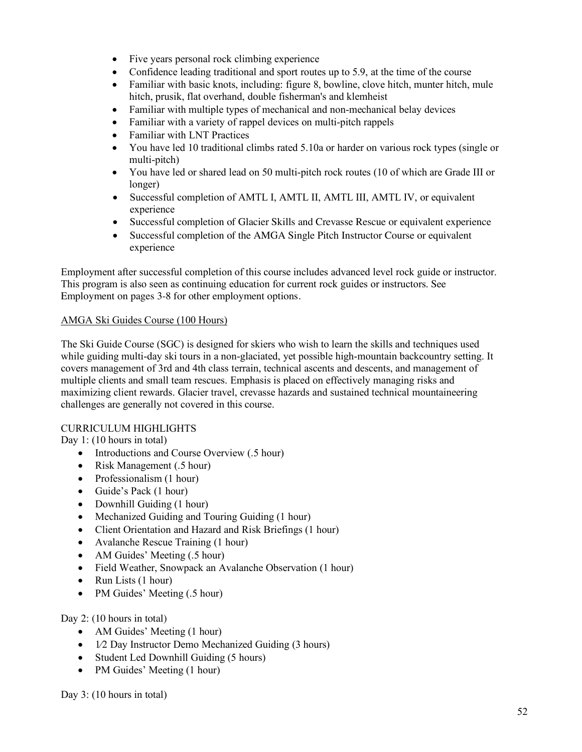- Five years personal rock climbing experience
- Confidence leading traditional and sport routes up to 5.9, at the time of the course
- Familiar with basic knots, including: figure 8, bowline, clove hitch, munter hitch, mule hitch, prusik, flat overhand, double fisherman's and klemheist
- Familiar with multiple types of mechanical and non-mechanical belay devices
- Familiar with a variety of rappel devices on multi-pitch rappels
- Familiar with LNT Practices
- You have led 10 traditional climbs rated 5.10a or harder on various rock types (single or multi-pitch)
- You have led or shared lead on 50 multi-pitch rock routes (10 of which are Grade III or longer)
- Successful completion of AMTL I, AMTL II, AMTL III, AMTL IV, or equivalent experience
- Successful completion of Glacier Skills and Crevasse Rescue or equivalent experience
- Successful completion of the AMGA Single Pitch Instructor Course or equivalent experience

Employment after successful completion of this course includes advanced level rock guide or instructor. This program is also seen as continuing education for current rock guides or instructors. See Employment on pages 3-8 for other employment options.

AMGA Ski Guides Course (100 Hours)

The Ski Guide Course (SGC) is designed for skiers who wish to learn the skills and techniques used while guiding multi-day ski tours in a non-glaciated, yet possible high-mountain backcountry setting. It covers management of 3rd and 4th class terrain, technical ascents and descents, and management of multiple clients and small team rescues. Emphasis is placed on effectively managing risks and maximizing client rewards. Glacier travel, crevasse hazards and sustained technical mountaineering challenges are generally not covered in this course.

CURRICULUM HIGHLIGHTS

Day 1: (10 hours in total)

- Introductions and Course Overview (.5 hour)
- Risk Management (.5 hour)
- Professionalism (1 hour)
- Guide's Pack (1 hour)
- Downhill Guiding (1 hour)
- Mechanized Guiding and Touring Guiding (1 hour)
- Client Orientation and Hazard and Risk Briefings (1 hour)
- Avalanche Rescue Training (1 hour)
- AM Guides' Meeting (.5 hour)
- Field Weather, Snowpack an Avalanche Observation (1 hour)
- Run Lists (1 hour)
- PM Guides' Meeting (.5 hour)

Day 2: (10 hours in total)

- AM Guides' Meeting (1 hour)
- 1⁄2 Day Instructor Demo Mechanized Guiding (3 hours)
- Student Led Downhill Guiding (5 hours)
- PM Guides' Meeting (1 hour)

Day 3: (10 hours in total)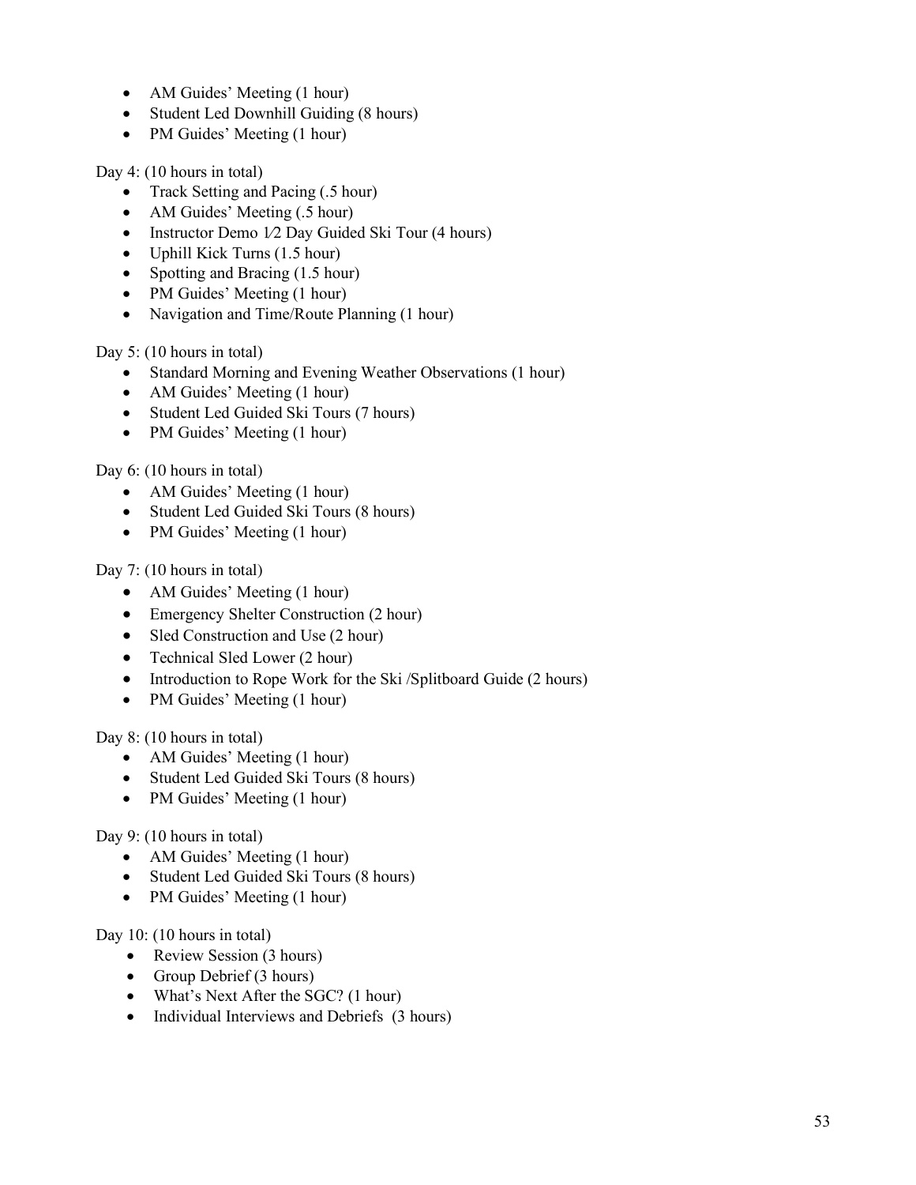- AM Guides' Meeting (1 hour)
- Student Led Downhill Guiding (8 hours)
- PM Guides' Meeting (1 hour)

Day 4: (10 hours in total)

- Track Setting and Pacing (.5 hour)
- AM Guides' Meeting (.5 hour)
- Instructor Demo 1⁄2 Day Guided Ski Tour (4 hours)
- Uphill Kick Turns (1.5 hour)
- Spotting and Bracing (1.5 hour)
- PM Guides' Meeting (1 hour)
- Navigation and Time/Route Planning (1 hour)

Day 5: (10 hours in total)

- Standard Morning and Evening Weather Observations (1 hour)
- AM Guides' Meeting (1 hour)
- Student Led Guided Ski Tours (7 hours)
- PM Guides' Meeting (1 hour)

Day 6: (10 hours in total)

- AM Guides' Meeting (1 hour)
- Student Led Guided Ski Tours (8 hours)
- PM Guides' Meeting (1 hour)

Day 7: (10 hours in total)

- AM Guides' Meeting (1 hour)
- Emergency Shelter Construction (2 hour)
- Sled Construction and Use (2 hour)
- Technical Sled Lower (2 hour)
- Introduction to Rope Work for the Ski /Splitboard Guide (2 hours)
- PM Guides' Meeting (1 hour)

Day 8: (10 hours in total)

- AM Guides' Meeting (1 hour)
- Student Led Guided Ski Tours (8 hours)
- PM Guides' Meeting (1 hour)

Day 9: (10 hours in total)

- AM Guides' Meeting (1 hour)
- Student Led Guided Ski Tours (8 hours)
- PM Guides' Meeting (1 hour)

Day 10: (10 hours in total)

- Review Session (3 hours)
- Group Debrief (3 hours)
- What's Next After the SGC? (1 hour)
- Individual Interviews and Debriefs (3 hours)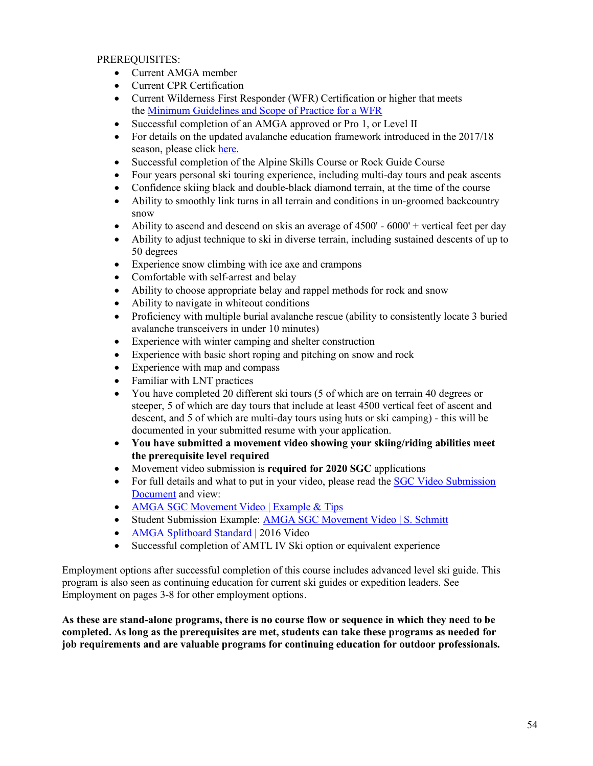PREREQUISITES:

- Current AMGA member
- Current CPR Certification
- Current Wilderness First Responder (WFR) Certification or higher that meets the Minimum Guidelines and Scope of Practice for a WFR
- Successful completion of an AMGA approved or Pro 1, or Level II
- For details on the updated avalanche education framework introduced in the 2017/18 season, please click here.
- Successful completion of the Alpine Skills Course or Rock Guide Course
- Four years personal ski touring experience, including multi-day tours and peak ascents
- Confidence skiing black and double-black diamond terrain, at the time of the course
- Ability to smoothly link turns in all terrain and conditions in un-groomed backcountry snow
- Ability to ascend and descend on skis an average of 4500' - 6000' + vertical feet per day
- Ability to adjust technique to ski in diverse terrain, including sustained descents of up to 50 degrees
- Experience snow climbing with ice axe and crampons
- Comfortable with self-arrest and belay
- Ability to choose appropriate belay and rappel methods for rock and snow
- Ability to navigate in whiteout conditions
- Proficiency with multiple burial avalanche rescue (ability to consistently locate 3 buried avalanche transceivers in under 10 minutes)
- Experience with winter camping and shelter construction
- Experience with basic short roping and pitching on snow and rock
- Experience with map and compass
- Familiar with LNT practices
- You have completed 20 different ski tours (5 of which are on terrain 40 degrees or steeper, 5 of which are day tours that include at least 4500 vertical feet of ascent and descent, and 5 of which are multi-day tours using huts or ski camping) - this will be documented in your submitted resume with your application.
- **You have submitted a movement video showing your skiing/riding abilities meet the prerequisite level required**
- Movement video submission is **required for 2020 SGC** applications
- For full details and what to put in your video, please read the SGC Video Submission Document and view:
- AMGA SGC Movement Video | Example & Tips
- Student Submission Example: AMGA SGC Movement Video | S. Schmitt
- AMGA Splitboard Standard | 2016 Video
- Successful completion of AMTL IV Ski option or equivalent experience

Employment options after successful completion of this course includes advanced level ski guide. This program is also seen as continuing education for current ski guides or expedition leaders. See Employment on pages 3-8 for other employment options.

**As these are stand-alone programs, there is no course flow or sequence in which they need to be completed. As long as the prerequisites are met, students can take these programs as needed for job requirements and are valuable programs for continuing education for outdoor professionals.**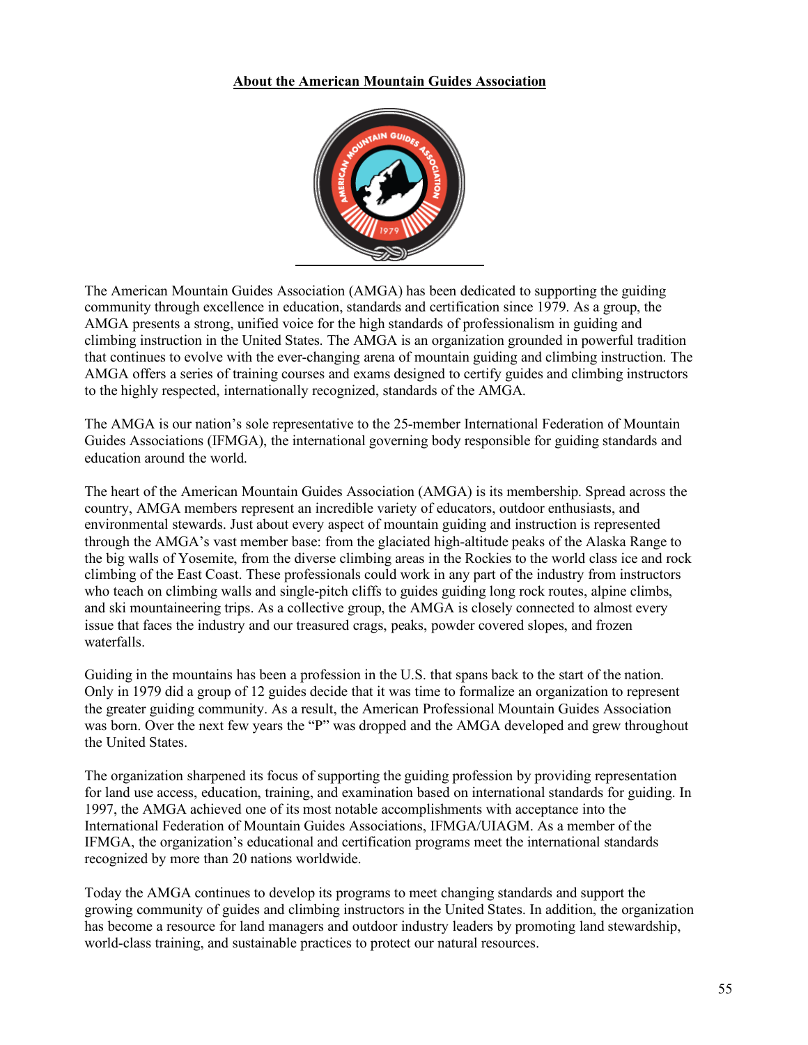## About the American Mountain Guides Association

The American Mountain Guides Association (AMGA) has been dedicated to supporting the guiding community through excellence in education, standards and certification since 1979. As a group, the AMGA presents a strong, unified voice for the high standards of professionalism in guiding and climbing instruction in the United States. The AMGA is an organization grounded in powerful tradition that continues to evolve with the ever-changing arena of mountain guiding and climbing instruction. The AMGA offers a series of training courses and exams designed to certify guides and climbing instructors to the highly respected, internationally recognized, standards of the AMGA.

The AMGA is our nation's sole representative to the 25-member International Federation of Mountain Guides Associations (IFMGA), the international governing body responsible for guiding standards and education around the world.

The heart of the American Mountain Guides Association (AMGA) is its membership. Spread across the country, AMGA members represent an incredible variety of educators, outdoor enthusiasts, and environmental stewards. Just about every aspect of mountain guiding and instruction is represented through the AMGA's vast member base: from the glaciated high-altitude peaks of the Alaska Range to the big walls of Yosemite, from the diverse climbing areas in the Rockies to the world class ice and rock climbing of the East Coast. These professionals could work in any part of the industry from instructors who teach on climbing walls and single-pitch cliffs to guides guiding long rock routes, alpine climbs, and ski mountaineering trips. As a collective group, the AMGA is closely connected to almost every issue that faces the industry and our treasured crags, peaks, powder covered slopes, and frozen waterfalls.

Guiding in the mountains has been a profession in the U.S. that spans back to the start of the nation. Only in 1979 did a group of 12 guides decide that it was time to formalize an organization to represent the greater guiding community. As a result, the American Professional Mountain Guides Association was born. Over the next few years the "P" was dropped and the AMGA developed and grew throughout the United States.

The organization sharpened its focus of supporting the guiding profession by providing representation for land use access, education, training, and examination based on international standards for guiding. In 1997, the AMGA achieved one of its most notable accomplishments with acceptance into the International Federation of Mountain Guides Associations, IFMGA/UIAGM. As a member of the IFMGA, the organization's educational and certification programs meet the international standards recognized by more than 20 nations worldwide.

Today the AMGA continues to develop its programs to meet changing standards and support the growing community of guides and climbing instructors in the United States. In addition, the organization has become a resource for land managers and outdoor industry leaders by promoting land stewardship, world-class training, and sustainable practices to protect our natural resources.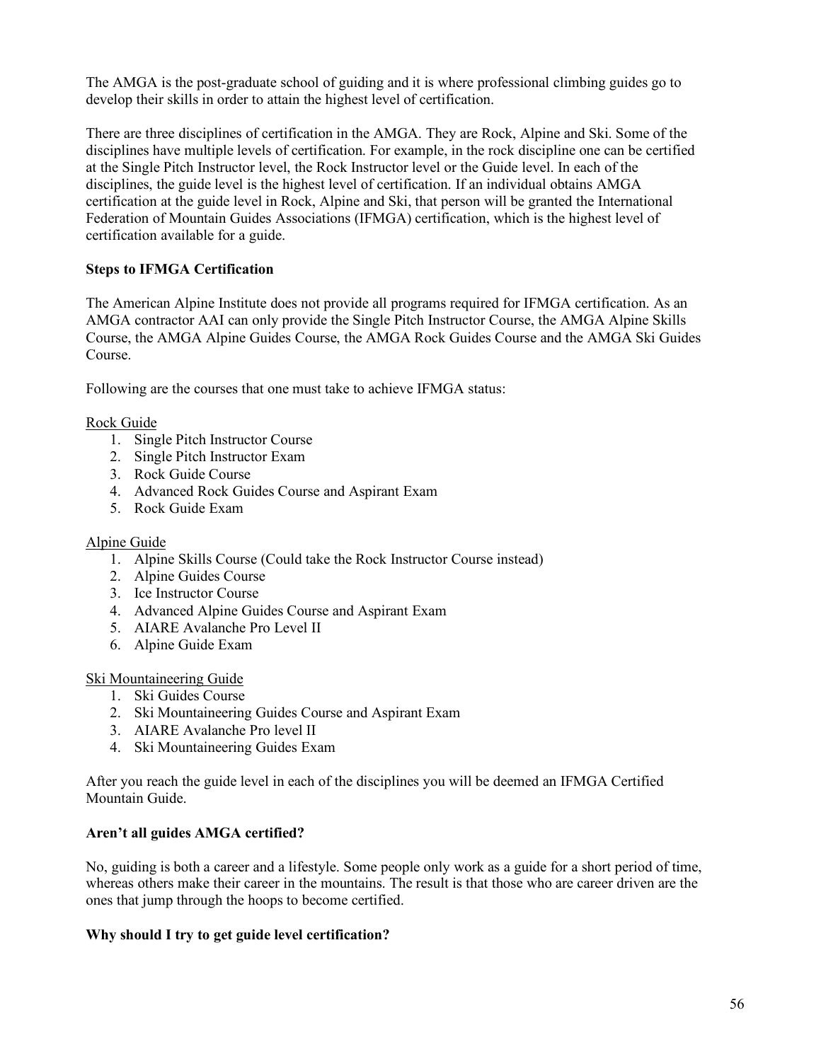The AMGA is the post-graduate school of guiding and it is where professional climbing guides go to develop their skills in order to attain the highest level of certification.

There are three disciplines of certification in the AMGA. They are Rock, Alpine and Ski. Some of the disciplines have multiple levels of certification. For example, in the rock discipline one can be certified at the Single Pitch Instructor level, the Rock Instructor level or the Guide level. In each of the disciplines, the guide level is the highest level of certification. If an individual obtains AMGA certification at the guide level in Rock, Alpine and Ski, that person will be granted the International Federation of Mountain Guides Associations (IFMGA) certification, which is the highest level of certification available for a guide.

**Steps to IFMGA Certification**

The American Alpine Institute does not provide all programs required for IFMGA certification. As an AMGA contractor AAI can only provide the Single Pitch Instructor Course, the AMGA Alpine Skills Course, the AMGA Alpine Guides Course, the AMGA Rock Guides Course and the AMGA Ski Guides Course.

Following are the courses that one must take to achieve IFMGA status:

<u>Rock Guide</u>

1. Single Pitch Instructor Course
2. Single Pitch Instructor Exam
3. Rock Guide Course
4. Advanced Rock Guides Course and Aspirant Exam
5. Rock Guide Exam

<u>Alpine Guide</u>

1. Alpine Skills Course (Could take the Rock Instructor Course instead)
2. Alpine Guides Course
3. Ice Instructor Course
4. Advanced Alpine Guides Course and Aspirant Exam
5. AIARE Avalanche Pro Level II
6. Alpine Guide Exam

<u>Ski Mountaineering Guide</u>

1. Ski Guides Course
2. Ski Mountaineering Guides Course and Aspirant Exam
3. AIARE Avalanche Pro level II
4. Ski Mountaineering Guides Exam

After you reach the guide level in each of the disciplines you will be deemed an IFMGA Certified Mountain Guide.

**Aren't all guides AMGA certified?**

No, guiding is both a career and a lifestyle. Some people only work as a guide for a short period of time, whereas others make their career in the mountains. The result is that those who are career driven are the ones that jump through the hoops to become certified.

**Why should I try to get guide level certification?**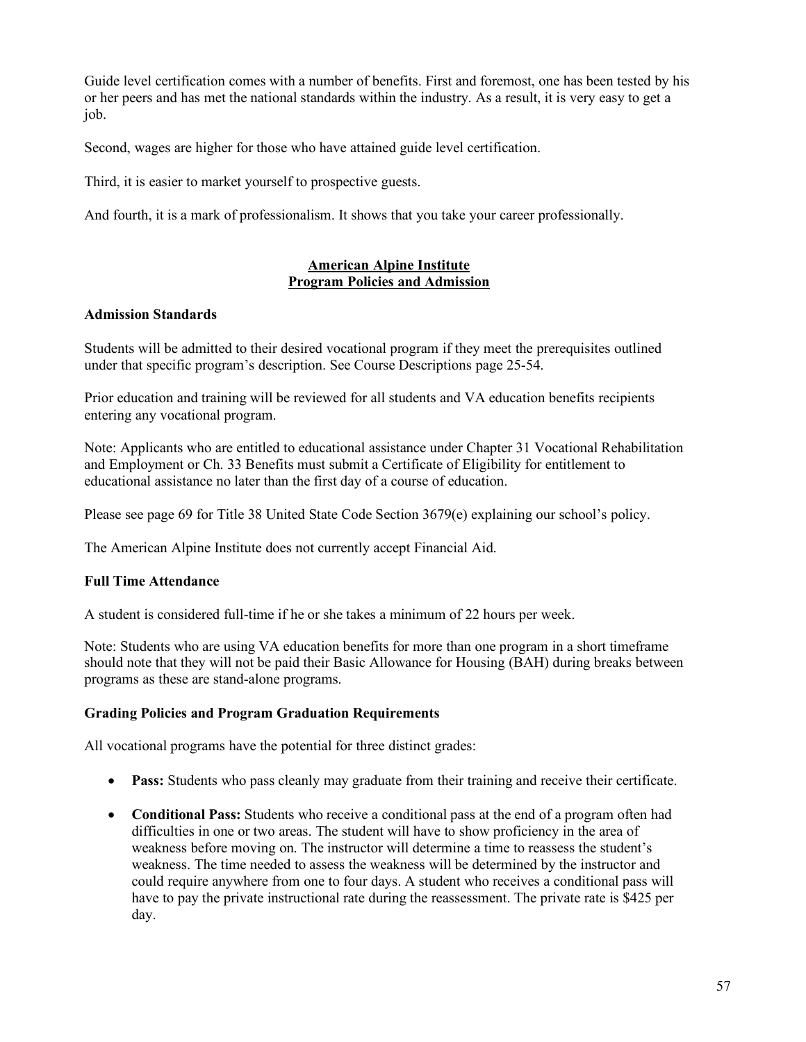Guide level certification comes with a number of benefits. First and foremost, one has been tested by his or her peers and has met the national standards within the industry. As a result, it is very easy to get a job.

Second, wages are higher for those who have attained guide level certification.

Third, it is easier to market yourself to prospective guests.

And fourth, it is a mark of professionalism. It shows that you take your career professionally.

## American Alpine Institute
## Program Policies and Admission

### Admission Standards

Students will be admitted to their desired vocational program if they meet the prerequisites outlined under that specific program's description. See Course Descriptions page 25-54.

Prior education and training will be reviewed for all students and VA education benefits recipients entering any vocational program.

Note: Applicants who are entitled to educational assistance under Chapter 31 Vocational Rehabilitation and Employment or Ch. 33 Benefits must submit a Certificate of Eligibility for entitlement to educational assistance no later than the first day of a course of education.

Please see page 69 for Title 38 United State Code Section 3679(e) explaining our school's policy.

The American Alpine Institute does not currently accept Financial Aid.

### Full Time Attendance

A student is considered full-time if he or she takes a minimum of 22 hours per week.

Note: Students who are using VA education benefits for more than one program in a short timeframe should note that they will not be paid their Basic Allowance for Housing (BAH) during breaks between programs as these are stand-alone programs.

### Grading Policies and Program Graduation Requirements

All vocational programs have the potential for three distinct grades:

- **Pass:** Students who pass cleanly may graduate from their training and receive their certificate.
- **Conditional Pass:** Students who receive a conditional pass at the end of a program often had difficulties in one or two areas. The student will have to show proficiency in the area of weakness before moving on. The instructor will determine a time to reassess the student's weakness. The time needed to assess the weakness will be determined by the instructor and could require anywhere from one to four days. A student who receives a conditional pass will have to pay the private instructional rate during the reassessment. The private rate is $425 per day.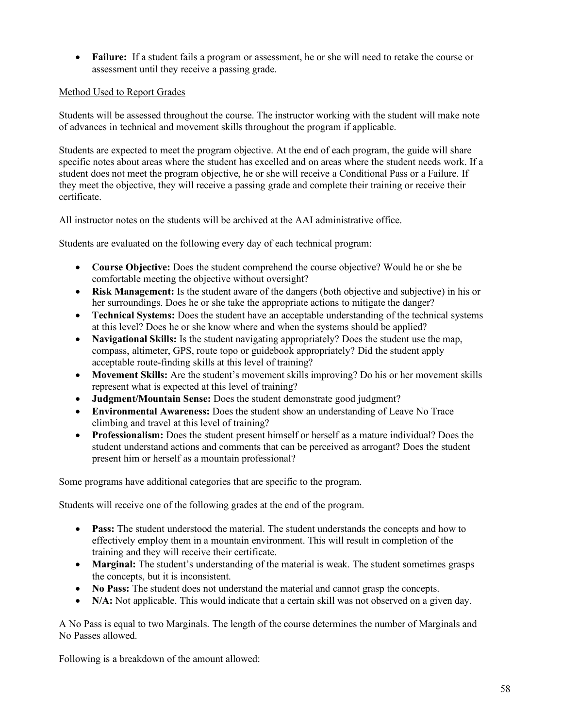- **Failure:** If a student fails a program or assessment, he or she will need to retake the course or assessment until they receive a passing grade.

Method Used to Report Grades

Students will be assessed throughout the course. The instructor working with the student will make note of advances in technical and movement skills throughout the program if applicable.

Students are expected to meet the program objective. At the end of each program, the guide will share specific notes about areas where the student has excelled and on areas where the student needs work. If a student does not meet the program objective, he or she will receive a Conditional Pass or a Failure. If they meet the objective, they will receive a passing grade and complete their training or receive their certificate.

All instructor notes on the students will be archived at the AAI administrative office.

Students are evaluated on the following every day of each technical program:

- **Course Objective:** Does the student comprehend the course objective? Would he or she be comfortable meeting the objective without oversight?
- **Risk Management:** Is the student aware of the dangers (both objective and subjective) in his or her surroundings. Does he or she take the appropriate actions to mitigate the danger?
- **Technical Systems:** Does the student have an acceptable understanding of the technical systems at this level? Does he or she know where and when the systems should be applied?
- **Navigational Skills:** Is the student navigating appropriately? Does the student use the map, compass, altimeter, GPS, route topo or guidebook appropriately? Did the student apply acceptable route-finding skills at this level of training?
- **Movement Skills:** Are the student's movement skills improving? Do his or her movement skills represent what is expected at this level of training?
- **Judgment/Mountain Sense:** Does the student demonstrate good judgment?
- **Environmental Awareness:** Does the student show an understanding of Leave No Trace climbing and travel at this level of training?
- **Professionalism:** Does the student present himself or herself as a mature individual? Does the student understand actions and comments that can be perceived as arrogant? Does the student present him or herself as a mountain professional?

Some programs have additional categories that are specific to the program.

Students will receive one of the following grades at the end of the program.

- **Pass:** The student understood the material. The student understands the concepts and how to effectively employ them in a mountain environment. This will result in completion of the training and they will receive their certificate.
- **Marginal:** The student's understanding of the material is weak. The student sometimes grasps the concepts, but it is inconsistent.
- **No Pass:** The student does not understand the material and cannot grasp the concepts.
- **N/A:** Not applicable. This would indicate that a certain skill was not observed on a given day.

A No Pass is equal to two Marginals. The length of the course determines the number of Marginals and No Passes allowed.

Following is a breakdown of the amount allowed: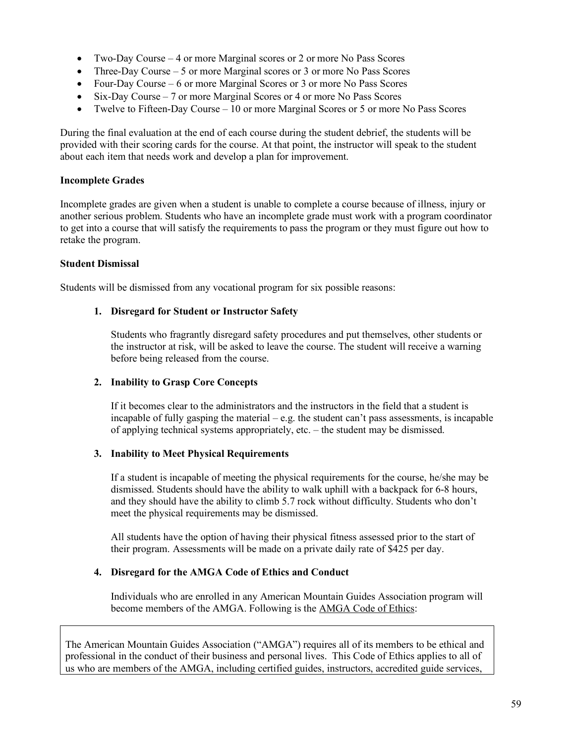- Two-Day Course – 4 or more Marginal scores or 2 or more No Pass Scores
- Three-Day Course – 5 or more Marginal scores or 3 or more No Pass Scores
- Four-Day Course – 6 or more Marginal Scores or 3 or more No Pass Scores
- Six-Day Course – 7 or more Marginal Scores or 4 or more No Pass Scores
- Twelve to Fifteen-Day Course – 10 or more Marginal Scores or 5 or more No Pass Scores

During the final evaluation at the end of each course during the student debrief, the students will be provided with their scoring cards for the course. At that point, the instructor will speak to the student about each item that needs work and develop a plan for improvement.

**Incomplete Grades**

Incomplete grades are given when a student is unable to complete a course because of illness, injury or another serious problem. Students who have an incomplete grade must work with a program coordinator to get into a course that will satisfy the requirements to pass the program or they must figure out how to retake the program.

**Student Dismissal**

Students will be dismissed from any vocational program for six possible reasons:

1. **Disregard for Student or Instructor Safety**

   Students who fragrantly disregard safety procedures and put themselves, other students or the instructor at risk, will be asked to leave the course. The student will receive a warning before being released from the course.

2. **Inability to Grasp Core Concepts**

   If it becomes clear to the administrators and the instructors in the field that a student is incapable of fully gasping the material – e.g. the student can't pass assessments, is incapable of applying technical systems appropriately, etc. – the student may be dismissed.

3. **Inability to Meet Physical Requirements**

   If a student is incapable of meeting the physical requirements for the course, he/she may be dismissed. Students should have the ability to walk uphill with a backpack for 6-8 hours, and they should have the ability to climb 5.7 rock without difficulty. Students who don't meet the physical requirements may be dismissed.

   All students have the option of having their physical fitness assessed prior to the start of their program. Assessments will be made on a private daily rate of $425 per day.

4. **Disregard for the AMGA Code of Ethics and Conduct**

   Individuals who are enrolled in any American Mountain Guides Association program will become members of the AMGA. Following is the AMGA Code of Ethics:

The American Mountain Guides Association ("AMGA") requires all of its members to be ethical and professional in the conduct of their business and personal lives. This Code of Ethics applies to all of us who are members of the AMGA, including certified guides, instructors, accredited guide services,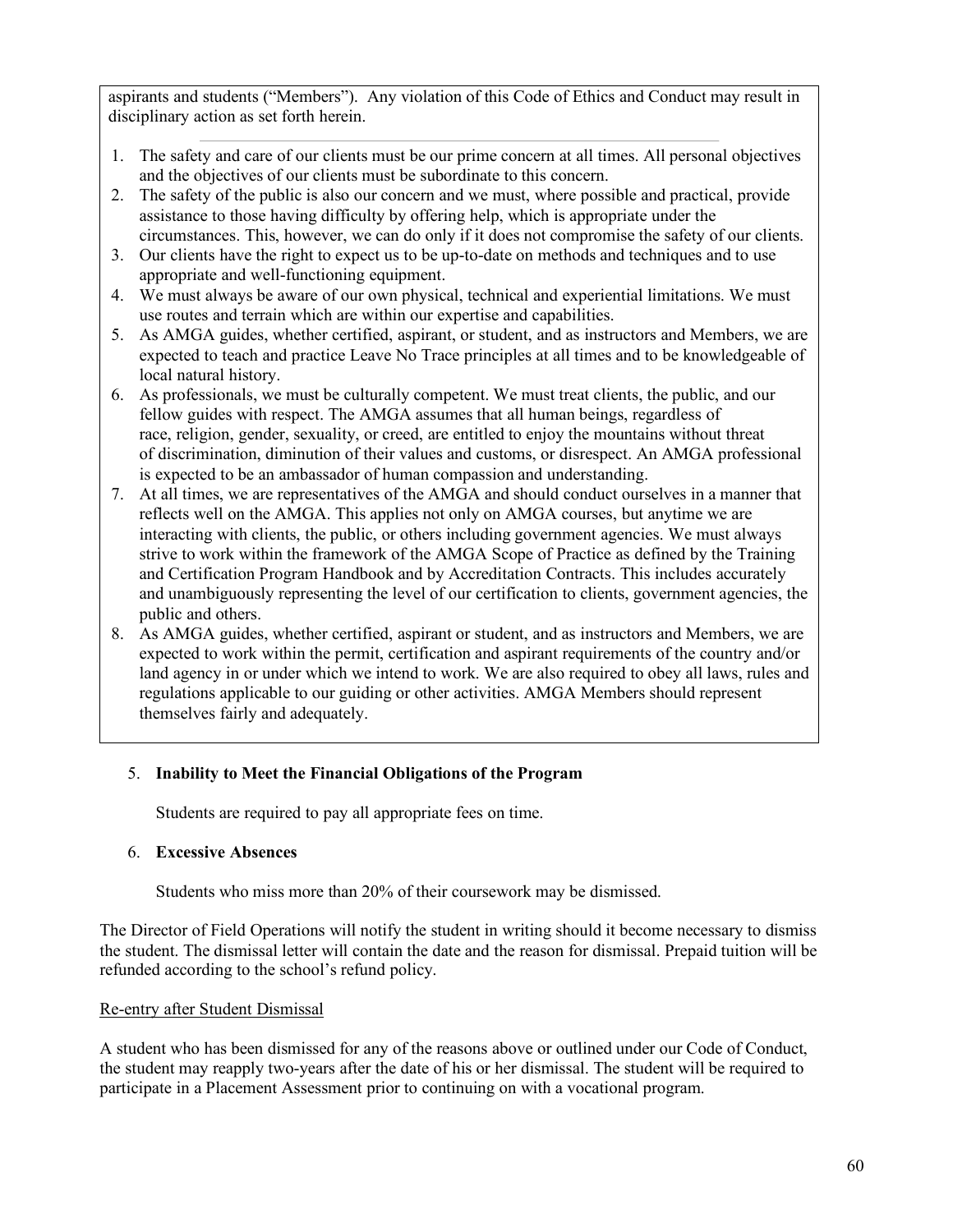aspirants and students ("Members"). Any violation of this Code of Ethics and Conduct may result in disciplinary action as set forth herein.

1. The safety and care of our clients must be our prime concern at all times. All personal objectives and the objectives of our clients must be subordinate to this concern.
2. The safety of the public is also our concern and we must, where possible and practical, provide assistance to those having difficulty by offering help, which is appropriate under the circumstances. This, however, we can do only if it does not compromise the safety of our clients.
3. Our clients have the right to expect us to be up-to-date on methods and techniques and to use appropriate and well-functioning equipment.
4. We must always be aware of our own physical, technical and experiential limitations. We must use routes and terrain which are within our expertise and capabilities.
5. As AMGA guides, whether certified, aspirant, or student, and as instructors and Members, we are expected to teach and practice Leave No Trace principles at all times and to be knowledgeable of local natural history.
6. As professionals, we must be culturally competent. We must treat clients, the public, and our fellow guides with respect. The AMGA assumes that all human beings, regardless of race, religion, gender, sexuality, or creed, are entitled to enjoy the mountains without threat of discrimination, diminution of their values and customs, or disrespect. An AMGA professional is expected to be an ambassador of human compassion and understanding.
7. At all times, we are representatives of the AMGA and should conduct ourselves in a manner that reflects well on the AMGA. This applies not only on AMGA courses, but anytime we are interacting with clients, the public, or others including government agencies. We must always strive to work within the framework of the AMGA Scope of Practice as defined by the Training and Certification Program Handbook and by Accreditation Contracts. This includes accurately and unambiguously representing the level of our certification to clients, government agencies, the public and others.
8. As AMGA guides, whether certified, aspirant or student, and as instructors and Members, we are expected to work within the permit, certification and aspirant requirements of the country and/or land agency in or under which we intend to work. We are also required to obey all laws, rules and regulations applicable to our guiding or other activities. AMGA Members should represent themselves fairly and adequately.

5. **Inability to Meet the Financial Obligations of the Program**

   Students are required to pay all appropriate fees on time.

6. **Excessive Absences**

   Students who miss more than 20% of their coursework may be dismissed.

The Director of Field Operations will notify the student in writing should it become necessary to dismiss the student. The dismissal letter will contain the date and the reason for dismissal. Prepaid tuition will be refunded according to the school's refund policy.

<u>Re-entry after Student Dismissal</u>

A student who has been dismissed for any of the reasons above or outlined under our Code of Conduct, the student may reapply two-years after the date of his or her dismissal. The student will be required to participate in a Placement Assessment prior to continuing on with a vocational program.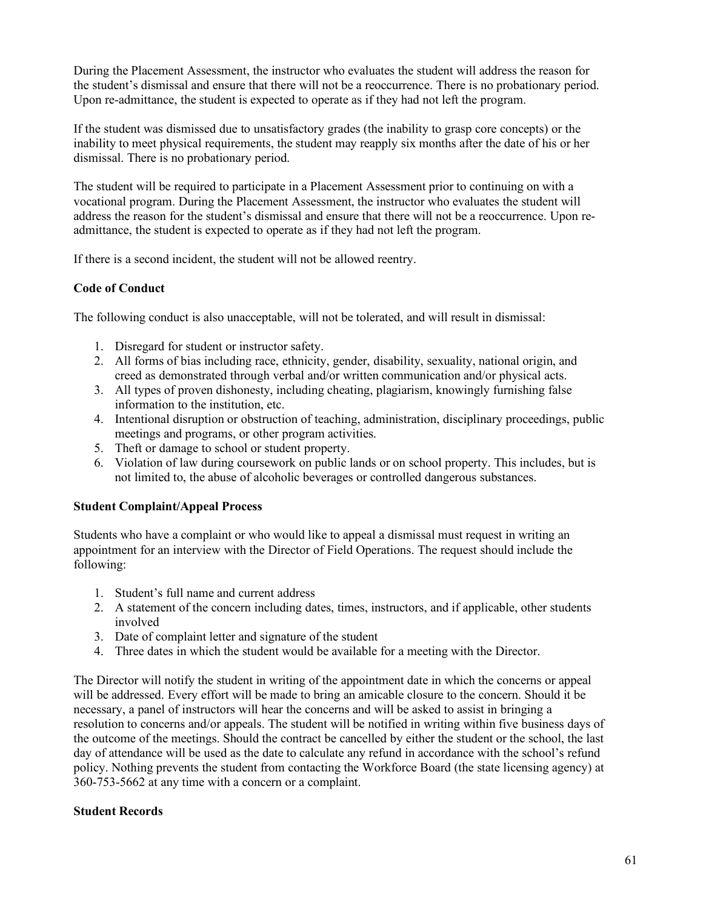During the Placement Assessment, the instructor who evaluates the student will address the reason for the student's dismissal and ensure that there will not be a reoccurrence. There is no probationary period. Upon re-admittance, the student is expected to operate as if they had not left the program.

If the student was dismissed due to unsatisfactory grades (the inability to grasp core concepts) or the inability to meet physical requirements, the student may reapply six months after the date of his or her dismissal. There is no probationary period.

The student will be required to participate in a Placement Assessment prior to continuing on with a vocational program. During the Placement Assessment, the instructor who evaluates the student will address the reason for the student's dismissal and ensure that there will not be a reoccurrence. Upon re-admittance, the student is expected to operate as if they had not left the program.

If there is a second incident, the student will not be allowed reentry.

**Code of Conduct**

The following conduct is also unacceptable, will not be tolerated, and will result in dismissal:

1. Disregard for student or instructor safety.
2. All forms of bias including race, ethnicity, gender, disability, sexuality, national origin, and creed as demonstrated through verbal and/or written communication and/or physical acts.
3. All types of proven dishonesty, including cheating, plagiarism, knowingly furnishing false information to the institution, etc.
4. Intentional disruption or obstruction of teaching, administration, disciplinary proceedings, public meetings and programs, or other program activities.
5. Theft or damage to school or student property.
6. Violation of law during coursework on public lands or on school property. This includes, but is not limited to, the abuse of alcoholic beverages or controlled dangerous substances.

**Student Complaint/Appeal Process**

Students who have a complaint or who would like to appeal a dismissal must request in writing an appointment for an interview with the Director of Field Operations. The request should include the following:

1. Student's full name and current address
2. A statement of the concern including dates, times, instructors, and if applicable, other students involved
3. Date of complaint letter and signature of the student
4. Three dates in which the student would be available for a meeting with the Director.

The Director will notify the student in writing of the appointment date in which the concerns or appeal will be addressed. Every effort will be made to bring an amicable closure to the concern. Should it be necessary, a panel of instructors will hear the concerns and will be asked to assist in bringing a resolution to concerns and/or appeals. The student will be notified in writing within five business days of the outcome of the meetings. Should the contract be cancelled by either the student or the school, the last day of attendance will be used as the date to calculate any refund in accordance with the school's refund policy. Nothing prevents the student from contacting the Workforce Board (the state licensing agency) at 360-753-5662 at any time with a concern or a complaint.

**Student Records**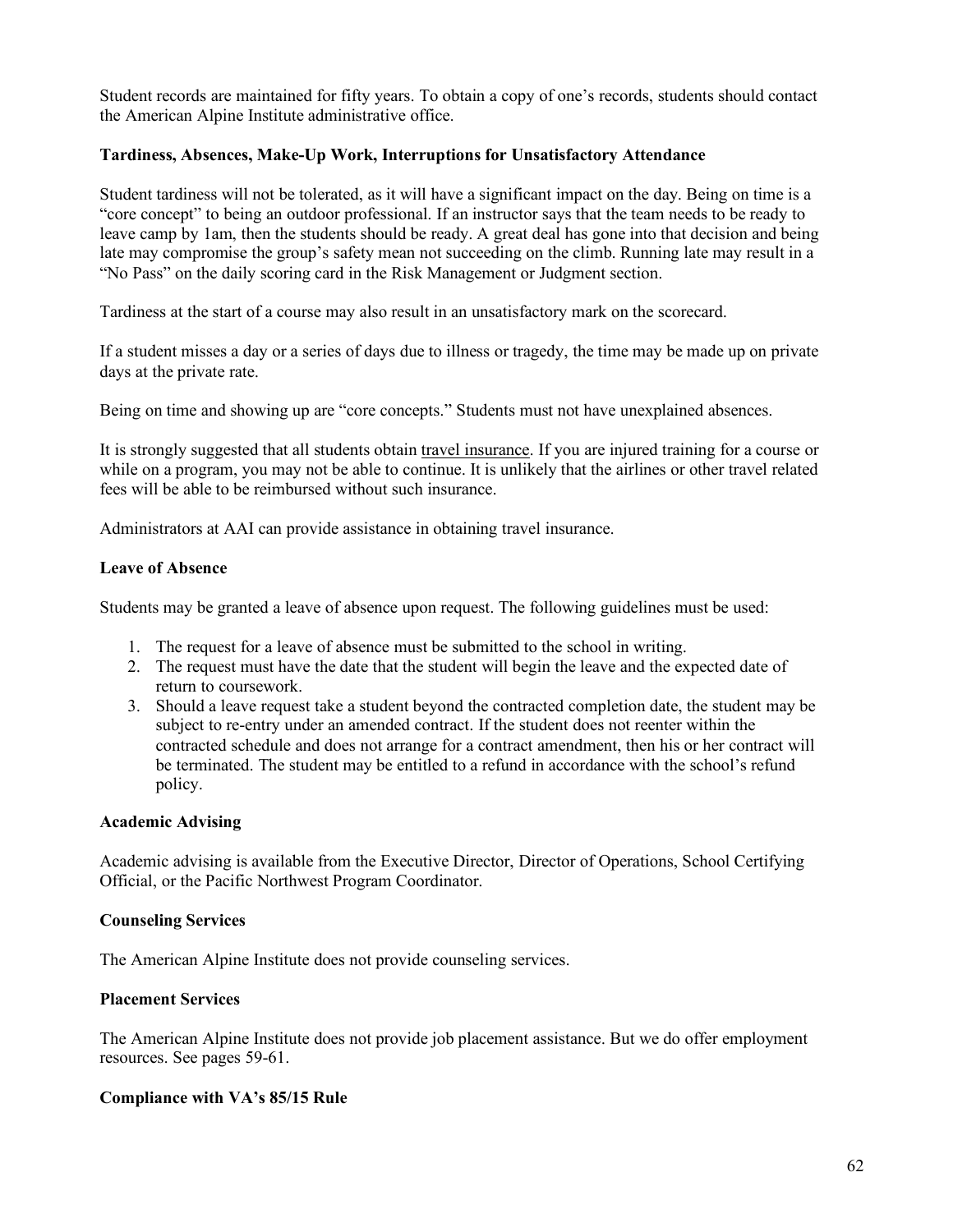Student records are maintained for fifty years. To obtain a copy of one's records, students should contact the American Alpine Institute administrative office.

**Tardiness, Absences, Make-Up Work, Interruptions for Unsatisfactory Attendance**

Student tardiness will not be tolerated, as it will have a significant impact on the day. Being on time is a "core concept" to being an outdoor professional. If an instructor says that the team needs to be ready to leave camp by 1am, then the students should be ready. A great deal has gone into that decision and being late may compromise the group's safety mean not succeeding on the climb. Running late may result in a "No Pass" on the daily scoring card in the Risk Management or Judgment section.

Tardiness at the start of a course may also result in an unsatisfactory mark on the scorecard.

If a student misses a day or a series of days due to illness or tragedy, the time may be made up on private days at the private rate.

Being on time and showing up are "core concepts." Students must not have unexplained absences.

It is strongly suggested that all students obtain travel insurance. If you are injured training for a course or while on a program, you may not be able to continue. It is unlikely that the airlines or other travel related fees will be able to be reimbursed without such insurance.

Administrators at AAI can provide assistance in obtaining travel insurance.

**Leave of Absence**

Students may be granted a leave of absence upon request. The following guidelines must be used:

1. The request for a leave of absence must be submitted to the school in writing.
2. The request must have the date that the student will begin the leave and the expected date of return to coursework.
3. Should a leave request take a student beyond the contracted completion date, the student may be subject to re-entry under an amended contract. If the student does not reenter within the contracted schedule and does not arrange for a contract amendment, then his or her contract will be terminated. The student may be entitled to a refund in accordance with the school's refund policy.

**Academic Advising**

Academic advising is available from the Executive Director, Director of Operations, School Certifying Official, or the Pacific Northwest Program Coordinator.

**Counseling Services**

The American Alpine Institute does not provide counseling services.

**Placement Services**

The American Alpine Institute does not provide job placement assistance. But we do offer employment resources. See pages 59-61.

**Compliance with VA's 85/15 Rule**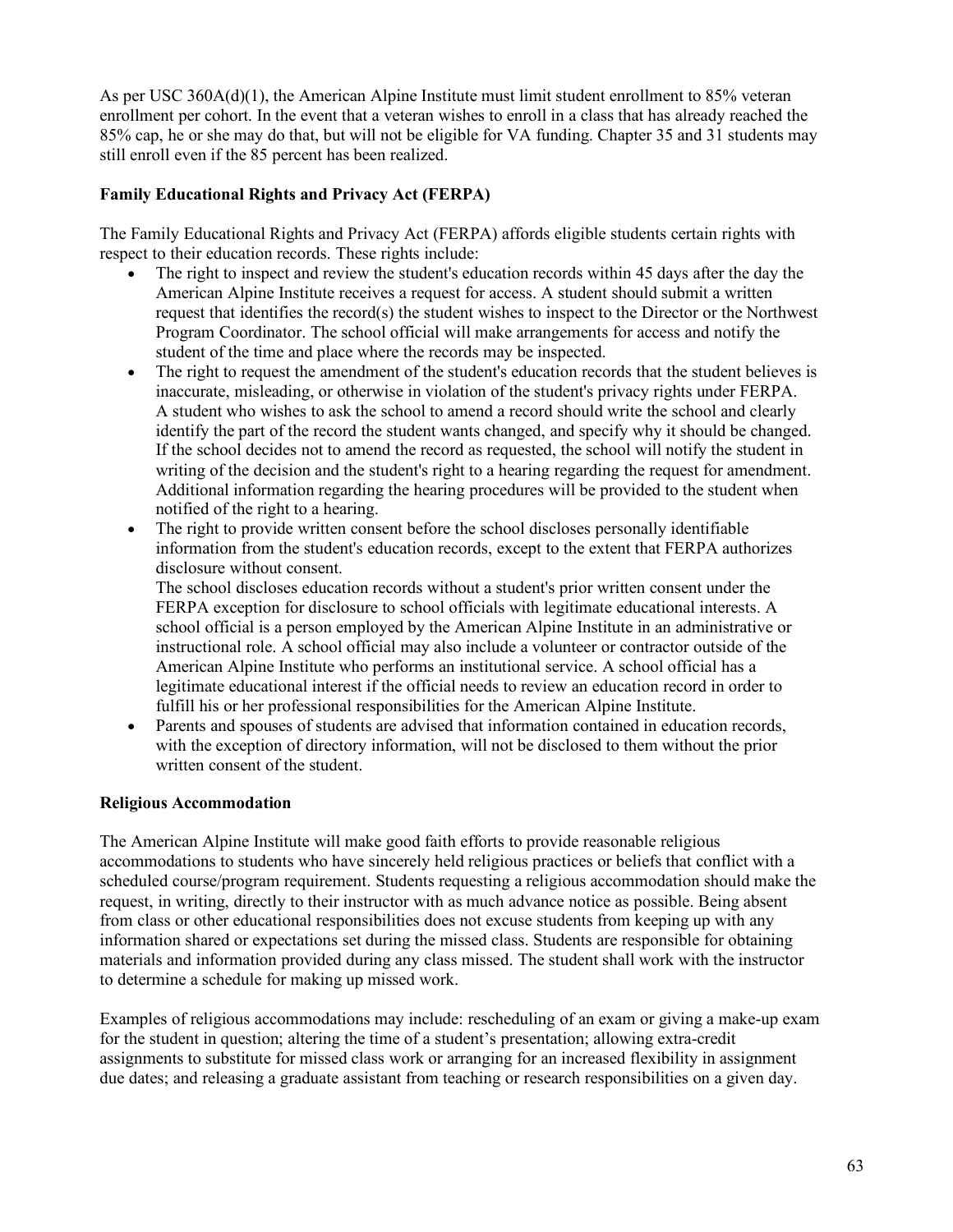As per USC 360A(d)(1), the American Alpine Institute must limit student enrollment to 85% veteran enrollment per cohort. In the event that a veteran wishes to enroll in a class that has already reached the 85% cap, he or she may do that, but will not be eligible for VA funding. Chapter 35 and 31 students may still enroll even if the 85 percent has been realized.

**Family Educational Rights and Privacy Act (FERPA)**

The Family Educational Rights and Privacy Act (FERPA) affords eligible students certain rights with respect to their education records. These rights include:

- The right to inspect and review the student's education records within 45 days after the day the American Alpine Institute receives a request for access. A student should submit a written request that identifies the record(s) the student wishes to inspect to the Director or the Northwest Program Coordinator. The school official will make arrangements for access and notify the student of the time and place where the records may be inspected.
- The right to request the amendment of the student's education records that the student believes is inaccurate, misleading, or otherwise in violation of the student's privacy rights under FERPA. A student who wishes to ask the school to amend a record should write the school and clearly identify the part of the record the student wants changed, and specify why it should be changed. If the school decides not to amend the record as requested, the school will notify the student in writing of the decision and the student's right to a hearing regarding the request for amendment. Additional information regarding the hearing procedures will be provided to the student when notified of the right to a hearing.
- The right to provide written consent before the school discloses personally identifiable information from the student's education records, except to the extent that FERPA authorizes disclosure without consent.

  The school discloses education records without a student's prior written consent under the FERPA exception for disclosure to school officials with legitimate educational interests. A school official is a person employed by the American Alpine Institute in an administrative or instructional role. A school official may also include a volunteer or contractor outside of the American Alpine Institute who performs an institutional service. A school official has a legitimate educational interest if the official needs to review an education record in order to fulfill his or her professional responsibilities for the American Alpine Institute.
- Parents and spouses of students are advised that information contained in education records, with the exception of directory information, will not be disclosed to them without the prior written consent of the student.

**Religious Accommodation**

The American Alpine Institute will make good faith efforts to provide reasonable religious accommodations to students who have sincerely held religious practices or beliefs that conflict with a scheduled course/program requirement. Students requesting a religious accommodation should make the request, in writing, directly to their instructor with as much advance notice as possible. Being absent from class or other educational responsibilities does not excuse students from keeping up with any information shared or expectations set during the missed class. Students are responsible for obtaining materials and information provided during any class missed. The student shall work with the instructor to determine a schedule for making up missed work.

Examples of religious accommodations may include: rescheduling of an exam or giving a make-up exam for the student in question; altering the time of a student's presentation; allowing extra-credit assignments to substitute for missed class work or arranging for an increased flexibility in assignment due dates; and releasing a graduate assistant from teaching or research responsibilities on a given day.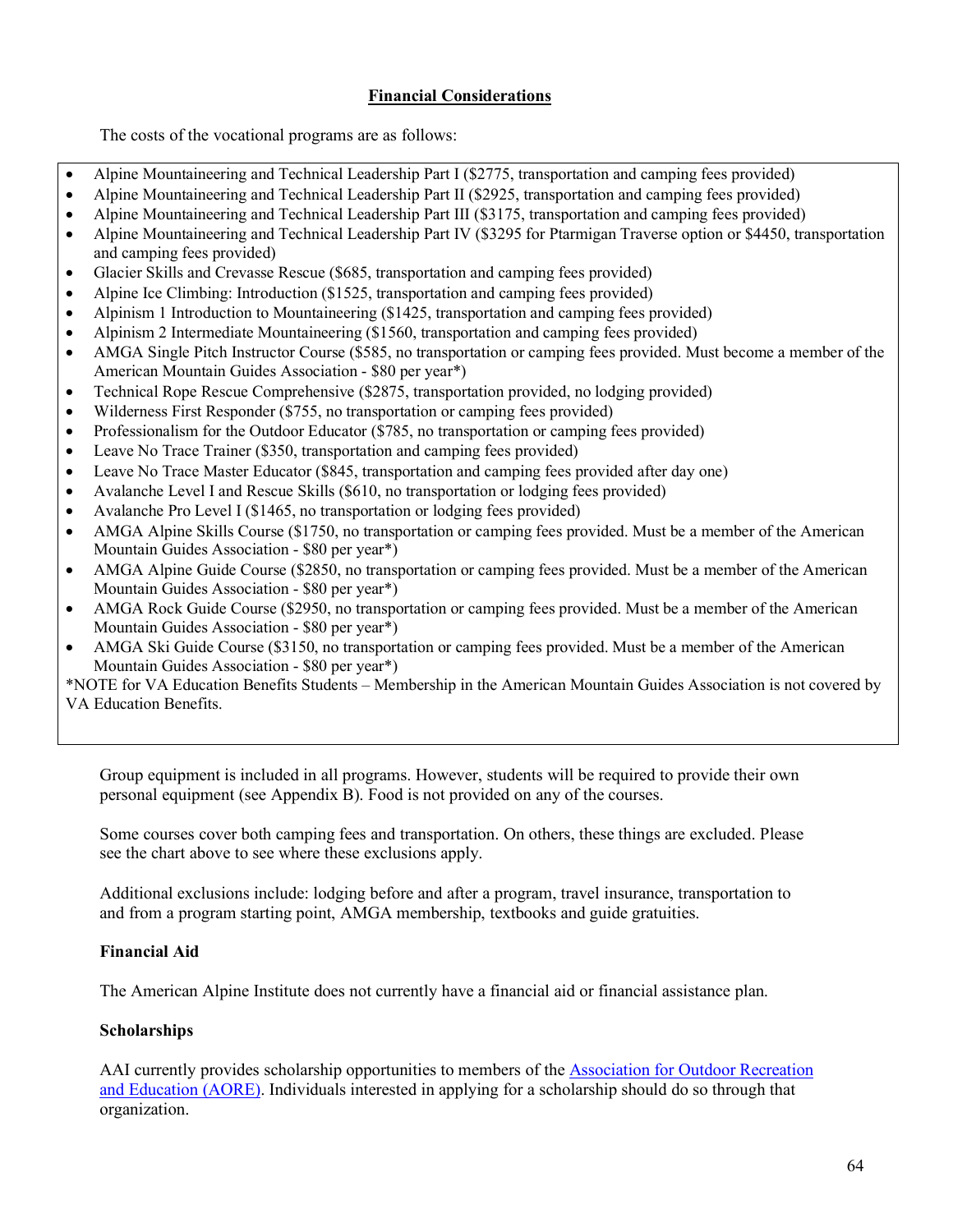## Financial Considerations

The costs of the vocational programs are as follows:

- Alpine Mountaineering and Technical Leadership Part I ($2775, transportation and camping fees provided)
- Alpine Mountaineering and Technical Leadership Part II ($2925, transportation and camping fees provided)
- Alpine Mountaineering and Technical Leadership Part III ($3175, transportation and camping fees provided)
- Alpine Mountaineering and Technical Leadership Part IV ($3295 for Ptarmigan Traverse option or $4450, transportation and camping fees provided)
- Glacier Skills and Crevasse Rescue ($685, transportation and camping fees provided)
- Alpine Ice Climbing: Introduction ($1525, transportation and camping fees provided)
- Alpinism 1 Introduction to Mountaineering ($1425, transportation and camping fees provided)
- Alpinism 2 Intermediate Mountaineering ($1560, transportation and camping fees provided)
- AMGA Single Pitch Instructor Course ($585, no transportation or camping fees provided. Must become a member of the American Mountain Guides Association - $80 per year*)
- Technical Rope Rescue Comprehensive ($2875, transportation provided, no lodging provided)
- Wilderness First Responder ($755, no transportation or camping fees provided)
- Professionalism for the Outdoor Educator ($785, no transportation or camping fees provided)
- Leave No Trace Trainer ($350, transportation and camping fees provided)
- Leave No Trace Master Educator ($845, transportation and camping fees provided after day one)
- Avalanche Level I and Rescue Skills ($610, no transportation or lodging fees provided)
- Avalanche Pro Level I ($1465, no transportation or lodging fees provided)
- AMGA Alpine Skills Course ($1750, no transportation or camping fees provided. Must be a member of the American Mountain Guides Association - $80 per year*)
- AMGA Alpine Guide Course ($2850, no transportation or camping fees provided. Must be a member of the American Mountain Guides Association - $80 per year*)
- AMGA Rock Guide Course ($2950, no transportation or camping fees provided. Must be a member of the American Mountain Guides Association - $80 per year*)
- AMGA Ski Guide Course ($3150, no transportation or camping fees provided. Must be a member of the American Mountain Guides Association - $80 per year*)

*NOTE for VA Education Benefits Students – Membership in the American Mountain Guides Association is not covered by VA Education Benefits.

Group equipment is included in all programs. However, students will be required to provide their own personal equipment (see Appendix B). Food is not provided on any of the courses.

Some courses cover both camping fees and transportation. On others, these things are excluded. Please see the chart above to see where these exclusions apply.

Additional exclusions include: lodging before and after a program, travel insurance, transportation to and from a program starting point, AMGA membership, textbooks and guide gratuities.

### Financial Aid

The American Alpine Institute does not currently have a financial aid or financial assistance plan.

### Scholarships

AAI currently provides scholarship opportunities to members of the Association for Outdoor Recreation and Education (AORE). Individuals interested in applying for a scholarship should do so through that organization.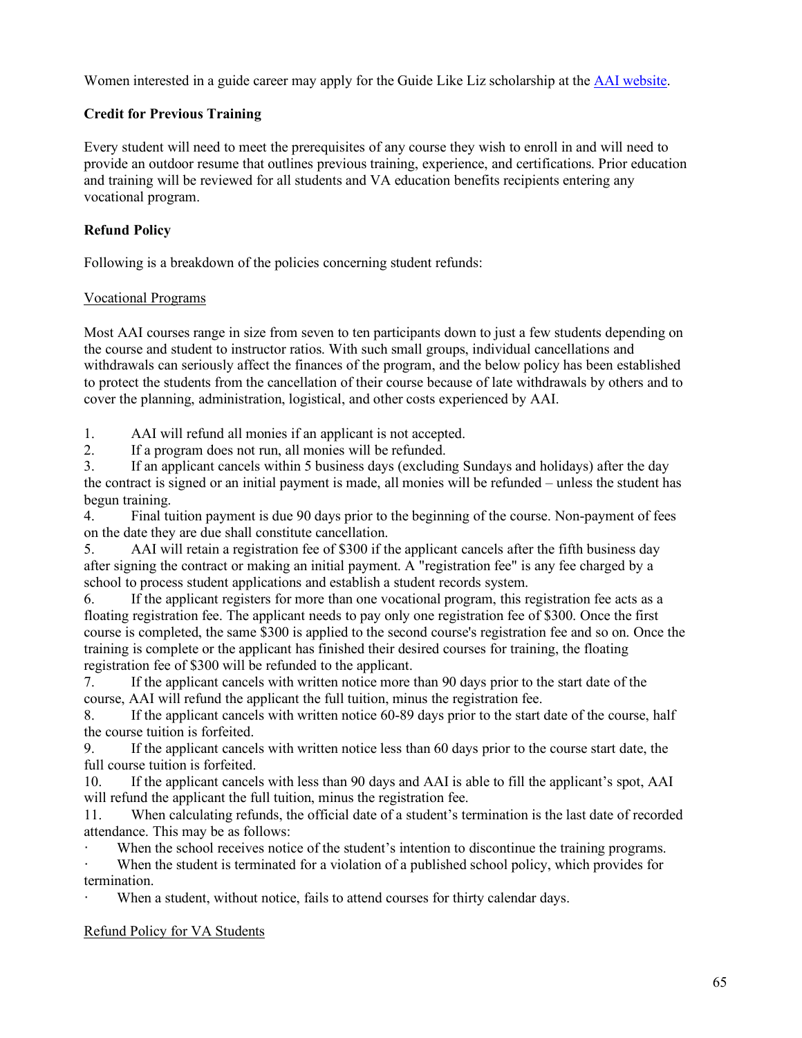Women interested in a guide career may apply for the Guide Like Liz scholarship at the [AAI website](AAI website).

### Credit for Previous Training

Every student will need to meet the prerequisites of any course they wish to enroll in and will need to provide an outdoor resume that outlines previous training, experience, and certifications. Prior education and training will be reviewed for all students and VA education benefits recipients entering any vocational program.

### Refund Policy

Following is a breakdown of the policies concerning student refunds:

<u>Vocational Programs</u>

Most AAI courses range in size from seven to ten participants down to just a few students depending on the course and student to instructor ratios. With such small groups, individual cancellations and withdrawals can seriously affect the finances of the program, and the below policy has been established to protect the students from the cancellation of their course because of late withdrawals by others and to cover the planning, administration, logistical, and other costs experienced by AAI.

1. AAI will refund all monies if an applicant is not accepted.
2. If a program does not run, all monies will be refunded.
3. If an applicant cancels within 5 business days (excluding Sundays and holidays) after the day the contract is signed or an initial payment is made, all monies will be refunded – unless the student has begun training.
4. Final tuition payment is due 90 days prior to the beginning of the course. Non-payment of fees on the date they are due shall constitute cancellation.
5. AAI will retain a registration fee of $300 if the applicant cancels after the fifth business day after signing the contract or making an initial payment. A "registration fee" is any fee charged by a school to process student applications and establish a student records system.
6. If the applicant registers for more than one vocational program, this registration fee acts as a floating registration fee. The applicant needs to pay only one registration fee of $300. Once the first course is completed, the same $300 is applied to the second course's registration fee and so on. Once the training is complete or the applicant has finished their desired courses for training, the floating registration fee of $300 will be refunded to the applicant.
7. If the applicant cancels with written notice more than 90 days prior to the start date of the course, AAI will refund the applicant the full tuition, minus the registration fee.
8. If the applicant cancels with written notice 60-89 days prior to the start date of the course, half the course tuition is forfeited.
9. If the applicant cancels with written notice less than 60 days prior to the course start date, the full course tuition is forfeited.
10. If the applicant cancels with less than 90 days and AAI is able to fill the applicant's spot, AAI will refund the applicant the full tuition, minus the registration fee.
11. When calculating refunds, the official date of a student's termination is the last date of recorded attendance. This may be as follows:
    - When the school receives notice of the student's intention to discontinue the training programs.
    - When the student is terminated for a violation of a published school policy, which provides for termination.
    - When a student, without notice, fails to attend courses for thirty calendar days.

<u>Refund Policy for VA Students</u>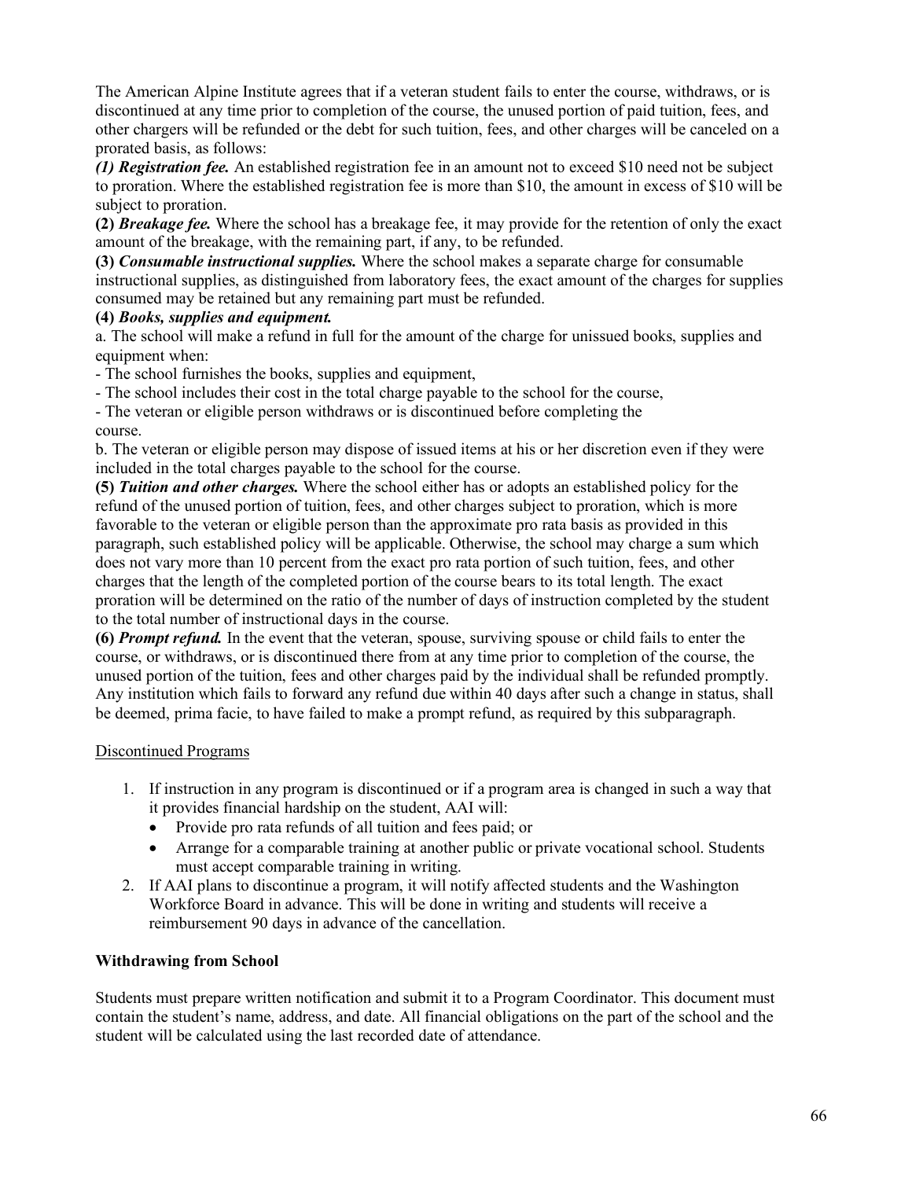The American Alpine Institute agrees that if a veteran student fails to enter the course, withdraws, or is discontinued at any time prior to completion of the course, the unused portion of paid tuition, fees, and other chargers will be refunded or the debt for such tuition, fees, and other charges will be canceled on a prorated basis, as follows:

***(1) Registration fee.*** An established registration fee in an amount not to exceed $10 need not be subject to proration. Where the established registration fee is more than $10, the amount in excess of $10 will be subject to proration.

**(2)** ***Breakage fee.*** Where the school has a breakage fee, it may provide for the retention of only the exact amount of the breakage, with the remaining part, if any, to be refunded.

**(3)** ***Consumable instructional supplies.*** Where the school makes a separate charge for consumable instructional supplies, as distinguished from laboratory fees, the exact amount of the charges for supplies consumed may be retained but any remaining part must be refunded.

**(4)** ***Books, supplies and equipment.***

a. The school will make a refund in full for the amount of the charge for unissued books, supplies and equipment when:

- The school furnishes the books, supplies and equipment,
- The school includes their cost in the total charge payable to the school for the course,
- The veteran or eligible person withdraws or is discontinued before completing the course.

b. The veteran or eligible person may dispose of issued items at his or her discretion even if they were included in the total charges payable to the school for the course.

**(5)** ***Tuition and other charges.*** Where the school either has or adopts an established policy for the refund of the unused portion of tuition, fees, and other charges subject to proration, which is more favorable to the veteran or eligible person than the approximate pro rata basis as provided in this paragraph, such established policy will be applicable. Otherwise, the school may charge a sum which does not vary more than 10 percent from the exact pro rata portion of such tuition, fees, and other charges that the length of the completed portion of the course bears to its total length. The exact proration will be determined on the ratio of the number of days of instruction completed by the student to the total number of instructional days in the course.

**(6)** ***Prompt refund.*** In the event that the veteran, spouse, surviving spouse or child fails to enter the course, or withdraws, or is discontinued there from at any time prior to completion of the course, the unused portion of the tuition, fees and other charges paid by the individual shall be refunded promptly. Any institution which fails to forward any refund due within 40 days after such a change in status, shall be deemed, prima facie, to have failed to make a prompt refund, as required by this subparagraph.

<u>Discontinued Programs</u>

1. If instruction in any program is discontinued or if a program area is changed in such a way that it provides financial hardship on the student, AAI will:
   - Provide pro rata refunds of all tuition and fees paid; or
   - Arrange for a comparable training at another public or private vocational school. Students must accept comparable training in writing.
2. If AAI plans to discontinue a program, it will notify affected students and the Washington Workforce Board in advance. This will be done in writing and students will receive a reimbursement 90 days in advance of the cancellation.

**Withdrawing from School**

Students must prepare written notification and submit it to a Program Coordinator. This document must contain the student's name, address, and date. All financial obligations on the part of the school and the student will be calculated using the last recorded date of attendance.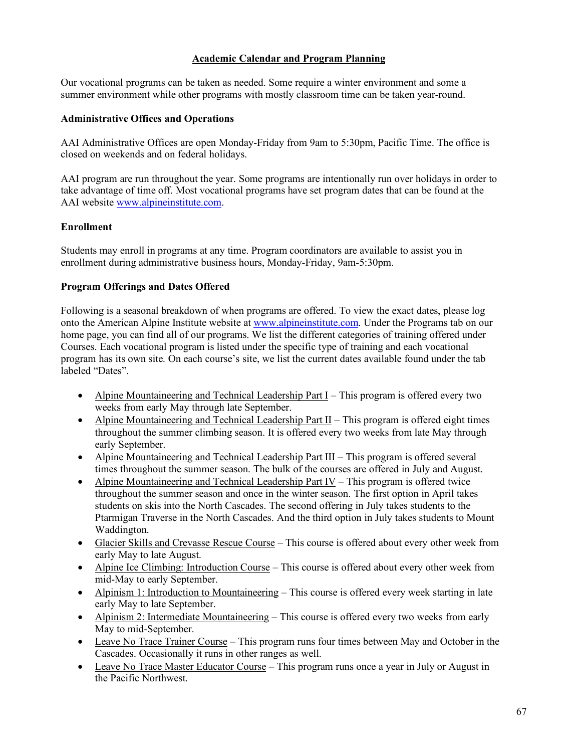## Academic Calendar and Program Planning

Our vocational programs can be taken as needed. Some require a winter environment and some a summer environment while other programs with mostly classroom time can be taken year-round.

### Administrative Offices and Operations

AAI Administrative Offices are open Monday-Friday from 9am to 5:30pm, Pacific Time. The office is closed on weekends and on federal holidays.

AAI program are run throughout the year. Some programs are intentionally run over holidays in order to take advantage of time off. Most vocational programs have set program dates that can be found at the AAI website www.alpineinstitute.com.

### Enrollment

Students may enroll in programs at any time. Program coordinators are available to assist you in enrollment during administrative business hours, Monday-Friday, 9am-5:30pm.

### Program Offerings and Dates Offered

Following is a seasonal breakdown of when programs are offered. To view the exact dates, please log onto the American Alpine Institute website at www.alpineinstitute.com. Under the Programs tab on our home page, you can find all of our programs. We list the different categories of training offered under Courses. Each vocational program is listed under the specific type of training and each vocational program has its own site. On each course's site, we list the current dates available found under the tab labeled "Dates".

- Alpine Mountaineering and Technical Leadership Part I – This program is offered every two weeks from early May through late September.
- Alpine Mountaineering and Technical Leadership Part II – This program is offered eight times throughout the summer climbing season. It is offered every two weeks from late May through early September.
- Alpine Mountaineering and Technical Leadership Part III – This program is offered several times throughout the summer season. The bulk of the courses are offered in July and August.
- Alpine Mountaineering and Technical Leadership Part IV – This program is offered twice throughout the summer season and once in the winter season. The first option in April takes students on skis into the North Cascades. The second offering in July takes students to the Ptarmigan Traverse in the North Cascades. And the third option in July takes students to Mount Waddington.
- Glacier Skills and Crevasse Rescue Course – This course is offered about every other week from early May to late August.
- Alpine Ice Climbing: Introduction Course – This course is offered about every other week from mid-May to early September.
- Alpinism 1: Introduction to Mountaineering – This course is offered every week starting in late early May to late September.
- Alpinism 2: Intermediate Mountaineering – This course is offered every two weeks from early May to mid-September.
- Leave No Trace Trainer Course – This program runs four times between May and October in the Cascades. Occasionally it runs in other ranges as well.
- Leave No Trace Master Educator Course – This program runs once a year in July or August in the Pacific Northwest.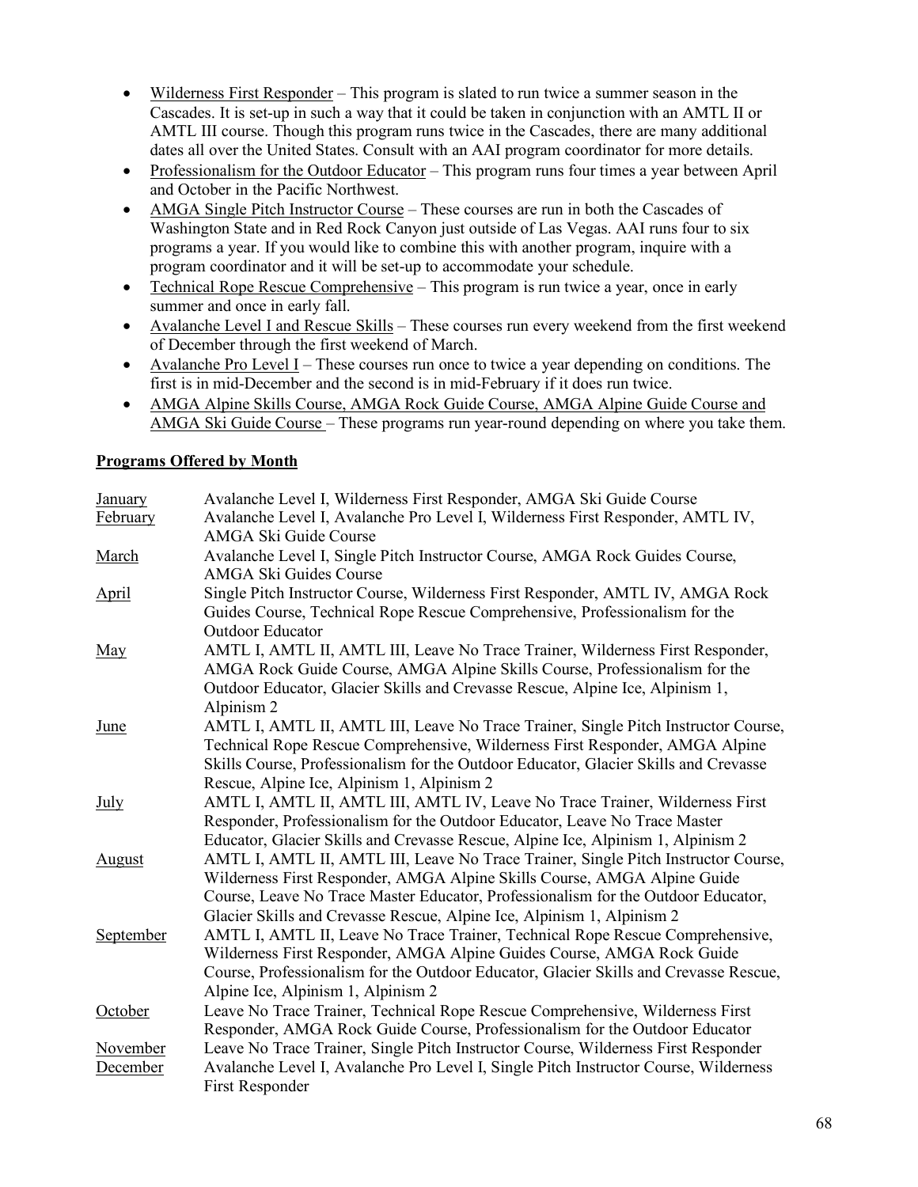- Wilderness First Responder – This program is slated to run twice a summer season in the Cascades. It is set-up in such a way that it could be taken in conjunction with an AMTL II or AMTL III course. Though this program runs twice in the Cascades, there are many additional dates all over the United States. Consult with an AAI program coordinator for more details.
- Professionalism for the Outdoor Educator – This program runs four times a year between April and October in the Pacific Northwest.
- AMGA Single Pitch Instructor Course – These courses are run in both the Cascades of Washington State and in Red Rock Canyon just outside of Las Vegas. AAI runs four to six programs a year. If you would like to combine this with another program, inquire with a program coordinator and it will be set-up to accommodate your schedule.
- Technical Rope Rescue Comprehensive – This program is run twice a year, once in early summer and once in early fall.
- Avalanche Level I and Rescue Skills – These courses run every weekend from the first weekend of December through the first weekend of March.
- Avalanche Pro Level I – These courses run once to twice a year depending on conditions. The first is in mid-December and the second is in mid-February if it does run twice.
- AMGA Alpine Skills Course, AMGA Rock Guide Course, AMGA Alpine Guide Course and AMGA Ski Guide Course – These programs run year-round depending on where you take them.

**Programs Offered by Month**

| Month | Programs |
|---|---|
| January | Avalanche Level I, Wilderness First Responder, AMGA Ski Guide Course |
| February | Avalanche Level I, Avalanche Pro Level I, Wilderness First Responder, AMTL IV, AMGA Ski Guide Course |
| March | Avalanche Level I, Single Pitch Instructor Course, AMGA Rock Guides Course, AMGA Ski Guides Course |
| April | Single Pitch Instructor Course, Wilderness First Responder, AMTL IV, AMGA Rock Guides Course, Technical Rope Rescue Comprehensive, Professionalism for the Outdoor Educator |
| May | AMTL I, AMTL II, AMTL III, Leave No Trace Trainer, Wilderness First Responder, AMGA Rock Guide Course, AMGA Alpine Skills Course, Professionalism for the Outdoor Educator, Glacier Skills and Crevasse Rescue, Alpine Ice, Alpinism 1, Alpinism 2 |
| June | AMTL I, AMTL II, AMTL III, Leave No Trace Trainer, Single Pitch Instructor Course, Technical Rope Rescue Comprehensive, Wilderness First Responder, AMGA Alpine Skills Course, Professionalism for the Outdoor Educator, Glacier Skills and Crevasse Rescue, Alpine Ice, Alpinism 1, Alpinism 2 |
| July | AMTL I, AMTL II, AMTL III, AMTL IV, Leave No Trace Trainer, Wilderness First Responder, Professionalism for the Outdoor Educator, Leave No Trace Master Educator, Glacier Skills and Crevasse Rescue, Alpine Ice, Alpinism 1, Alpinism 2 |
| August | AMTL I, AMTL II, AMTL III, Leave No Trace Trainer, Single Pitch Instructor Course, Wilderness First Responder, AMGA Alpine Skills Course, AMGA Alpine Guide Course, Leave No Trace Master Educator, Professionalism for the Outdoor Educator, Glacier Skills and Crevasse Rescue, Alpine Ice, Alpinism 1, Alpinism 2 |
| September | AMTL I, AMTL II, Leave No Trace Trainer, Technical Rope Rescue Comprehensive, Wilderness First Responder, AMGA Alpine Guides Course, AMGA Rock Guide Course, Professionalism for the Outdoor Educator, Glacier Skills and Crevasse Rescue, Alpine Ice, Alpinism 1, Alpinism 2 |
| October | Leave No Trace Trainer, Technical Rope Rescue Comprehensive, Wilderness First Responder, AMGA Rock Guide Course, Professionalism for the Outdoor Educator |
| November | Leave No Trace Trainer, Single Pitch Instructor Course, Wilderness First Responder |
| December | Avalanche Level I, Avalanche Pro Level I, Single Pitch Instructor Course, Wilderness First Responder |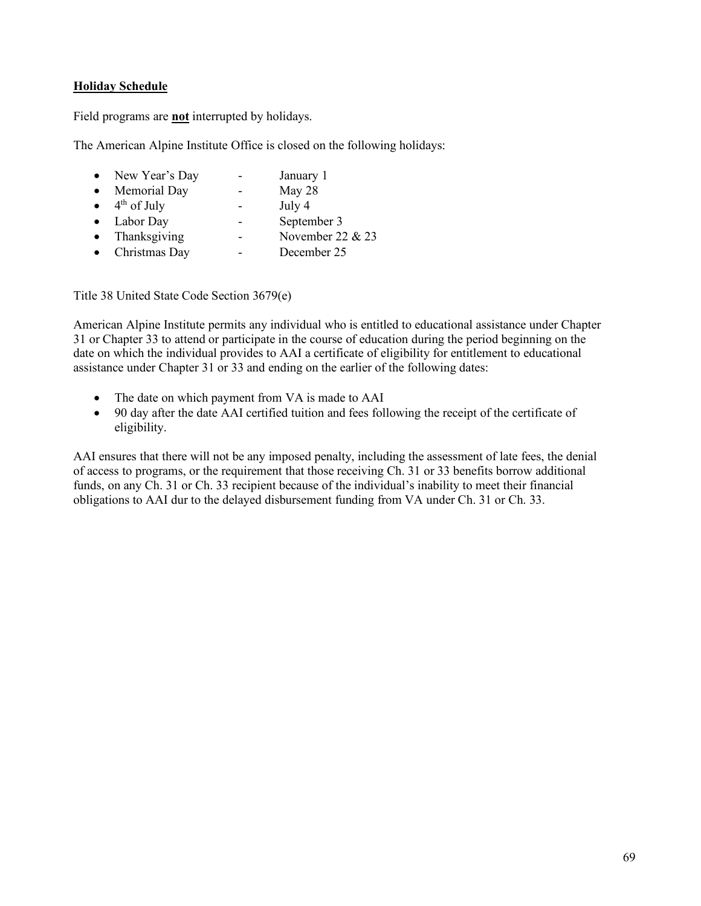**Holiday Schedule**

Field programs are **not** interrupted by holidays.

The American Alpine Institute Office is closed on the following holidays:

- New Year's Day - January 1
- Memorial Day - May 28
- 4th of July - July 4
- Labor Day - September 3
- Thanksgiving - November 22 & 23
- Christmas Day - December 25

Title 38 United State Code Section 3679(e)

American Alpine Institute permits any individual who is entitled to educational assistance under Chapter 31 or Chapter 33 to attend or participate in the course of education during the period beginning on the date on which the individual provides to AAI a certificate of eligibility for entitlement to educational assistance under Chapter 31 or 33 and ending on the earlier of the following dates:

- The date on which payment from VA is made to AAI
- 90 day after the date AAI certified tuition and fees following the receipt of the certificate of eligibility.

AAI ensures that there will not be any imposed penalty, including the assessment of late fees, the denial of access to programs, or the requirement that those receiving Ch. 31 or 33 benefits borrow additional funds, on any Ch. 31 or Ch. 33 recipient because of the individual's inability to meet their financial obligations to AAI dur to the delayed disbursement funding from VA under Ch. 31 or Ch. 33.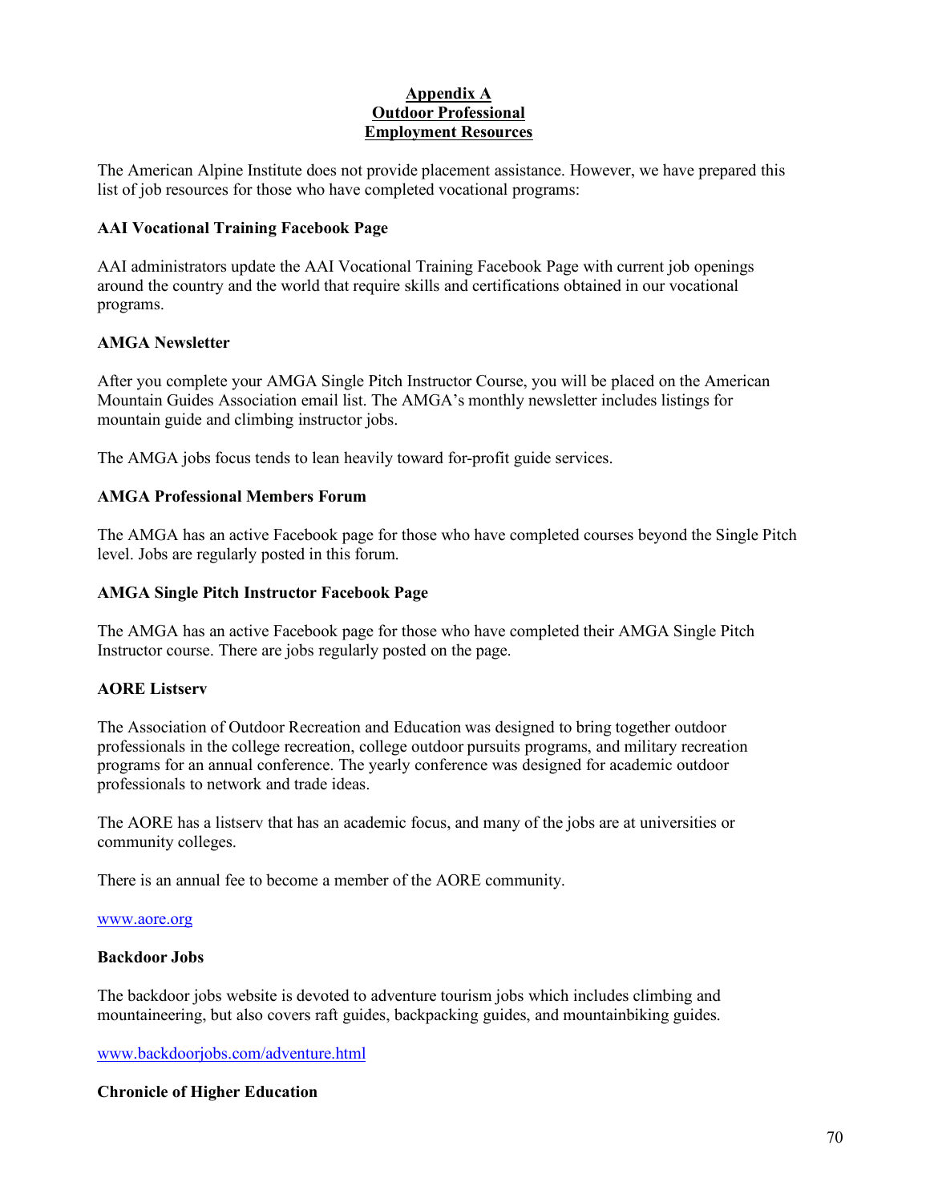# Appendix A
# Outdoor Professional
# Employment Resources

The American Alpine Institute does not provide placement assistance. However, we have prepared this list of job resources for those who have completed vocational programs:

**AAI Vocational Training Facebook Page**

AAI administrators update the AAI Vocational Training Facebook Page with current job openings around the country and the world that require skills and certifications obtained in our vocational programs.

**AMGA Newsletter**

After you complete your AMGA Single Pitch Instructor Course, you will be placed on the American Mountain Guides Association email list. The AMGA's monthly newsletter includes listings for mountain guide and climbing instructor jobs.

The AMGA jobs focus tends to lean heavily toward for-profit guide services.

**AMGA Professional Members Forum**

The AMGA has an active Facebook page for those who have completed courses beyond the Single Pitch level. Jobs are regularly posted in this forum.

**AMGA Single Pitch Instructor Facebook Page**

The AMGA has an active Facebook page for those who have completed their AMGA Single Pitch Instructor course. There are jobs regularly posted on the page.

**AORE Listserv**

The Association of Outdoor Recreation and Education was designed to bring together outdoor professionals in the college recreation, college outdoor pursuits programs, and military recreation programs for an annual conference. The yearly conference was designed for academic outdoor professionals to network and trade ideas.

The AORE has a listserv that has an academic focus, and many of the jobs are at universities or community colleges.

There is an annual fee to become a member of the AORE community.

www.aore.org

**Backdoor Jobs**

The backdoor jobs website is devoted to adventure tourism jobs which includes climbing and mountaineering, but also covers raft guides, backpacking guides, and mountainbiking guides.

www.backdoorjobs.com/adventure.html

**Chronicle of Higher Education**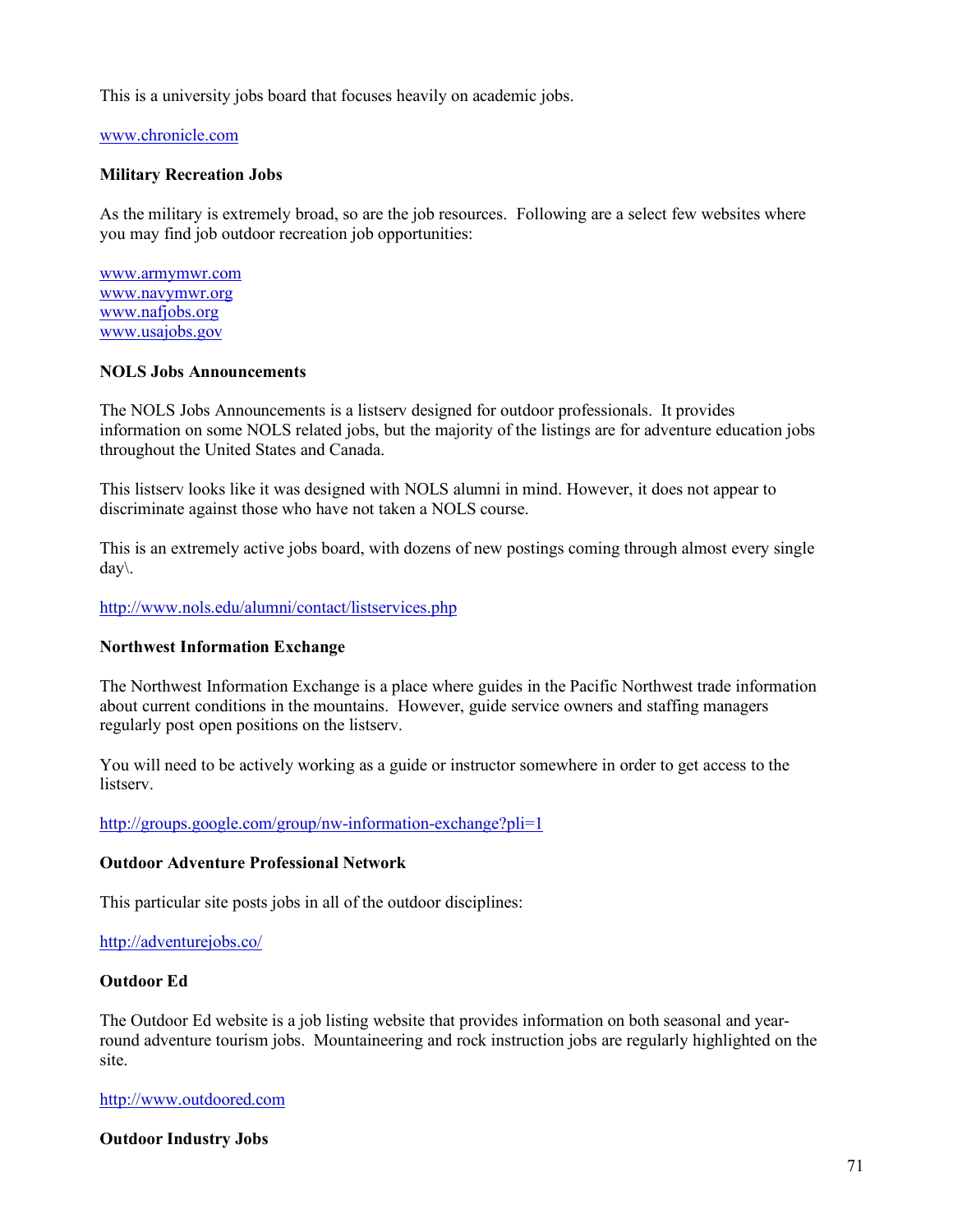This is a university jobs board that focuses heavily on academic jobs.

www.chronicle.com

**Military Recreation Jobs**

As the military is extremely broad, so are the job resources. Following are a select few websites where you may find job outdoor recreation job opportunities:

www.armymwr.com
www.navymwr.org
www.nafjobs.org
www.usajobs.gov

**NOLS Jobs Announcements**

The NOLS Jobs Announcements is a listserv designed for outdoor professionals. It provides information on some NOLS related jobs, but the majority of the listings are for adventure education jobs throughout the United States and Canada.

This listserv looks like it was designed with NOLS alumni in mind. However, it does not appear to discriminate against those who have not taken a NOLS course.

This is an extremely active jobs board, with dozens of new postings coming through almost every single day\.

http://www.nols.edu/alumni/contact/listservices.php

**Northwest Information Exchange**

The Northwest Information Exchange is a place where guides in the Pacific Northwest trade information about current conditions in the mountains. However, guide service owners and staffing managers regularly post open positions on the listserv.

You will need to be actively working as a guide or instructor somewhere in order to get access to the listserv.

http://groups.google.com/group/nw-information-exchange?pli=1

**Outdoor Adventure Professional Network**

This particular site posts jobs in all of the outdoor disciplines:

http://adventurejobs.co/

**Outdoor Ed**

The Outdoor Ed website is a job listing website that provides information on both seasonal and year-round adventure tourism jobs. Mountaineering and rock instruction jobs are regularly highlighted on the site.

http://www.outdoored.com

**Outdoor Industry Jobs**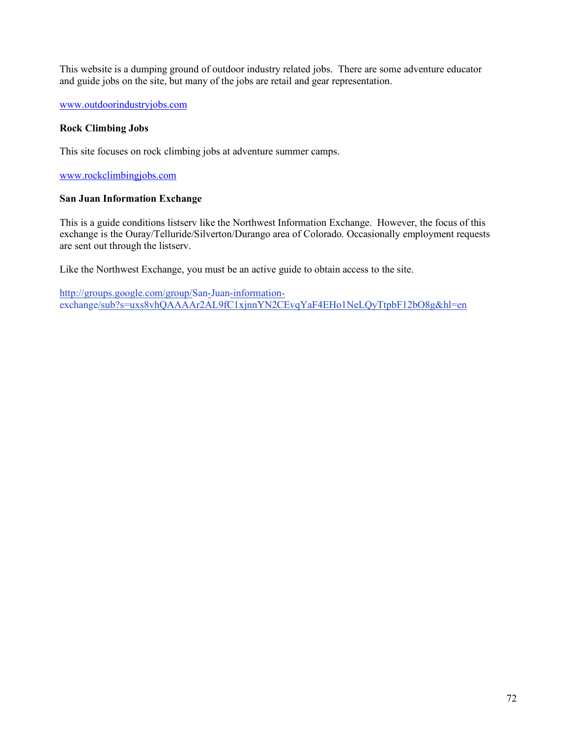This website is a dumping ground of outdoor industry related jobs. There are some adventure educator and guide jobs on the site, but many of the jobs are retail and gear representation.

www.outdoorindustryjobs.com

**Rock Climbing Jobs**

This site focuses on rock climbing jobs at adventure summer camps.

www.rockclimbingjobs.com

**San Juan Information Exchange**

This is a guide conditions listserv like the Northwest Information Exchange. However, the focus of this exchange is the Ouray/Telluride/Silverton/Durango area of Colorado. Occasionally employment requests are sent out through the listserv.

Like the Northwest Exchange, you must be an active guide to obtain access to the site.

http://groups.google.com/group/San-Juan-information-exchange/sub?s=uxs8vhQAAAAr2AL9fC1xjnnYN2CEvqYaF4EHo1NeLQyTtpbF12bO8g&hl=en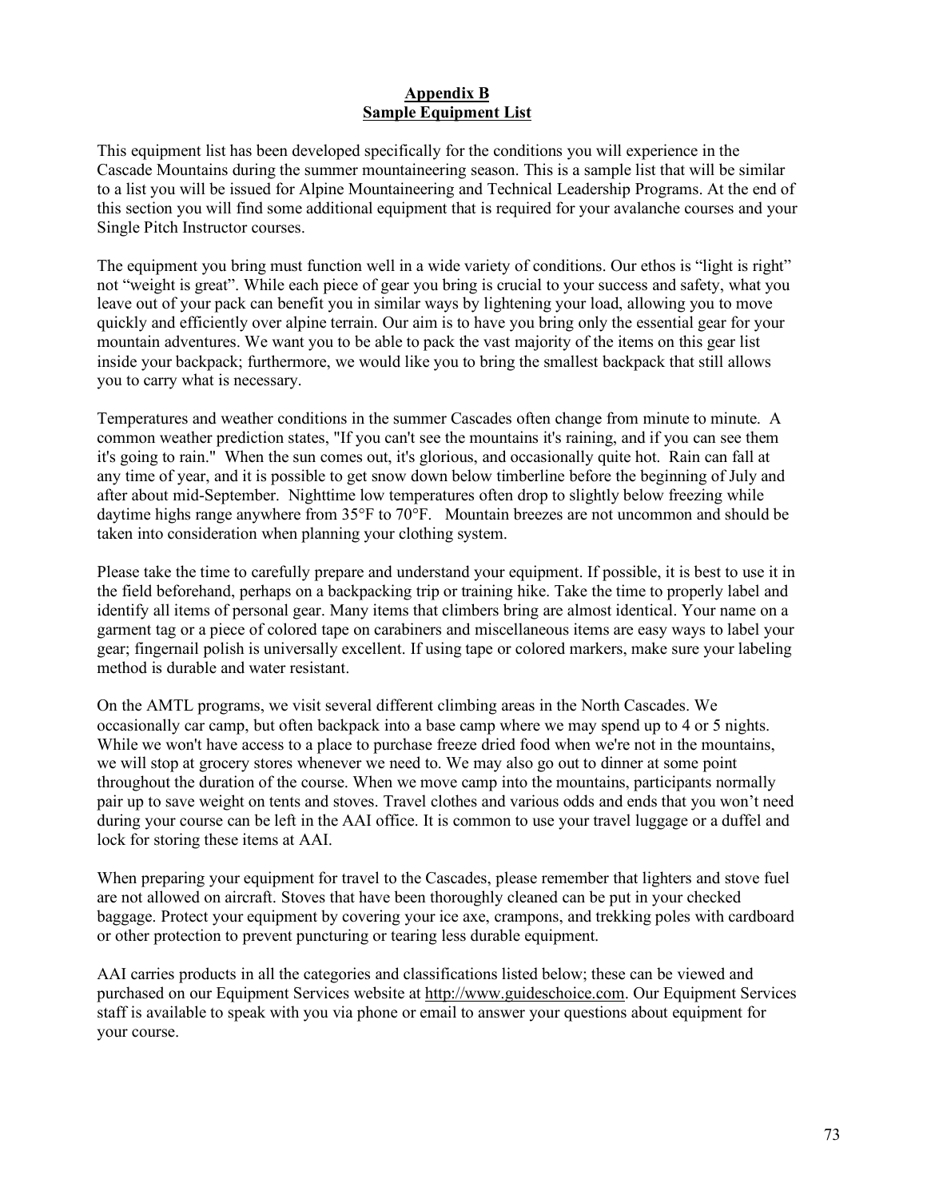# Appendix B
## Sample Equipment List

This equipment list has been developed specifically for the conditions you will experience in the Cascade Mountains during the summer mountaineering season. This is a sample list that will be similar to a list you will be issued for Alpine Mountaineering and Technical Leadership Programs. At the end of this section you will find some additional equipment that is required for your avalanche courses and your Single Pitch Instructor courses.

The equipment you bring must function well in a wide variety of conditions. Our ethos is "light is right" not "weight is great". While each piece of gear you bring is crucial to your success and safety, what you leave out of your pack can benefit you in similar ways by lightening your load, allowing you to move quickly and efficiently over alpine terrain. Our aim is to have you bring only the essential gear for your mountain adventures. We want you to be able to pack the vast majority of the items on this gear list inside your backpack; furthermore, we would like you to bring the smallest backpack that still allows you to carry what is necessary.

Temperatures and weather conditions in the summer Cascades often change from minute to minute. A common weather prediction states, "If you can't see the mountains it's raining, and if you can see them it's going to rain." When the sun comes out, it's glorious, and occasionally quite hot. Rain can fall at any time of year, and it is possible to get snow down below timberline before the beginning of July and after about mid-September. Nighttime low temperatures often drop to slightly below freezing while daytime highs range anywhere from 35°F to 70°F. Mountain breezes are not uncommon and should be taken into consideration when planning your clothing system.

Please take the time to carefully prepare and understand your equipment. If possible, it is best to use it in the field beforehand, perhaps on a backpacking trip or training hike. Take the time to properly label and identify all items of personal gear. Many items that climbers bring are almost identical. Your name on a garment tag or a piece of colored tape on carabiners and miscellaneous items are easy ways to label your gear; fingernail polish is universally excellent. If using tape or colored markers, make sure your labeling method is durable and water resistant.

On the AMTL programs, we visit several different climbing areas in the North Cascades. We occasionally car camp, but often backpack into a base camp where we may spend up to 4 or 5 nights. While we won't have access to a place to purchase freeze dried food when we're not in the mountains, we will stop at grocery stores whenever we need to. We may also go out to dinner at some point throughout the duration of the course. When we move camp into the mountains, participants normally pair up to save weight on tents and stoves. Travel clothes and various odds and ends that you won't need during your course can be left in the AAI office. It is common to use your travel luggage or a duffel and lock for storing these items at AAI.

When preparing your equipment for travel to the Cascades, please remember that lighters and stove fuel are not allowed on aircraft. Stoves that have been thoroughly cleaned can be put in your checked baggage. Protect your equipment by covering your ice axe, crampons, and trekking poles with cardboard or other protection to prevent puncturing or tearing less durable equipment.

AAI carries products in all the categories and classifications listed below; these can be viewed and purchased on our Equipment Services website at http://www.guideschoice.com. Our Equipment Services staff is available to speak with you via phone or email to answer your questions about equipment for your course.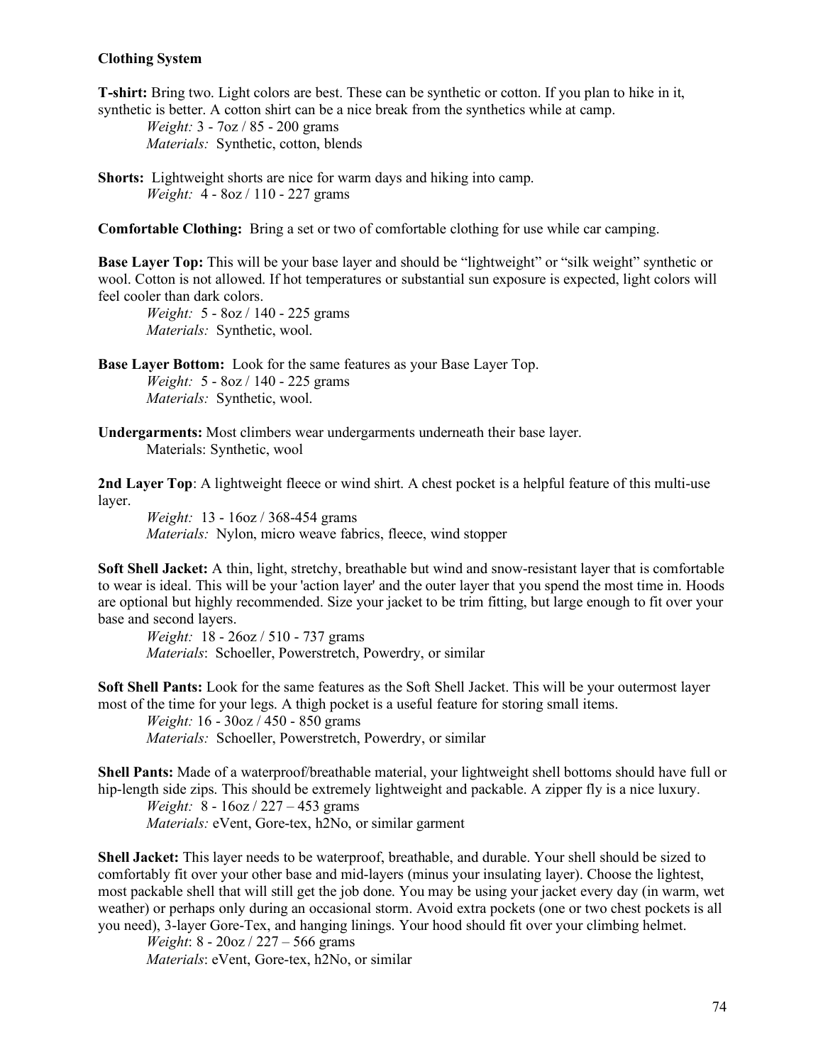**Clothing System**

**T-shirt:** Bring two. Light colors are best. These can be synthetic or cotton. If you plan to hike in it, synthetic is better. A cotton shirt can be a nice break from the synthetics while at camp.

*Weight:* 3 - 7oz / 85 - 200 grams
*Materials:* Synthetic, cotton, blends

**Shorts:** Lightweight shorts are nice for warm days and hiking into camp.

*Weight:* 4 - 8oz / 110 - 227 grams

**Comfortable Clothing:** Bring a set or two of comfortable clothing for use while car camping.

**Base Layer Top:** This will be your base layer and should be "lightweight" or "silk weight" synthetic or wool. Cotton is not allowed. If hot temperatures or substantial sun exposure is expected, light colors will feel cooler than dark colors.

*Weight:* 5 - 8oz / 140 - 225 grams
*Materials:* Synthetic, wool.

**Base Layer Bottom:** Look for the same features as your Base Layer Top.

*Weight:* 5 - 8oz / 140 - 225 grams
*Materials:* Synthetic, wool.

**Undergarments:** Most climbers wear undergarments underneath their base layer.

Materials: Synthetic, wool

**2nd Layer Top**: A lightweight fleece or wind shirt. A chest pocket is a helpful feature of this multi-use layer.

*Weight:* 13 - 16oz / 368-454 grams
*Materials:* Nylon, micro weave fabrics, fleece, wind stopper

**Soft Shell Jacket:** A thin, light, stretchy, breathable but wind and snow-resistant layer that is comfortable to wear is ideal. This will be your 'action layer' and the outer layer that you spend the most time in. Hoods are optional but highly recommended. Size your jacket to be trim fitting, but large enough to fit over your base and second layers.

*Weight:* 18 - 26oz / 510 - 737 grams
*Materials*: Schoeller, Powerstretch, Powerdry, or similar

**Soft Shell Pants:** Look for the same features as the Soft Shell Jacket. This will be your outermost layer most of the time for your legs. A thigh pocket is a useful feature for storing small items.

*Weight:* 16 - 30oz / 450 - 850 grams
*Materials:* Schoeller, Powerstretch, Powerdry, or similar

**Shell Pants:** Made of a waterproof/breathable material, your lightweight shell bottoms should have full or hip-length side zips. This should be extremely lightweight and packable. A zipper fly is a nice luxury.

*Weight:* 8 - 16oz / 227 – 453 grams
*Materials:* eVent, Gore-tex, h2No, or similar garment

**Shell Jacket:** This layer needs to be waterproof, breathable, and durable. Your shell should be sized to comfortably fit over your other base and mid-layers (minus your insulating layer). Choose the lightest, most packable shell that will still get the job done. You may be using your jacket every day (in warm, wet weather) or perhaps only during an occasional storm. Avoid extra pockets (one or two chest pockets is all you need), 3-layer Gore-Tex, and hanging linings. Your hood should fit over your climbing helmet.

*Weight*: 8 - 20oz / 227 – 566 grams
*Materials*: eVent, Gore-tex, h2No, or similar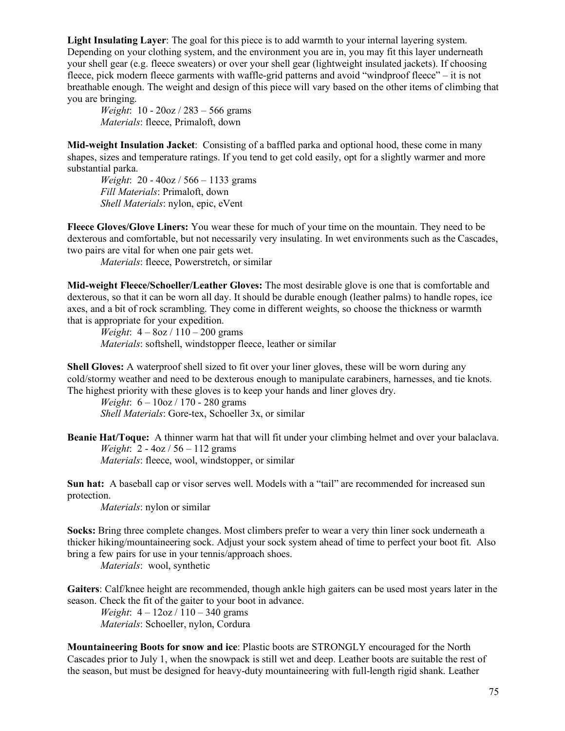**Light Insulating Layer**: The goal for this piece is to add warmth to your internal layering system. Depending on your clothing system, and the environment you are in, you may fit this layer underneath your shell gear (e.g. fleece sweaters) or over your shell gear (lightweight insulated jackets). If choosing fleece, pick modern fleece garments with waffle-grid patterns and avoid "windproof fleece" – it is not breathable enough. The weight and design of this piece will vary based on the other items of climbing that you are bringing.

*Weight*: 10 - 20oz / 283 – 566 grams
*Materials*: fleece, Primaloft, down

**Mid-weight Insulation Jacket**: Consisting of a baffled parka and optional hood, these come in many shapes, sizes and temperature ratings. If you tend to get cold easily, opt for a slightly warmer and more substantial parka.

*Weight*: 20 - 40oz / 566 – 1133 grams
*Fill Materials*: Primaloft, down
*Shell Materials*: nylon, epic, eVent

**Fleece Gloves/Glove Liners:** You wear these for much of your time on the mountain. They need to be dexterous and comfortable, but not necessarily very insulating. In wet environments such as the Cascades, two pairs are vital for when one pair gets wet.

*Materials*: fleece, Powerstretch, or similar

**Mid-weight Fleece/Schoeller/Leather Gloves:** The most desirable glove is one that is comfortable and dexterous, so that it can be worn all day. It should be durable enough (leather palms) to handle ropes, ice axes, and a bit of rock scrambling. They come in different weights, so choose the thickness or warmth that is appropriate for your expedition.

*Weight*: 4 – 8oz / 110 – 200 grams
*Materials*: softshell, windstopper fleece, leather or similar

**Shell Gloves:** A waterproof shell sized to fit over your liner gloves, these will be worn during any cold/stormy weather and need to be dexterous enough to manipulate carabiners, harnesses, and tie knots. The highest priority with these gloves is to keep your hands and liner gloves dry.

*Weight*: 6 – 10oz / 170 - 280 grams
*Shell Materials*: Gore-tex, Schoeller 3x, or similar

**Beanie Hat/Toque:** A thinner warm hat that will fit under your climbing helmet and over your balaclava.

*Weight*: 2 - 4oz / 56 – 112 grams
*Materials*: fleece, wool, windstopper, or similar

**Sun hat:** A baseball cap or visor serves well. Models with a "tail" are recommended for increased sun protection.

*Materials*: nylon or similar

**Socks:** Bring three complete changes. Most climbers prefer to wear a very thin liner sock underneath a thicker hiking/mountaineering sock. Adjust your sock system ahead of time to perfect your boot fit. Also bring a few pairs for use in your tennis/approach shoes.

*Materials*: wool, synthetic

**Gaiters**: Calf/knee height are recommended, though ankle high gaiters can be used most years later in the season. Check the fit of the gaiter to your boot in advance.

*Weight*: 4 – 12oz / 110 – 340 grams
*Materials*: Schoeller, nylon, Cordura

**Mountaineering Boots for snow and ice**: Plastic boots are STRONGLY encouraged for the North Cascades prior to July 1, when the snowpack is still wet and deep. Leather boots are suitable the rest of the season, but must be designed for heavy-duty mountaineering with full-length rigid shank. Leather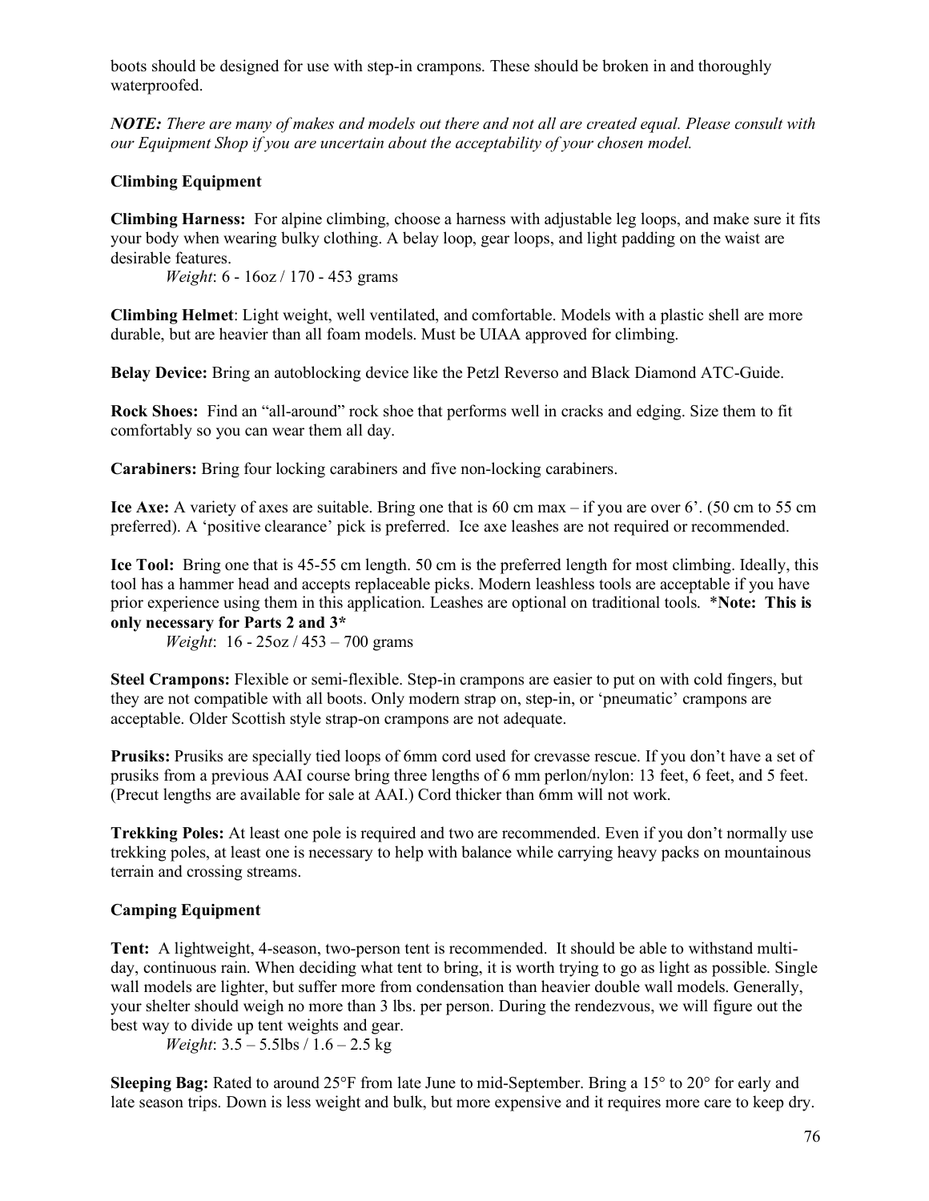boots should be designed for use with step-in crampons. These should be broken in and thoroughly waterproofed.

***NOTE:*** *There are many of makes and models out there and not all are created equal. Please consult with our Equipment Shop if you are uncertain about the acceptability of your chosen model.*

### Climbing Equipment

**Climbing Harness:** For alpine climbing, choose a harness with adjustable leg loops, and make sure it fits your body when wearing bulky clothing. A belay loop, gear loops, and light padding on the waist are desirable features.

*Weight*: 6 - 16oz / 170 - 453 grams

**Climbing Helmet**: Light weight, well ventilated, and comfortable. Models with a plastic shell are more durable, but are heavier than all foam models. Must be UIAA approved for climbing.

**Belay Device:** Bring an autoblocking device like the Petzl Reverso and Black Diamond ATC-Guide.

**Rock Shoes:** Find an "all-around" rock shoe that performs well in cracks and edging. Size them to fit comfortably so you can wear them all day.

**Carabiners:** Bring four locking carabiners and five non-locking carabiners.

**Ice Axe:** A variety of axes are suitable. Bring one that is 60 cm max – if you are over 6'. (50 cm to 55 cm preferred). A 'positive clearance' pick is preferred. Ice axe leashes are not required or recommended.

**Ice Tool:** Bring one that is 45-55 cm length. 50 cm is the preferred length for most climbing. Ideally, this tool has a hammer head and accepts replaceable picks. Modern leashless tools are acceptable if you have prior experience using them in this application. Leashes are optional on traditional tools. ***Note: This is only necessary for Parts 2 and 3***

*Weight*: 16 - 25oz / 453 – 700 grams

**Steel Crampons:** Flexible or semi-flexible. Step-in crampons are easier to put on with cold fingers, but they are not compatible with all boots. Only modern strap on, step-in, or 'pneumatic' crampons are acceptable. Older Scottish style strap-on crampons are not adequate.

**Prusiks:** Prusiks are specially tied loops of 6mm cord used for crevasse rescue. If you don't have a set of prusiks from a previous AAI course bring three lengths of 6 mm perlon/nylon: 13 feet, 6 feet, and 5 feet. (Precut lengths are available for sale at AAI.) Cord thicker than 6mm will not work.

**Trekking Poles:** At least one pole is required and two are recommended. Even if you don't normally use trekking poles, at least one is necessary to help with balance while carrying heavy packs on mountainous terrain and crossing streams.

### Camping Equipment

**Tent:** A lightweight, 4-season, two-person tent is recommended. It should be able to withstand multi-day, continuous rain. When deciding what tent to bring, it is worth trying to go as light as possible. Single wall models are lighter, but suffer more from condensation than heavier double wall models. Generally, your shelter should weigh no more than 3 lbs. per person. During the rendezvous, we will figure out the best way to divide up tent weights and gear.

*Weight*: 3.5 – 5.5lbs / 1.6 – 2.5 kg

**Sleeping Bag:** Rated to around 25°F from late June to mid-September. Bring a 15° to 20° for early and late season trips. Down is less weight and bulk, but more expensive and it requires more care to keep dry.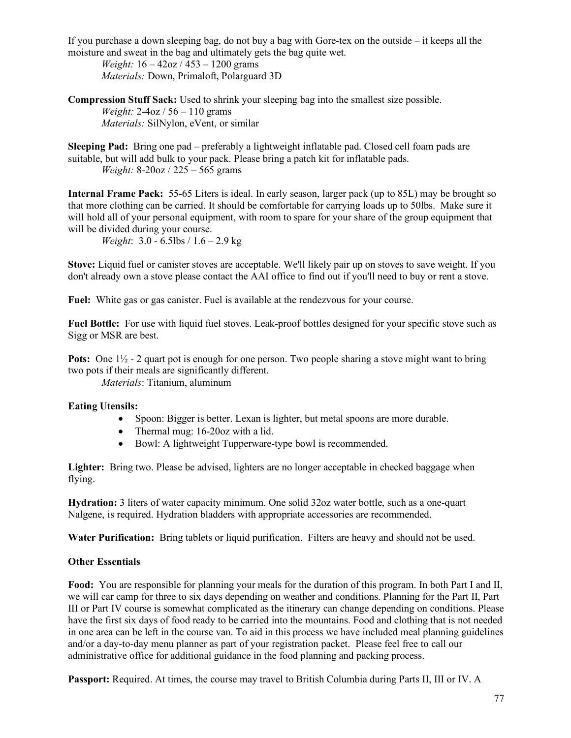If you purchase a down sleeping bag, do not buy a bag with Gore-tex on the outside – it keeps all the moisture and sweat in the bag and ultimately gets the bag quite wet.

*Weight:* 16 – 42oz / 453 – 1200 grams
*Materials:* Down, Primaloft, Polarguard 3D

**Compression Stuff Sack:** Used to shrink your sleeping bag into the smallest size possible.
*Weight:* 2-4oz / 56 – 110 grams
*Materials:* SilNylon, eVent, or similar

**Sleeping Pad:** Bring one pad – preferably a lightweight inflatable pad. Closed cell foam pads are suitable, but will add bulk to your pack. Please bring a patch kit for inflatable pads.
*Weight:* 8-20oz / 225 – 565 grams

**Internal Frame Pack:** 55-65 Liters is ideal. In early season, larger pack (up to 85L) may be brought so that more clothing can be carried. It should be comfortable for carrying loads up to 50lbs. Make sure it will hold all of your personal equipment, with room to spare for your share of the group equipment that will be divided during your course.
*Weight*: 3.0 - 6.5lbs / 1.6 – 2.9 kg

**Stove:** Liquid fuel or canister stoves are acceptable. We'll likely pair up on stoves to save weight. If you don't already own a stove please contact the AAI office to find out if you'll need to buy or rent a stove.

**Fuel:** White gas or gas canister. Fuel is available at the rendezvous for your course.

**Fuel Bottle:** For use with liquid fuel stoves. Leak-proof bottles designed for your specific stove such as Sigg or MSR are best.

**Pots:** One 1½ - 2 quart pot is enough for one person. Two people sharing a stove might want to bring two pots if their meals are significantly different.
*Materials*: Titanium, aluminum

**Eating Utensils:**

- Spoon: Bigger is better. Lexan is lighter, but metal spoons are more durable.
- Thermal mug: 16-20oz with a lid.
- Bowl: A lightweight Tupperware-type bowl is recommended.

**Lighter:** Bring two. Please be advised, lighters are no longer acceptable in checked baggage when flying.

**Hydration:** 3 liters of water capacity minimum. One solid 32oz water bottle, such as a one-quart Nalgene, is required. Hydration bladders with appropriate accessories are recommended.

**Water Purification:** Bring tablets or liquid purification. Filters are heavy and should not be used.

**Other Essentials**

**Food:** You are responsible for planning your meals for the duration of this program. In both Part I and II, we will car camp for three to six days depending on weather and conditions. Planning for the Part II, Part III or Part IV course is somewhat complicated as the itinerary can change depending on conditions. Please have the first six days of food ready to be carried into the mountains. Food and clothing that is not needed in one area can be left in the course van. To aid in this process we have included meal planning guidelines and/or a day-to-day menu planner as part of your registration packet. Please feel free to call our administrative office for additional guidance in the food planning and packing process.

**Passport:** Required. At times, the course may travel to British Columbia during Parts II, III or IV. A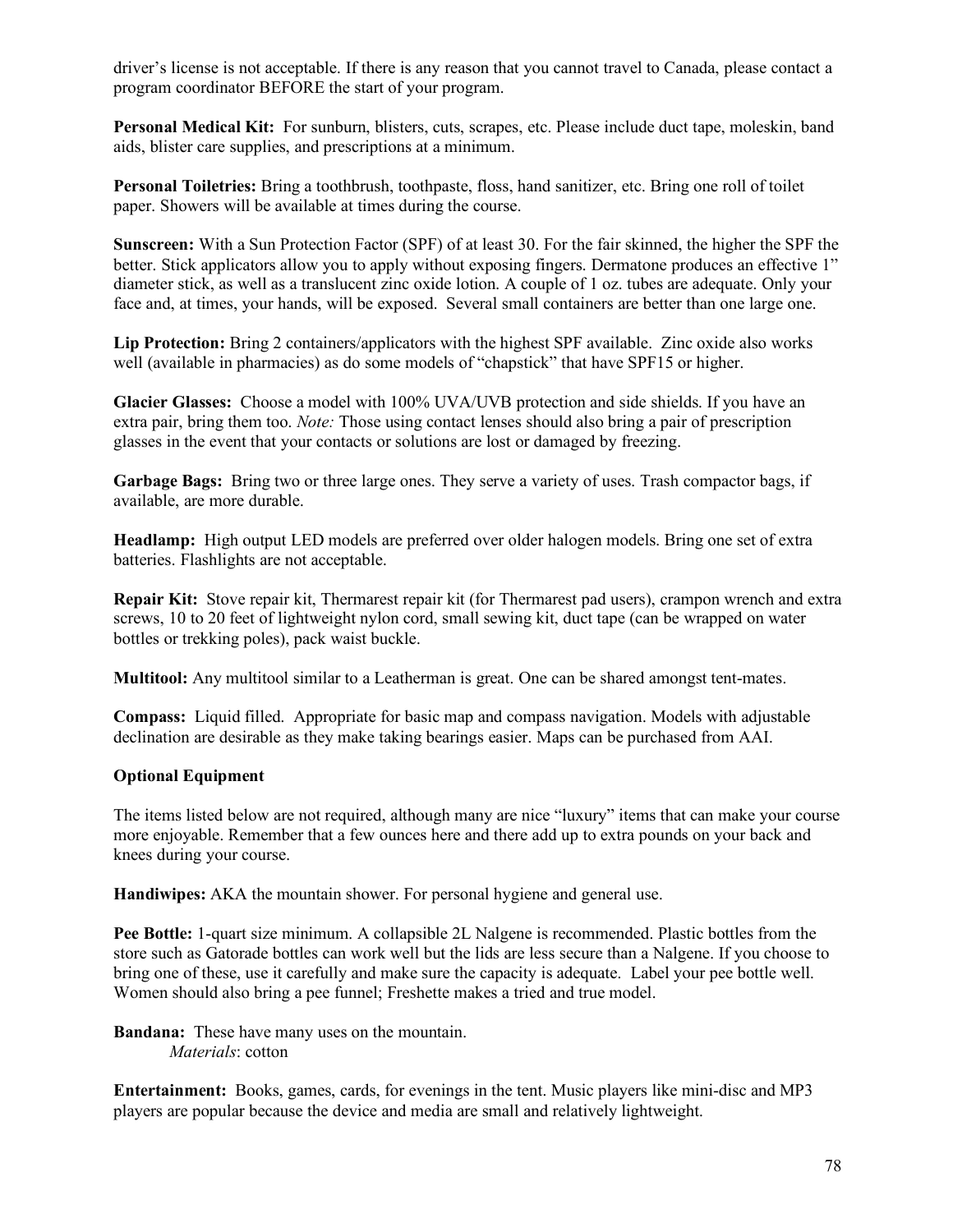driver's license is not acceptable. If there is any reason that you cannot travel to Canada, please contact a program coordinator BEFORE the start of your program.

**Personal Medical Kit:** For sunburn, blisters, cuts, scrapes, etc. Please include duct tape, moleskin, band aids, blister care supplies, and prescriptions at a minimum.

**Personal Toiletries:** Bring a toothbrush, toothpaste, floss, hand sanitizer, etc. Bring one roll of toilet paper. Showers will be available at times during the course.

**Sunscreen:** With a Sun Protection Factor (SPF) of at least 30. For the fair skinned, the higher the SPF the better. Stick applicators allow you to apply without exposing fingers. Dermatone produces an effective 1" diameter stick, as well as a translucent zinc oxide lotion. A couple of 1 oz. tubes are adequate. Only your face and, at times, your hands, will be exposed. Several small containers are better than one large one.

**Lip Protection:** Bring 2 containers/applicators with the highest SPF available. Zinc oxide also works well (available in pharmacies) as do some models of "chapstick" that have SPF15 or higher.

**Glacier Glasses:** Choose a model with 100% UVA/UVB protection and side shields. If you have an extra pair, bring them too. *Note:* Those using contact lenses should also bring a pair of prescription glasses in the event that your contacts or solutions are lost or damaged by freezing.

**Garbage Bags:** Bring two or three large ones. They serve a variety of uses. Trash compactor bags, if available, are more durable.

**Headlamp:** High output LED models are preferred over older halogen models. Bring one set of extra batteries. Flashlights are not acceptable.

**Repair Kit:** Stove repair kit, Thermarest repair kit (for Thermarest pad users), crampon wrench and extra screws, 10 to 20 feet of lightweight nylon cord, small sewing kit, duct tape (can be wrapped on water bottles or trekking poles), pack waist buckle.

**Multitool:** Any multitool similar to a Leatherman is great. One can be shared amongst tent-mates.

**Compass:** Liquid filled. Appropriate for basic map and compass navigation. Models with adjustable declination are desirable as they make taking bearings easier. Maps can be purchased from AAI.

**Optional Equipment**

The items listed below are not required, although many are nice "luxury" items that can make your course more enjoyable. Remember that a few ounces here and there add up to extra pounds on your back and knees during your course.

**Handiwipes:** AKA the mountain shower. For personal hygiene and general use.

**Pee Bottle:** 1-quart size minimum. A collapsible 2L Nalgene is recommended. Plastic bottles from the store such as Gatorade bottles can work well but the lids are less secure than a Nalgene. If you choose to bring one of these, use it carefully and make sure the capacity is adequate. Label your pee bottle well. Women should also bring a pee funnel; Freshette makes a tried and true model.

**Bandana:** These have many uses on the mountain.
*Materials*: cotton

**Entertainment:** Books, games, cards, for evenings in the tent. Music players like mini-disc and MP3 players are popular because the device and media are small and relatively lightweight.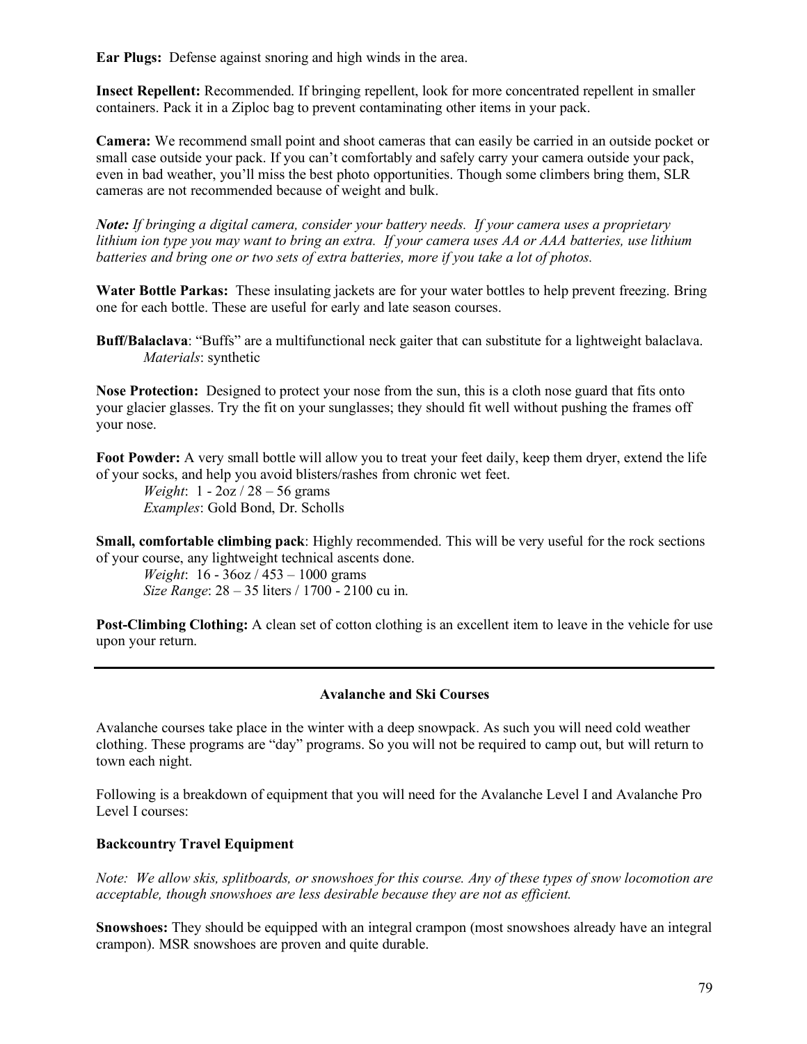**Ear Plugs:** Defense against snoring and high winds in the area.

**Insect Repellent:** Recommended. If bringing repellent, look for more concentrated repellent in smaller containers. Pack it in a Ziploc bag to prevent contaminating other items in your pack.

**Camera:** We recommend small point and shoot cameras that can easily be carried in an outside pocket or small case outside your pack. If you can't comfortably and safely carry your camera outside your pack, even in bad weather, you'll miss the best photo opportunities. Though some climbers bring them, SLR cameras are not recommended because of weight and bulk.

***Note:*** *If bringing a digital camera, consider your battery needs. If your camera uses a proprietary lithium ion type you may want to bring an extra. If your camera uses AA or AAA batteries, use lithium batteries and bring one or two sets of extra batteries, more if you take a lot of photos.*

**Water Bottle Parkas:** These insulating jackets are for your water bottles to help prevent freezing. Bring one for each bottle. These are useful for early and late season courses.

**Buff/Balaclava**: "Buffs" are a multifunctional neck gaiter that can substitute for a lightweight balaclava.
*Materials*: synthetic

**Nose Protection:** Designed to protect your nose from the sun, this is a cloth nose guard that fits onto your glacier glasses. Try the fit on your sunglasses; they should fit well without pushing the frames off your nose.

**Foot Powder:** A very small bottle will allow you to treat your feet daily, keep them dryer, extend the life of your socks, and help you avoid blisters/rashes from chronic wet feet.
*Weight*: 1 - 2oz / 28 – 56 grams
*Examples*: Gold Bond, Dr. Scholls

**Small, comfortable climbing pack**: Highly recommended. This will be very useful for the rock sections of your course, any lightweight technical ascents done.
*Weight*: 16 - 36oz / 453 – 1000 grams
*Size Range*: 28 – 35 liters / 1700 - 2100 cu in.

**Post-Climbing Clothing:** A clean set of cotton clothing is an excellent item to leave in the vehicle for use upon your return.

---

## Avalanche and Ski Courses

Avalanche courses take place in the winter with a deep snowpack. As such you will need cold weather clothing. These programs are "day" programs. So you will not be required to camp out, but will return to town each night.

Following is a breakdown of equipment that you will need for the Avalanche Level I and Avalanche Pro Level I courses:

### Backcountry Travel Equipment

*Note: We allow skis, splitboards, or snowshoes for this course. Any of these types of snow locomotion are acceptable, though snowshoes are less desirable because they are not as efficient.*

**Snowshoes:** They should be equipped with an integral crampon (most snowshoes already have an integral crampon). MSR snowshoes are proven and quite durable.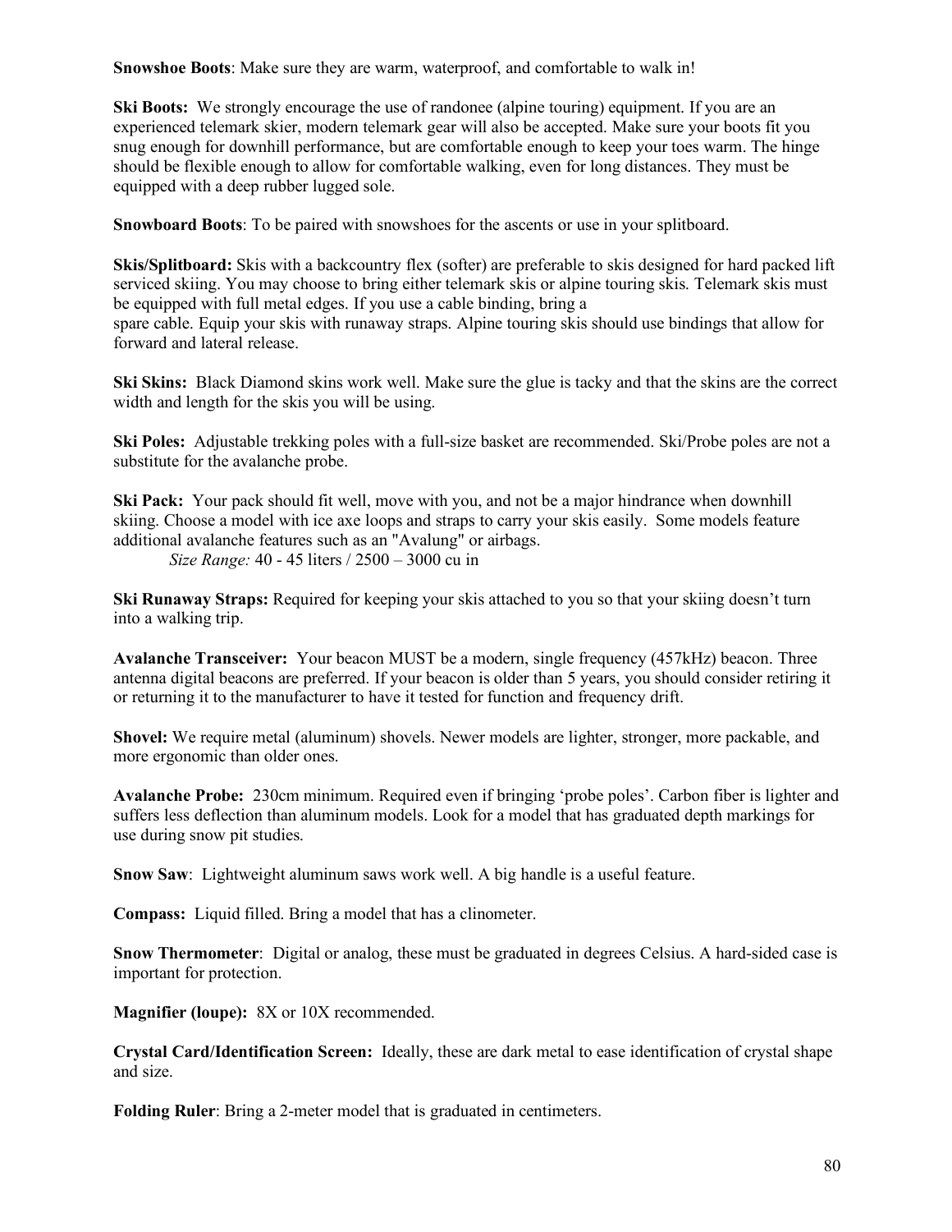**Snowshoe Boots**: Make sure they are warm, waterproof, and comfortable to walk in!

**Ski Boots:** We strongly encourage the use of randonee (alpine touring) equipment. If you are an experienced telemark skier, modern telemark gear will also be accepted. Make sure your boots fit you snug enough for downhill performance, but are comfortable enough to keep your toes warm. The hinge should be flexible enough to allow for comfortable walking, even for long distances. They must be equipped with a deep rubber lugged sole.

**Snowboard Boots**: To be paired with snowshoes for the ascents or use in your splitboard.

**Skis/Splitboard:** Skis with a backcountry flex (softer) are preferable to skis designed for hard packed lift serviced skiing. You may choose to bring either telemark skis or alpine touring skis. Telemark skis must be equipped with full metal edges. If you use a cable binding, bring a spare cable. Equip your skis with runaway straps. Alpine touring skis should use bindings that allow for forward and lateral release.

**Ski Skins:** Black Diamond skins work well. Make sure the glue is tacky and that the skins are the correct width and length for the skis you will be using.

**Ski Poles:** Adjustable trekking poles with a full-size basket are recommended. Ski/Probe poles are not a substitute for the avalanche probe.

**Ski Pack:** Your pack should fit well, move with you, and not be a major hindrance when downhill skiing. Choose a model with ice axe loops and straps to carry your skis easily. Some models feature additional avalanche features such as an "Avalung" or airbags.

*Size Range:* 40 - 45 liters / 2500 – 3000 cu in

**Ski Runaway Straps:** Required for keeping your skis attached to you so that your skiing doesn't turn into a walking trip.

**Avalanche Transceiver:** Your beacon MUST be a modern, single frequency (457kHz) beacon. Three antenna digital beacons are preferred. If your beacon is older than 5 years, you should consider retiring it or returning it to the manufacturer to have it tested for function and frequency drift.

**Shovel:** We require metal (aluminum) shovels. Newer models are lighter, stronger, more packable, and more ergonomic than older ones.

**Avalanche Probe:** 230cm minimum. Required even if bringing 'probe poles'. Carbon fiber is lighter and suffers less deflection than aluminum models. Look for a model that has graduated depth markings for use during snow pit studies.

**Snow Saw**: Lightweight aluminum saws work well. A big handle is a useful feature.

**Compass:** Liquid filled. Bring a model that has a clinometer.

**Snow Thermometer**: Digital or analog, these must be graduated in degrees Celsius. A hard-sided case is important for protection.

**Magnifier (loupe):** 8X or 10X recommended.

**Crystal Card/Identification Screen:** Ideally, these are dark metal to ease identification of crystal shape and size.

**Folding Ruler**: Bring a 2-meter model that is graduated in centimeters.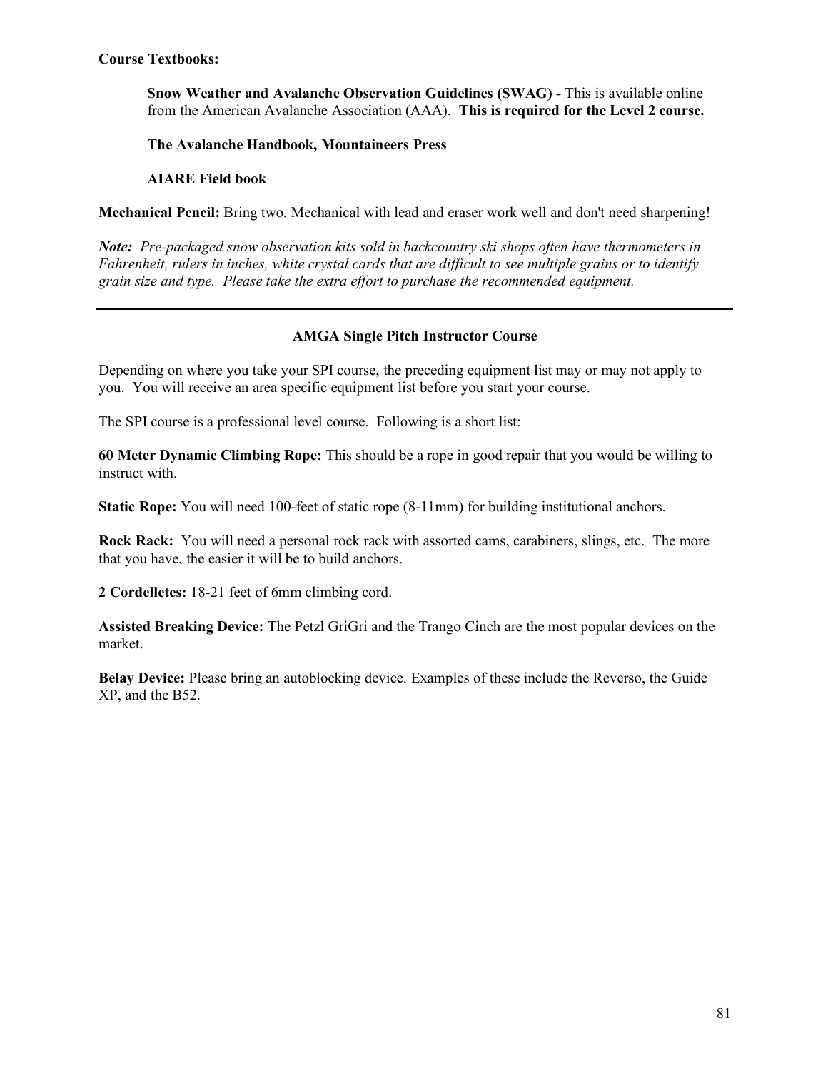**Course Textbooks:**

**Snow Weather and Avalanche Observation Guidelines (SWAG) -** This is available online from the American Avalanche Association (AAA). **This is required for the Level 2 course.**

**The Avalanche Handbook, Mountaineers Press**

**AIARE Field book**

**Mechanical Pencil:** Bring two. Mechanical with lead and eraser work well and don't need sharpening!

***Note:*** *Pre-packaged snow observation kits sold in backcountry ski shops often have thermometers in Fahrenheit, rulers in inches, white crystal cards that are difficult to see multiple grains or to identify grain size and type. Please take the extra effort to purchase the recommended equipment.*

---

## AMGA Single Pitch Instructor Course

Depending on where you take your SPI course, the preceding equipment list may or may not apply to you. You will receive an area specific equipment list before you start your course.

The SPI course is a professional level course. Following is a short list:

**60 Meter Dynamic Climbing Rope:** This should be a rope in good repair that you would be willing to instruct with.

**Static Rope:** You will need 100-feet of static rope (8-11mm) for building institutional anchors.

**Rock Rack:** You will need a personal rock rack with assorted cams, carabiners, slings, etc. The more that you have, the easier it will be to build anchors.

**2 Cordelletes:** 18-21 feet of 6mm climbing cord.

**Assisted Breaking Device:** The Petzl GriGri and the Trango Cinch are the most popular devices on the market.

**Belay Device:** Please bring an autoblocking device. Examples of these include the Reverso, the Guide XP, and the B52.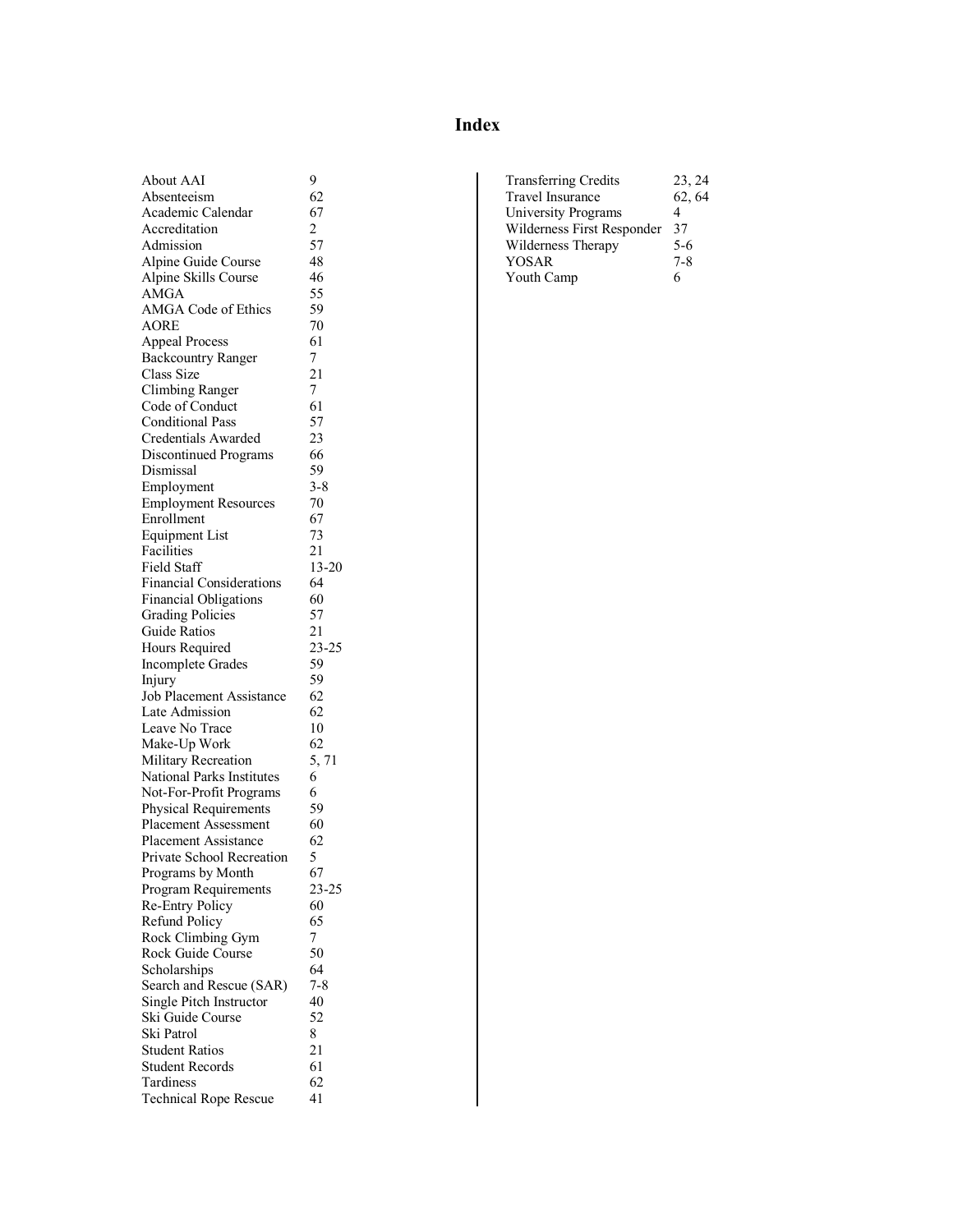# Index

| | |
|---|---|
| About AAI | 9 |
| Absenteeism | 62 |
| Academic Calendar | 67 |
| Accreditation | 2 |
| Admission | 57 |
| Alpine Guide Course | 48 |
| Alpine Skills Course | 46 |
| AMGA | 55 |
| AMGA Code of Ethics | 59 |
| AORE | 70 |
| Appeal Process | 61 |
| Backcountry Ranger | 7 |
| Class Size | 21 |
| Climbing Ranger | 7 |
| Code of Conduct | 61 |
| Conditional Pass | 57 |
| Credentials Awarded | 23 |
| Discontinued Programs | 66 |
| Dismissal | 59 |
| Employment | 3-8 |
| Employment Resources | 70 |
| Enrollment | 67 |
| Equipment List | 73 |
| Facilities | 21 |
| Field Staff | 13-20 |
| Financial Considerations | 64 |
| Financial Obligations | 60 |
| Grading Policies | 57 |
| Guide Ratios | 21 |
| Hours Required | 23-25 |
| Incomplete Grades | 59 |
| Injury | 59 |
| Job Placement Assistance | 62 |
| Late Admission | 62 |
| Leave No Trace | 10 |
| Make-Up Work | 62 |
| Military Recreation | 5, 71 |
| National Parks Institutes | 6 |
| Not-For-Profit Programs | 6 |
| Physical Requirements | 59 |
| Placement Assessment | 60 |
| Placement Assistance | 62 |
| Private School Recreation | 5 |
| Programs by Month | 67 |
| Program Requirements | 23-25 |
| Re-Entry Policy | 60 |
| Refund Policy | 65 |
| Rock Climbing Gym | 7 |
| Rock Guide Course | 50 |
| Scholarships | 64 |
| Search and Rescue (SAR) | 7-8 |
| Single Pitch Instructor | 40 |
| Ski Guide Course | 52 |
| Ski Patrol | 8 |
| Student Ratios | 21 |
| Student Records | 61 |
| Tardiness | 62 |
| Technical Rope Rescue | 41 |
| Transferring Credits | 23, 24 |
| Travel Insurance | 62, 64 |
| University Programs | 4 |
| Wilderness First Responder | 37 |
| Wilderness Therapy | 5-6 |
| YOSAR | 7-8 |
| Youth Camp | 6 |